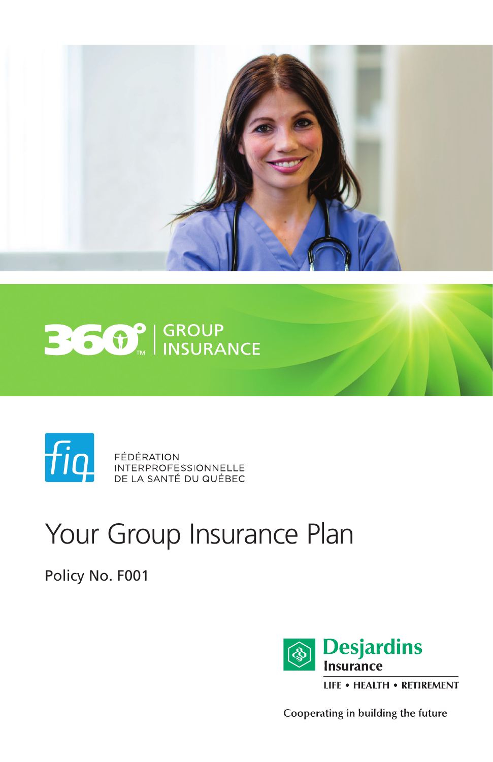360° | GROUP INSURANCE

FÉDÉRATION INTERPROFESSIONNELLE DE LA SANTÉ DU QUÉBEC

# Your Group Insurance Plan

Policy No. F001

Desjardins Insurance

LIFE • HEALTH • RETIREMENT

Cooperating in building the future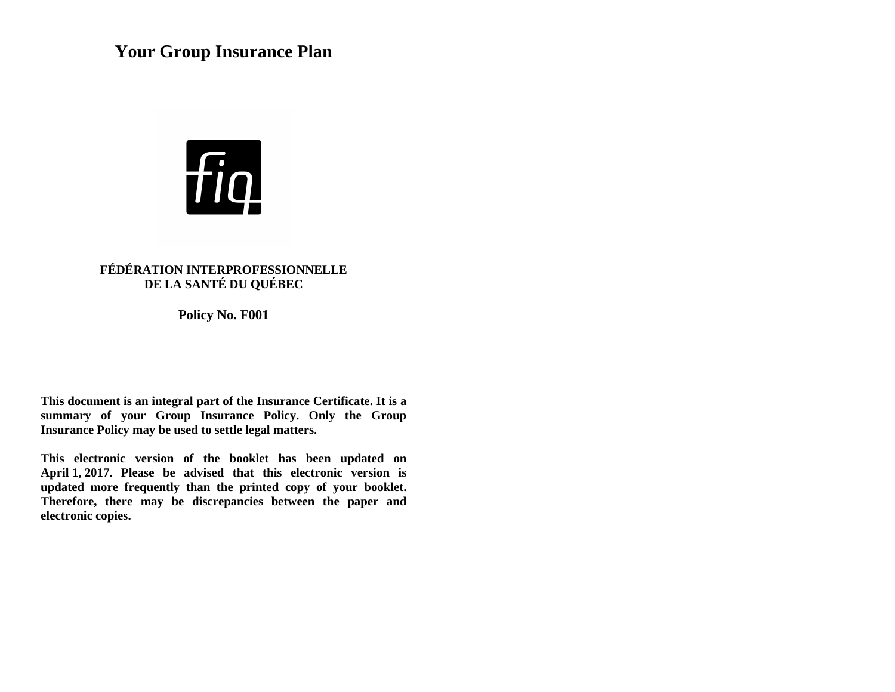# Your Group Insurance Plan

**FÉDÉRATION INTERPROFESSIONNELLE DE LA SANTÉ DU QUÉBEC**

**Policy No. F001**

**This document is an integral part of the Insurance Certificate. It is a summary of your Group Insurance Policy. Only the Group Insurance Policy may be used to settle legal matters.**

**This electronic version of the booklet has been updated on April 1, 2017. Please be advised that this electronic version is updated more frequently than the printed copy of your booklet. Therefore, there may be discrepancies between the paper and electronic copies.**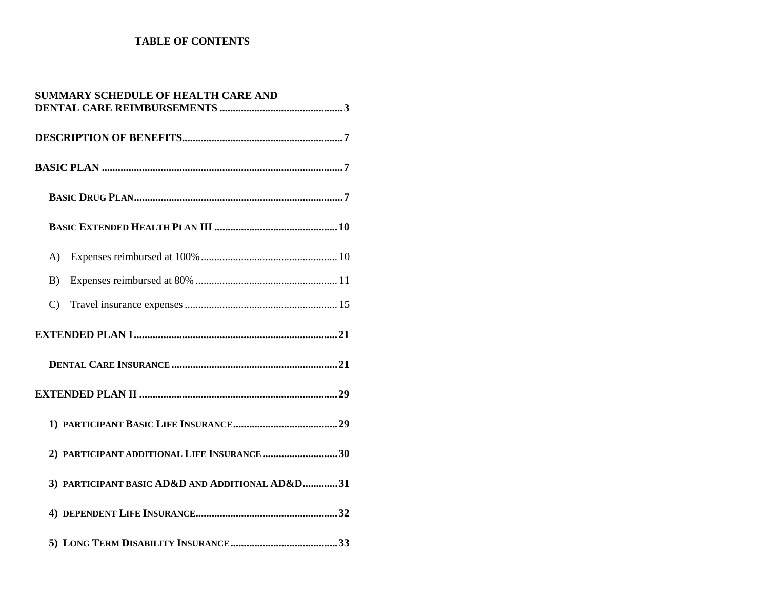# TABLE OF CONTENTS

**SUMMARY SCHEDULE OF HEALTH CARE AND DENTAL CARE REIMBURSEMENTS** .......... 3

**DESCRIPTION OF BENEFITS** .......... 7

**BASIC PLAN** .......... 7

- **BASIC DRUG PLAN** .......... 7
- **BASIC EXTENDED HEALTH PLAN III** .......... 10
  - A) Expenses reimbursed at 100% .......... 10
  - B) Expenses reimbursed at 80% .......... 11
  - C) Travel insurance expenses .......... 15

**EXTENDED PLAN I** .......... 21

- **DENTAL CARE INSURANCE** .......... 21

**EXTENDED PLAN II** .......... 29

- **1) PARTICIPANT BASIC LIFE INSURANCE** .......... 29
- **2) PARTICIPANT ADDITIONAL LIFE INSURANCE** .......... 30
- **3) PARTICIPANT BASIC AD&D AND ADDITIONAL AD&D** .......... 31
- **4) DEPENDENT LIFE INSURANCE** .......... 32
- **5) LONG TERM DISABILITY INSURANCE** .......... 33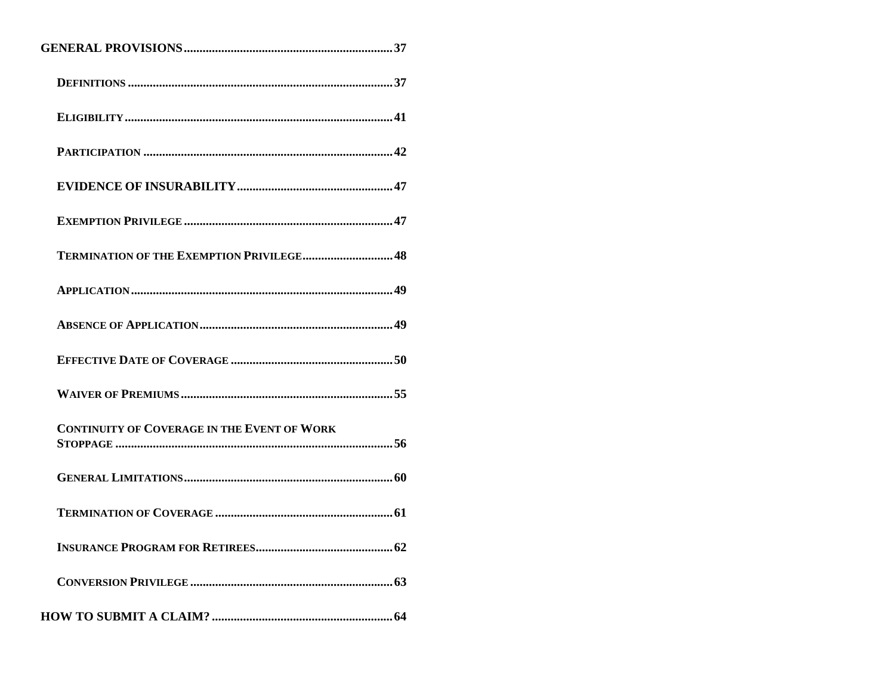**GENERAL PROVISIONS** .......... 37

- **DEFINITIONS** .......... 37
- **ELIGIBILITY** .......... 41
- **PARTICIPATION** .......... 42
- **EVIDENCE OF INSURABILITY** .......... 47
- **EXEMPTION PRIVILEGE** .......... 47
- **TERMINATION OF THE EXEMPTION PRIVILEGE** .......... 48
- **APPLICATION** .......... 49
- **ABSENCE OF APPLICATION** .......... 49
- **EFFECTIVE DATE OF COVERAGE** .......... 50
- **WAIVER OF PREMIUMS** .......... 55
- **CONTINUITY OF COVERAGE IN THE EVENT OF WORK STOPPAGE** .......... 56
- **GENERAL LIMITATIONS** .......... 60
- **TERMINATION OF COVERAGE** .......... 61
- **INSURANCE PROGRAM FOR RETIREES** .......... 62
- **CONVERSION PRIVILEGE** .......... 63

**HOW TO SUBMIT A CLAIM?** .......... 64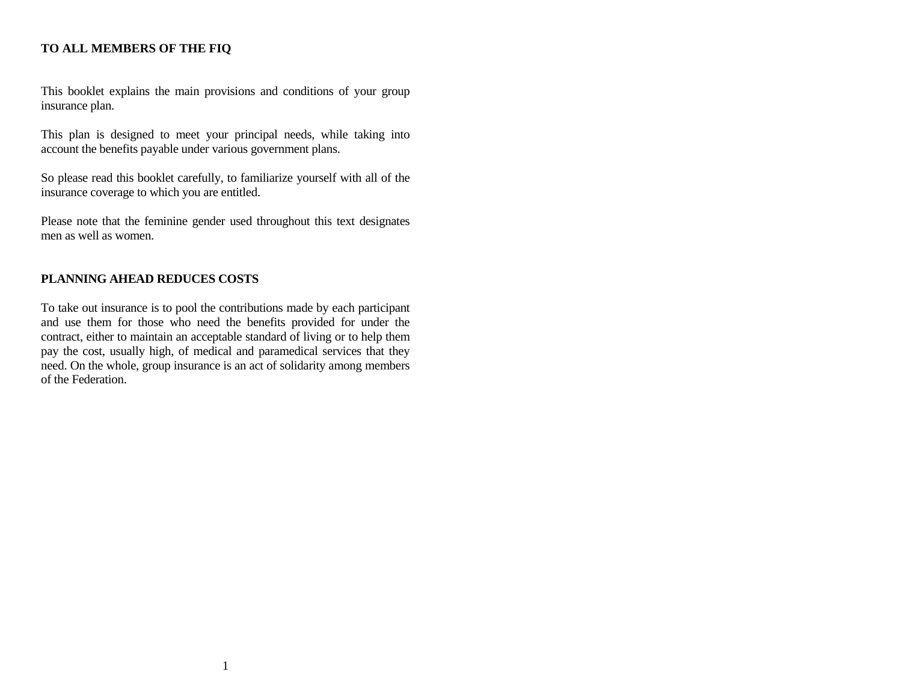## TO ALL MEMBERS OF THE FIQ

This booklet explains the main provisions and conditions of your group insurance plan.

This plan is designed to meet your principal needs, while taking into account the benefits payable under various government plans.

So please read this booklet carefully, to familiarize yourself with all of the insurance coverage to which you are entitled.

Please note that the feminine gender used throughout this text designates men as well as women.

## PLANNING AHEAD REDUCES COSTS

To take out insurance is to pool the contributions made by each participant and use them for those who need the benefits provided for under the contract, either to maintain an acceptable standard of living or to help them pay the cost, usually high, of medical and paramedical services that they need. On the whole, group insurance is an act of solidarity among members of the Federation.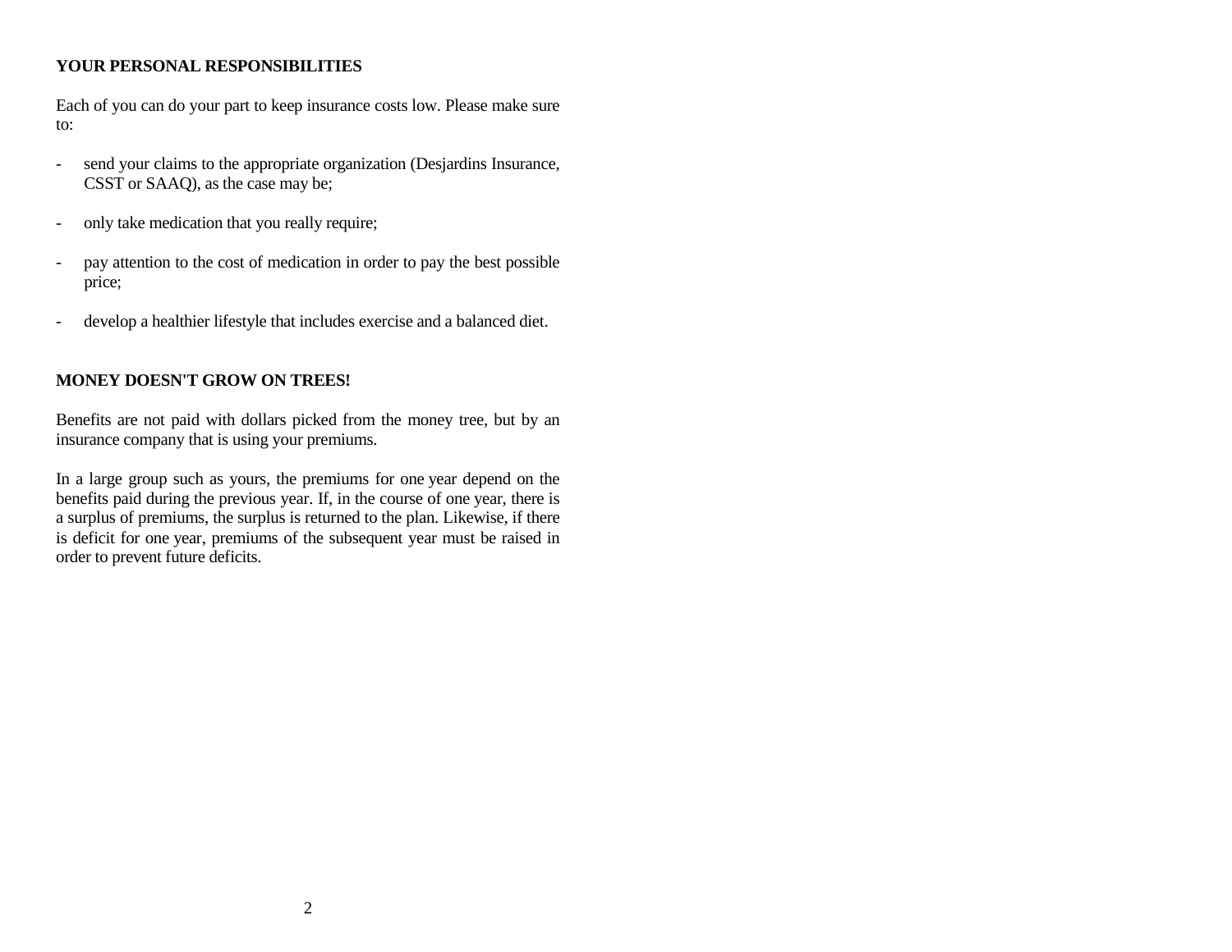## YOUR PERSONAL RESPONSIBILITIES

Each of you can do your part to keep insurance costs low. Please make sure to:

- send your claims to the appropriate organization (Desjardins Insurance, CSST or SAAQ), as the case may be;
- only take medication that you really require;
- pay attention to the cost of medication in order to pay the best possible price;
- develop a healthier lifestyle that includes exercise and a balanced diet.

## MONEY DOESN'T GROW ON TREES!

Benefits are not paid with dollars picked from the money tree, but by an insurance company that is using your premiums.

In a large group such as yours, the premiums for one year depend on the benefits paid during the previous year. If, in the course of one year, there is a surplus of premiums, the surplus is returned to the plan. Likewise, if there is deficit for one year, premiums of the subsequent year must be raised in order to prevent future deficits.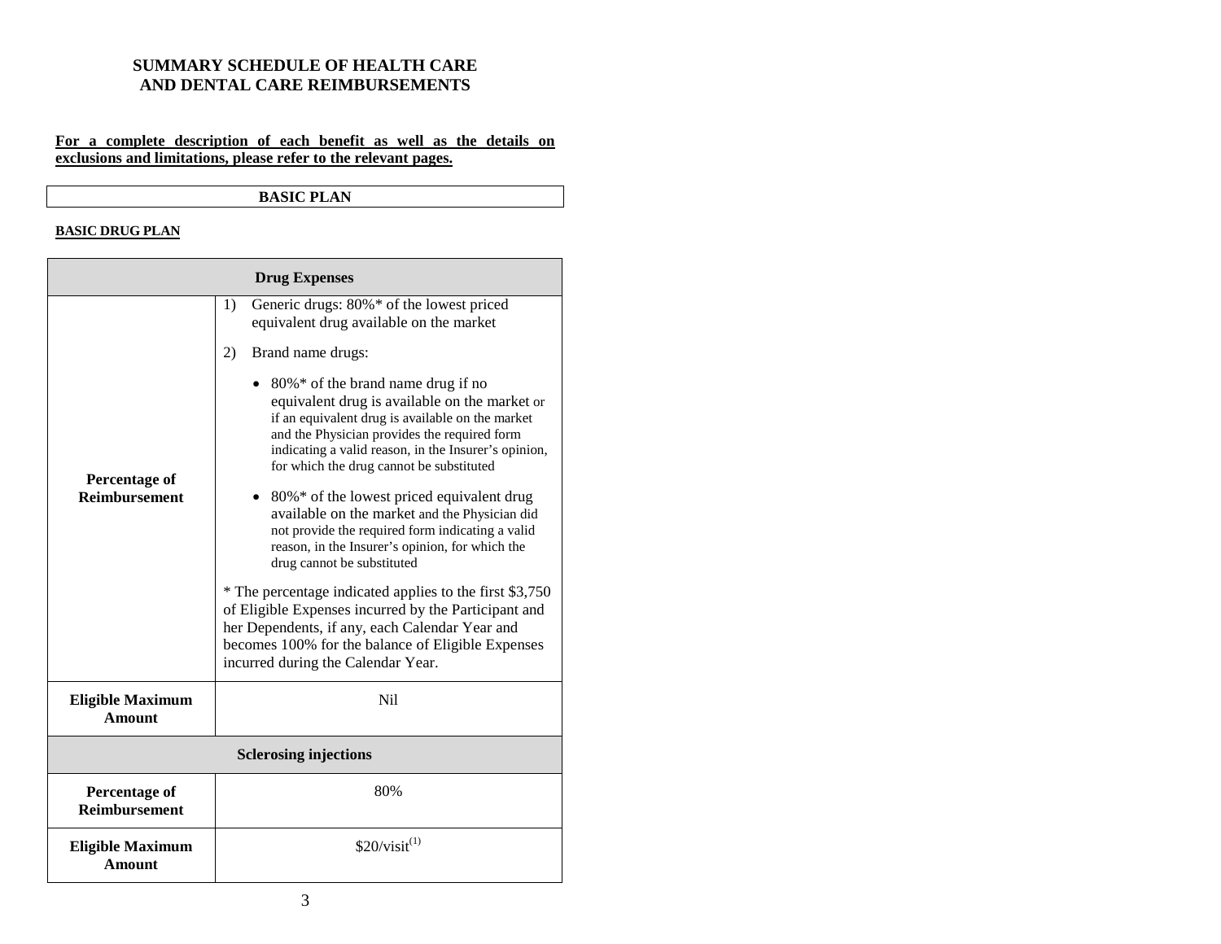# SUMMARY SCHEDULE OF HEALTH CARE AND DENTAL CARE REIMBURSEMENTS

**For a complete description of each benefit as well as the details on exclusions and limitations, please refer to the relevant pages.**

## BASIC PLAN

### BASIC DRUG PLAN

| Drug Expenses | |
|---|---|
| **Percentage of Reimbursement** | 1) Generic drugs: 80%* of the lowest priced equivalent drug available on the market<br><br>2) Brand name drugs:<br>• 80%* of the brand name drug if no equivalent drug is available on the market or if an equivalent drug is available on the market and the Physician provides the required form indicating a valid reason, in the Insurer's opinion, for which the drug cannot be substituted<br>• 80%* of the lowest priced equivalent drug available on the market and the Physician did not provide the required form indicating a valid reason, in the Insurer's opinion, for which the drug cannot be substituted<br><br>* The percentage indicated applies to the first $3,750 of Eligible Expenses incurred by the Participant and her Dependents, if any, each Calendar Year and becomes 100% for the balance of Eligible Expenses incurred during the Calendar Year. |
| **Eligible Maximum Amount** | Nil |
| **Sclerosing injections** | |
| **Percentage of Reimbursement** | 80% |
| **Eligible Maximum Amount** | $20/visit[(1)] |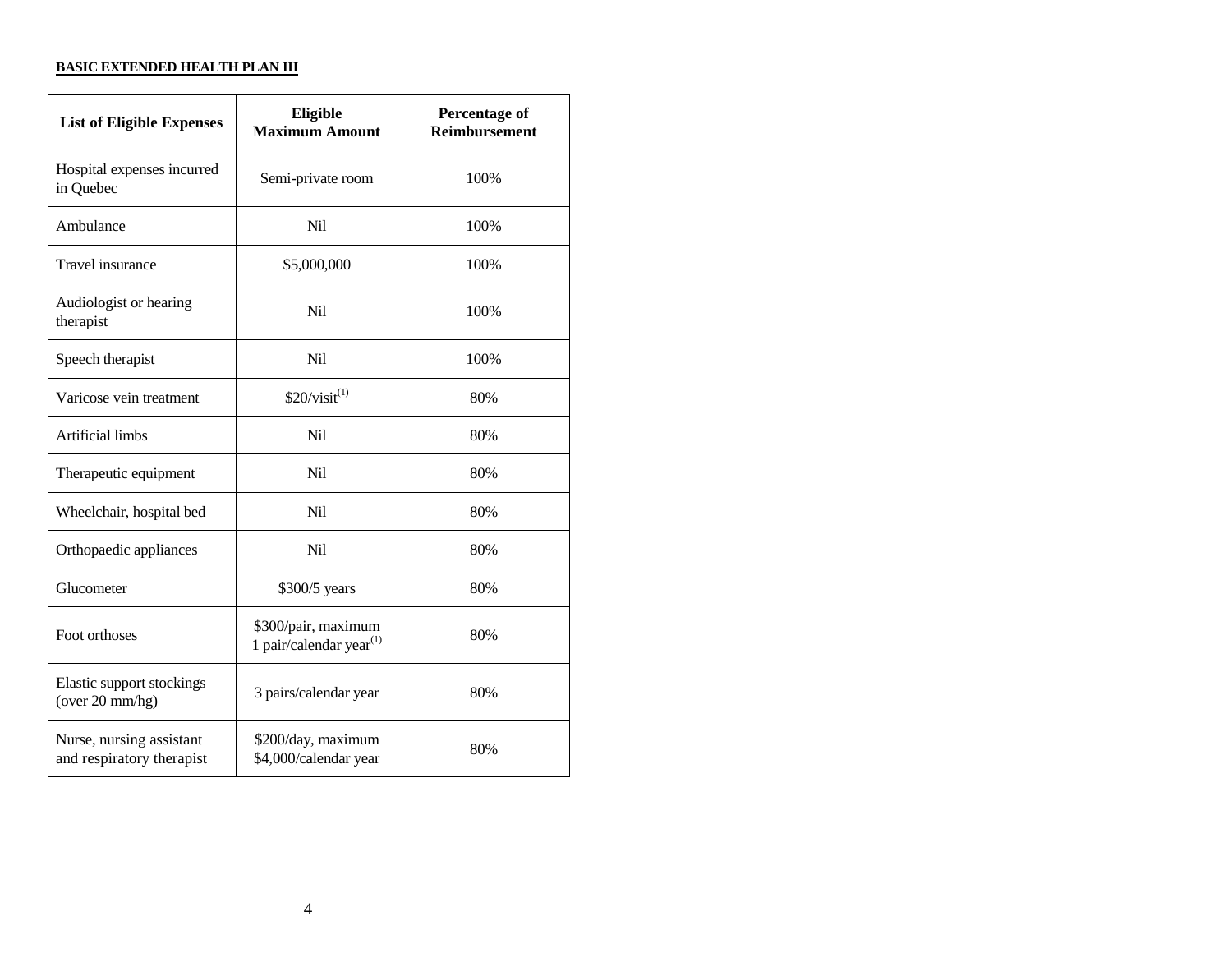**BASIC EXTENDED HEALTH PLAN III**

| List of Eligible Expenses | Eligible Maximum Amount | Percentage of Reimbursement |
|---|---|---|
| Hospital expenses incurred in Quebec | Semi-private room | 100% |
| Ambulance | Nil | 100% |
| Travel insurance | $5,000,000 | 100% |
| Audiologist or hearing therapist | Nil | 100% |
| Speech therapist | Nil | 100% |
| Varicose vein treatment | $20/visit(1) | 80% |
| Artificial limbs | Nil | 80% |
| Therapeutic equipment | Nil | 80% |
| Wheelchair, hospital bed | Nil | 80% |
| Orthopaedic appliances | Nil | 80% |
| Glucometer | $300/5 years | 80% |
| Foot orthoses | $300/pair, maximum 1 pair/calendar year(1) | 80% |
| Elastic support stockings (over 20 mm/hg) | 3 pairs/calendar year | 80% |
| Nurse, nursing assistant and respiratory therapist | $200/day, maximum $4,000/calendar year | 80% |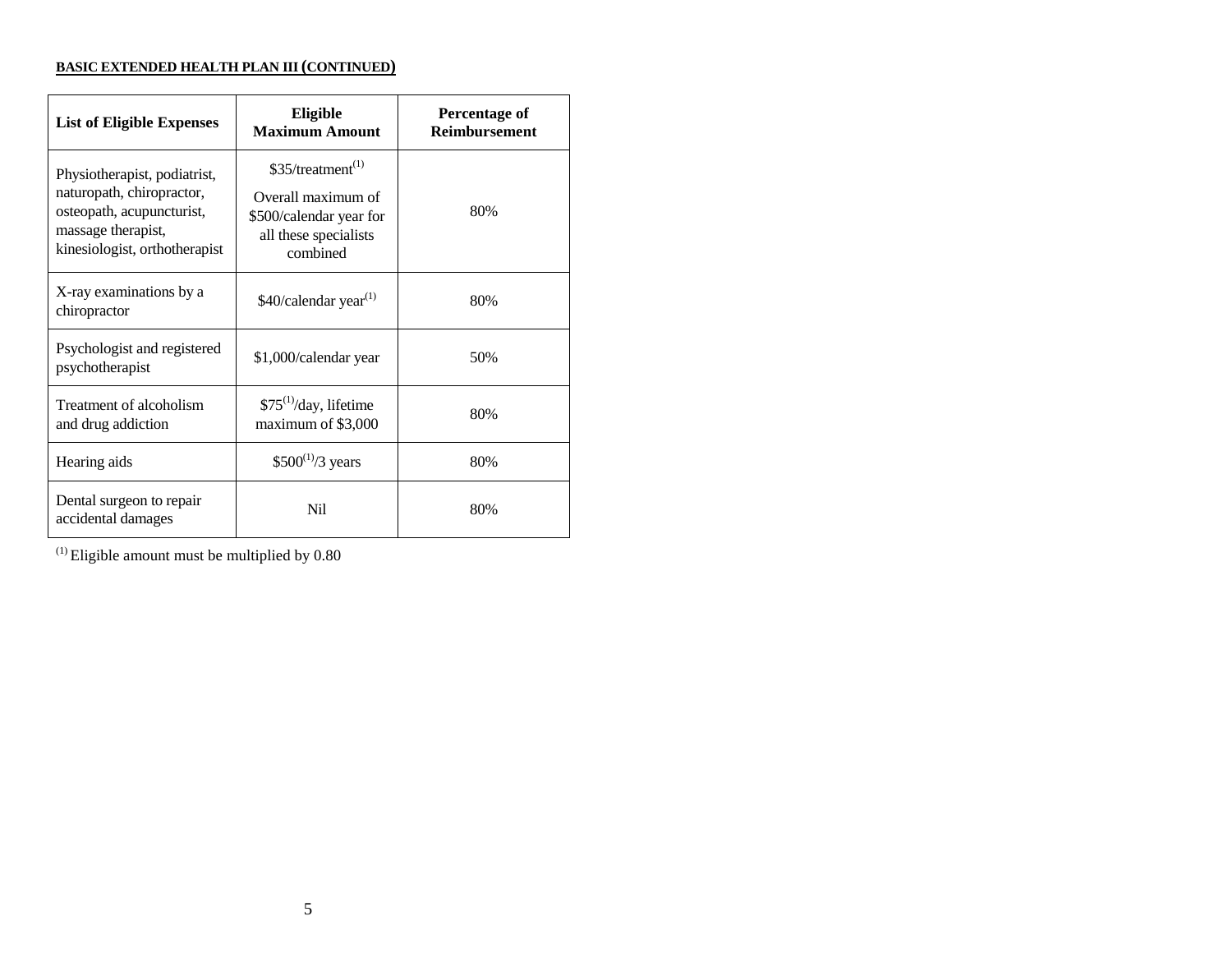**BASIC EXTENDED HEALTH PLAN III (CONTINUED)**

| List of Eligible Expenses | Eligible Maximum Amount | Percentage of Reimbursement |
|---|---|---|
| Physiotherapist, podiatrist, naturopath, chiropractor, osteopath, acupuncturist, massage therapist, kinesiologist, orthotherapist | \$35/treatment[1] Overall maximum of \$500/calendar year for all these specialists combined | 80% |
| X-ray examinations by a chiropractor | \$40/calendar year[1] | 80% |
| Psychologist and registered psychotherapist | \$1,000/calendar year | 50% |
| Treatment of alcoholism and drug addiction | \$75[1]/day, lifetime maximum of \$3,000 | 80% |
| Hearing aids | \$500[1]/3 years | 80% |
| Dental surgeon to repair accidental damages | Nil | 80% |

[1] Eligible amount must be multiplied by 0.80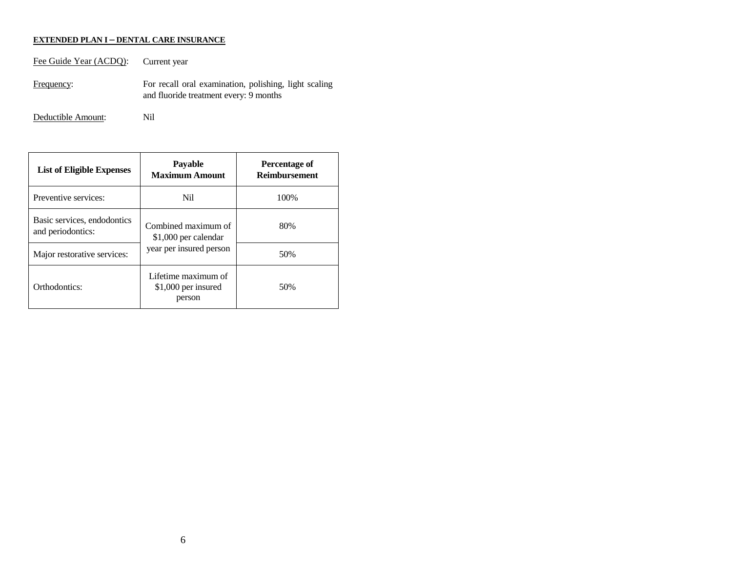**EXTENDED PLAN I – DENTAL CARE INSURANCE**

Fee Guide Year (ACDQ): Current year

Frequency: For recall oral examination, polishing, light scaling and fluoride treatment every: 9 months

Deductible Amount: Nil

| List of Eligible Expenses | Payable Maximum Amount | Percentage of Reimbursement |
|---|---|---|
| Preventive services: | Nil | 100% |
| Basic services, endodontics and periodontics: | Combined maximum of $1,000 per calendar year per insured person | 80% |
| Major restorative services: | | 50% |
| Orthodontics: | Lifetime maximum of $1,000 per insured person | 50% |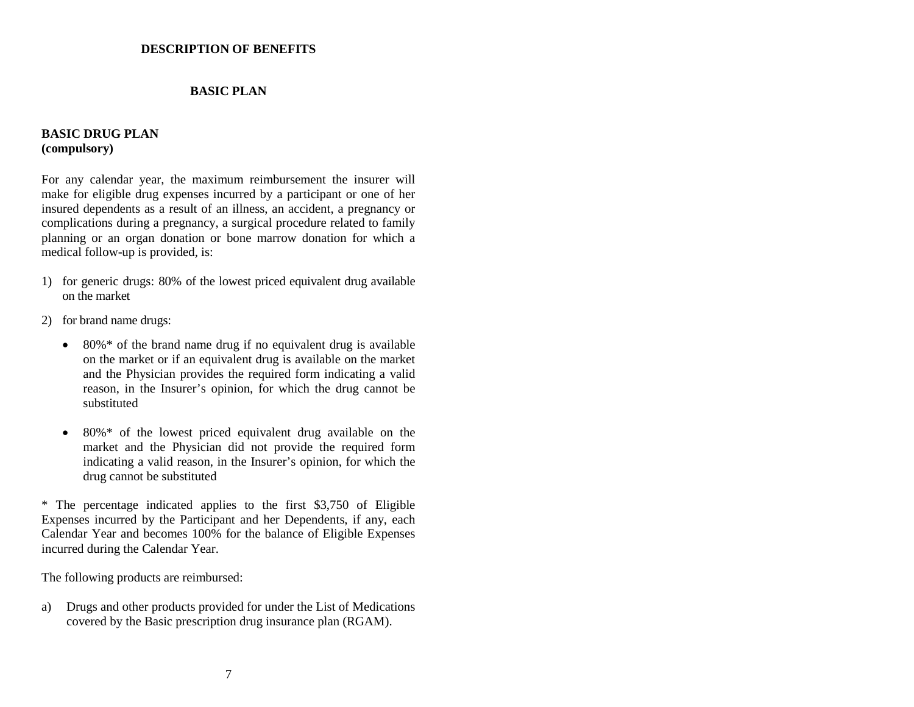# DESCRIPTION OF BENEFITS

## BASIC PLAN

### BASIC DRUG PLAN
**(compulsory)**

For any calendar year, the maximum reimbursement the insurer will make for eligible drug expenses incurred by a participant or one of her insured dependents as a result of an illness, an accident, a pregnancy or complications during a pregnancy, a surgical procedure related to family planning or an organ donation or bone marrow donation for which a medical follow-up is provided, is:

1) for generic drugs: 80% of the lowest priced equivalent drug available on the market

2) for brand name drugs:

   - 80%* of the brand name drug if no equivalent drug is available on the market or if an equivalent drug is available on the market and the Physician provides the required form indicating a valid reason, in the Insurer's opinion, for which the drug cannot be substituted

   - 80%* of the lowest priced equivalent drug available on the market and the Physician did not provide the required form indicating a valid reason, in the Insurer's opinion, for which the drug cannot be substituted

* The percentage indicated applies to the first $3,750 of Eligible Expenses incurred by the Participant and her Dependents, if any, each Calendar Year and becomes 100% for the balance of Eligible Expenses incurred during the Calendar Year.

The following products are reimbursed:

a) Drugs and other products provided for under the List of Medications covered by the Basic prescription drug insurance plan (RGAM).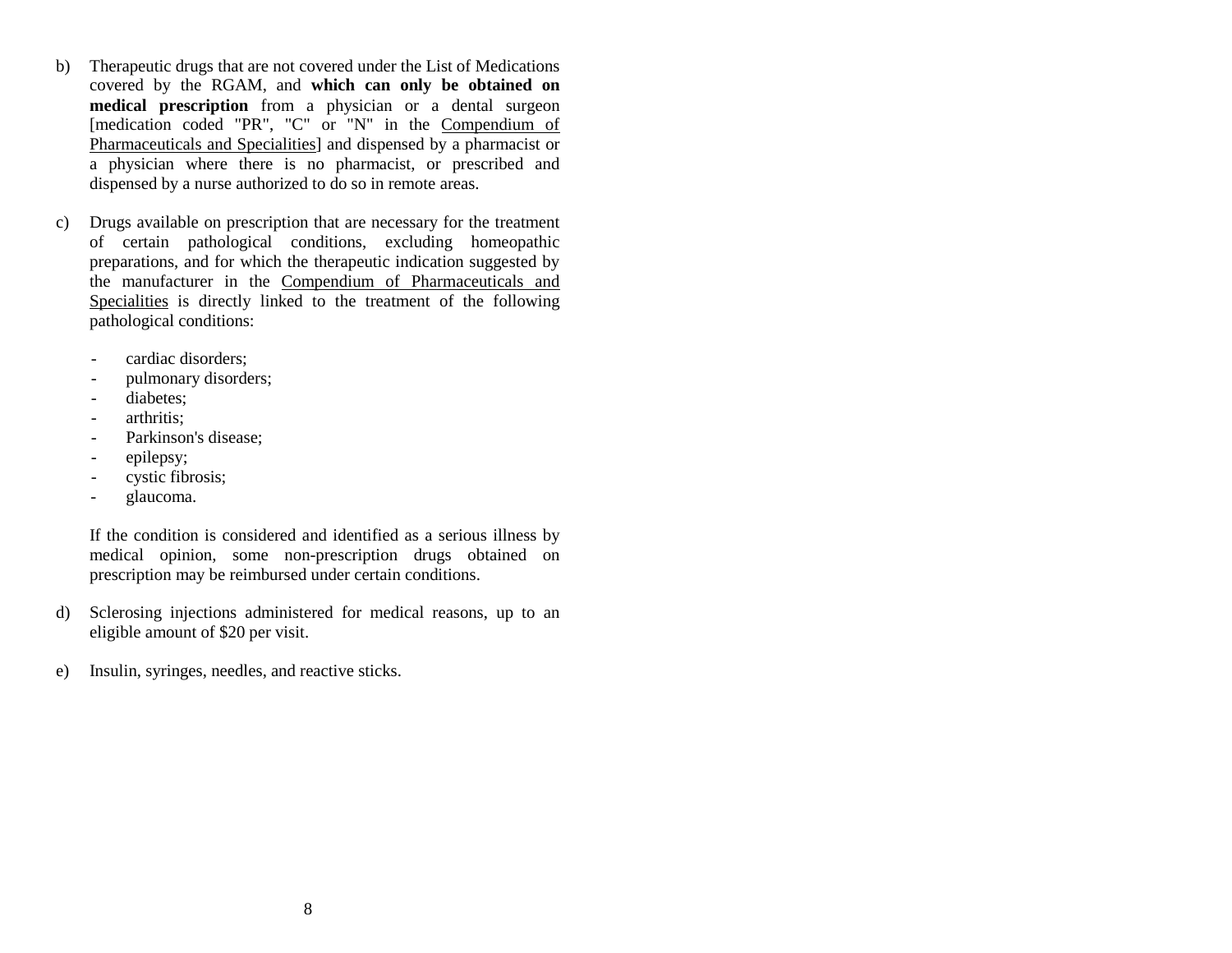b) Therapeutic drugs that are not covered under the List of Medications covered by the RGAM, and **which can only be obtained on medical prescription** from a physician or a dental surgeon [medication coded "PR", "C" or "N" in the Compendium of Pharmaceuticals and Specialities] and dispensed by a pharmacist or a physician where there is no pharmacist, or prescribed and dispensed by a nurse authorized to do so in remote areas.

c) Drugs available on prescription that are necessary for the treatment of certain pathological conditions, excluding homeopathic preparations, and for which the therapeutic indication suggested by the manufacturer in the Compendium of Pharmaceuticals and Specialities is directly linked to the treatment of the following pathological conditions:

   - cardiac disorders;
   - pulmonary disorders;
   - diabetes;
   - arthritis;
   - Parkinson's disease;
   - epilepsy;
   - cystic fibrosis;
   - glaucoma.

   If the condition is considered and identified as a serious illness by medical opinion, some non-prescription drugs obtained on prescription may be reimbursed under certain conditions.

d) Sclerosing injections administered for medical reasons, up to an eligible amount of $20 per visit.

e) Insulin, syringes, needles, and reactive sticks.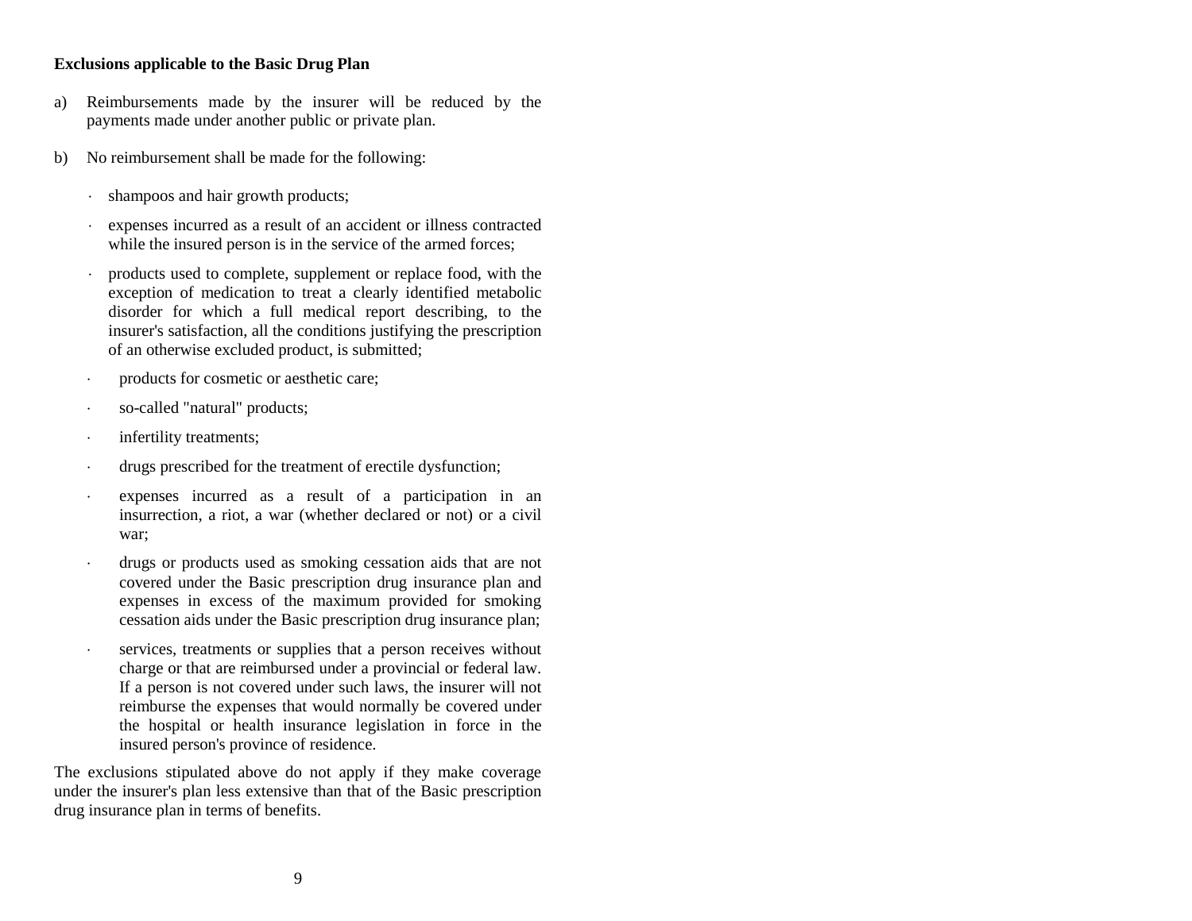**Exclusions applicable to the Basic Drug Plan**

a) Reimbursements made by the insurer will be reduced by the payments made under another public or private plan.

b) No reimbursement shall be made for the following:

- shampoos and hair growth products;
- expenses incurred as a result of an accident or illness contracted while the insured person is in the service of the armed forces;
- products used to complete, supplement or replace food, with the exception of medication to treat a clearly identified metabolic disorder for which a full medical report describing, to the insurer's satisfaction, all the conditions justifying the prescription of an otherwise excluded product, is submitted;
- products for cosmetic or aesthetic care;
- so-called "natural" products;
- infertility treatments;
- drugs prescribed for the treatment of erectile dysfunction;
- expenses incurred as a result of a participation in an insurrection, a riot, a war (whether declared or not) or a civil war;
- drugs or products used as smoking cessation aids that are not covered under the Basic prescription drug insurance plan and expenses in excess of the maximum provided for smoking cessation aids under the Basic prescription drug insurance plan;
- services, treatments or supplies that a person receives without charge or that are reimbursed under a provincial or federal law. If a person is not covered under such laws, the insurer will not reimburse the expenses that would normally be covered under the hospital or health insurance legislation in force in the insured person's province of residence.

The exclusions stipulated above do not apply if they make coverage under the insurer's plan less extensive than that of the Basic prescription drug insurance plan in terms of benefits.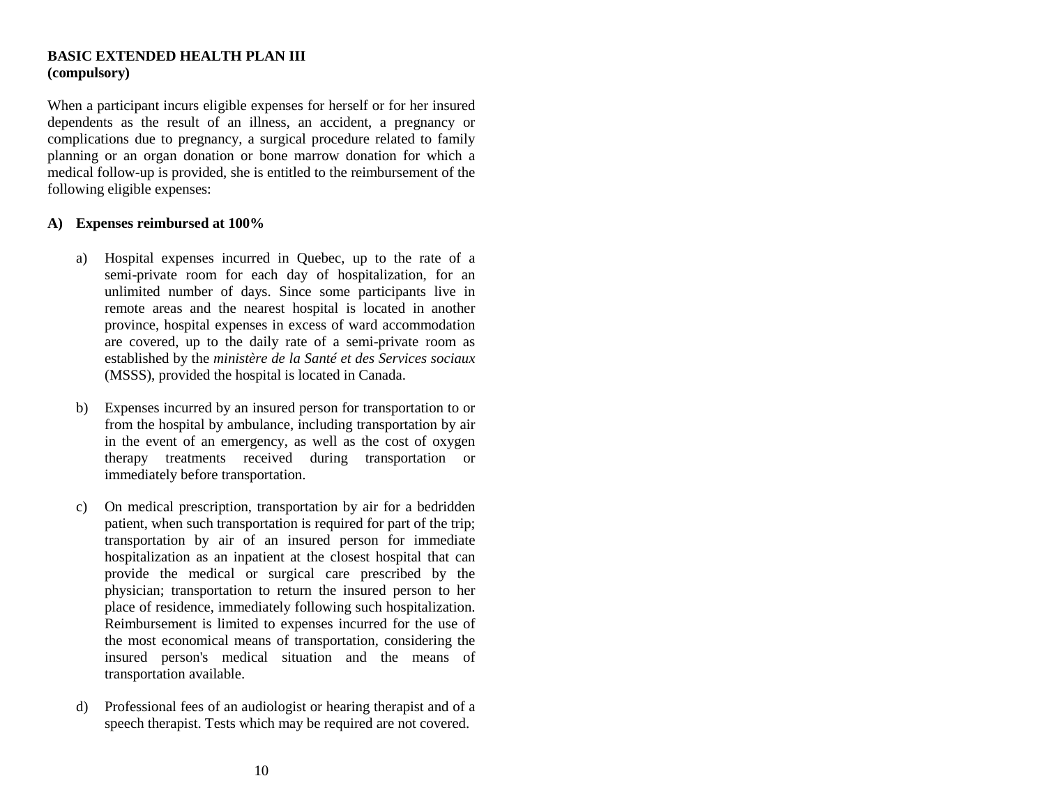**BASIC EXTENDED HEALTH PLAN III**
**(compulsory)**

When a participant incurs eligible expenses for herself or for her insured dependents as the result of an illness, an accident, a pregnancy or complications due to pregnancy, a surgical procedure related to family planning or an organ donation or bone marrow donation for which a medical follow-up is provided, she is entitled to the reimbursement of the following eligible expenses:

**A) Expenses reimbursed at 100%**

a) Hospital expenses incurred in Quebec, up to the rate of a semi-private room for each day of hospitalization, for an unlimited number of days. Since some participants live in remote areas and the nearest hospital is located in another province, hospital expenses in excess of ward accommodation are covered, up to the daily rate of a semi-private room as established by the *ministère de la Santé et des Services sociaux* (MSSS), provided the hospital is located in Canada.

b) Expenses incurred by an insured person for transportation to or from the hospital by ambulance, including transportation by air in the event of an emergency, as well as the cost of oxygen therapy treatments received during transportation or immediately before transportation.

c) On medical prescription, transportation by air for a bedridden patient, when such transportation is required for part of the trip; transportation by air of an insured person for immediate hospitalization as an inpatient at the closest hospital that can provide the medical or surgical care prescribed by the physician; transportation to return the insured person to her place of residence, immediately following such hospitalization. Reimbursement is limited to expenses incurred for the use of the most economical means of transportation, considering the insured person's medical situation and the means of transportation available.

d) Professional fees of an audiologist or hearing therapist and of a speech therapist. Tests which may be required are not covered.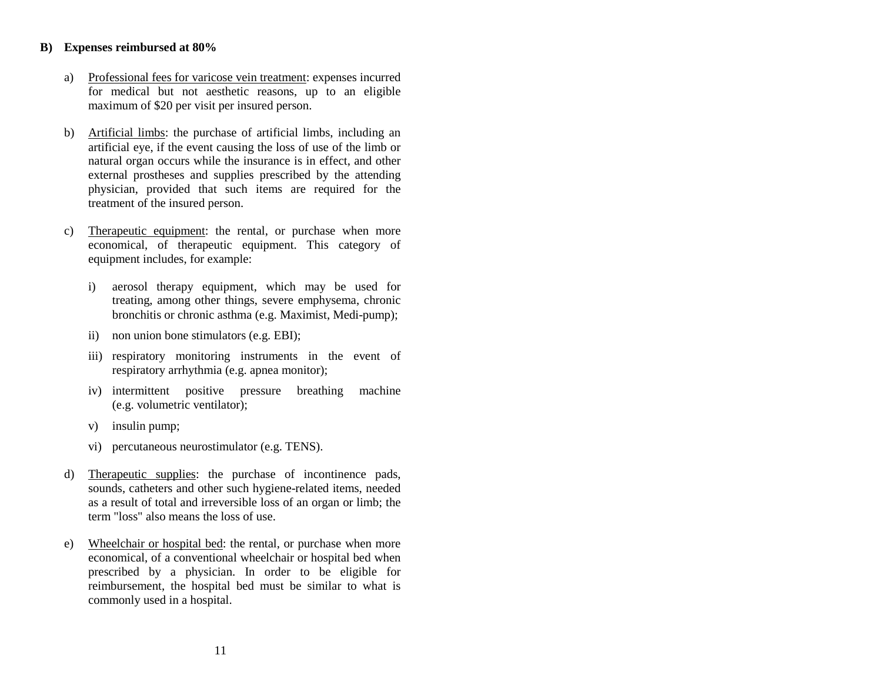**B) Expenses reimbursed at 80%**

a) Professional fees for varicose vein treatment: expenses incurred for medical but not aesthetic reasons, up to an eligible maximum of $20 per visit per insured person.

b) Artificial limbs: the purchase of artificial limbs, including an artificial eye, if the event causing the loss of use of the limb or natural organ occurs while the insurance is in effect, and other external prostheses and supplies prescribed by the attending physician, provided that such items are required for the treatment of the insured person.

c) Therapeutic equipment: the rental, or purchase when more economical, of therapeutic equipment. This category of equipment includes, for example:

   i) aerosol therapy equipment, which may be used for treating, among other things, severe emphysema, chronic bronchitis or chronic asthma (e.g. Maximist, Medi-pump);

   ii) non union bone stimulators (e.g. EBI);

   iii) respiratory monitoring instruments in the event of respiratory arrhythmia (e.g. apnea monitor);

   iv) intermittent positive pressure breathing machine (e.g. volumetric ventilator);

   v) insulin pump;

   vi) percutaneous neurostimulator (e.g. TENS).

d) Therapeutic supplies: the purchase of incontinence pads, sounds, catheters and other such hygiene-related items, needed as a result of total and irreversible loss of an organ or limb; the term "loss" also means the loss of use.

e) Wheelchair or hospital bed: the rental, or purchase when more economical, of a conventional wheelchair or hospital bed when prescribed by a physician. In order to be eligible for reimbursement, the hospital bed must be similar to what is commonly used in a hospital.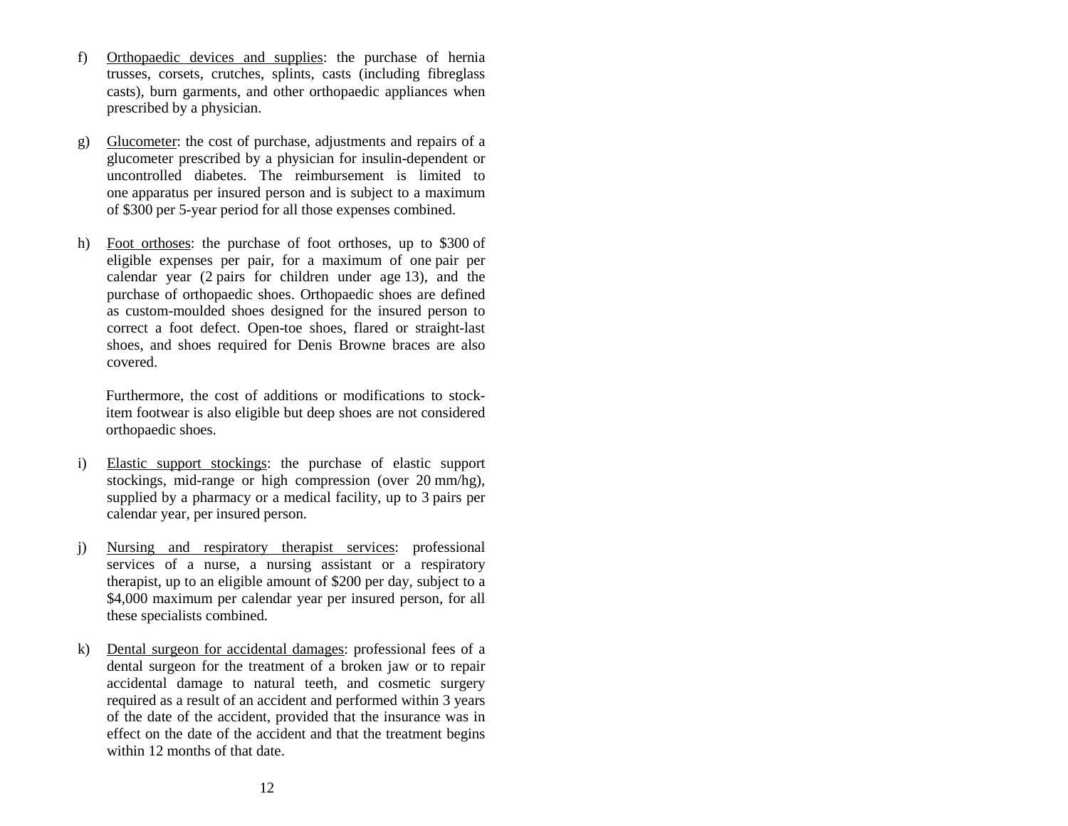f) Orthopaedic devices and supplies: the purchase of hernia trusses, corsets, crutches, splints, casts (including fibreglass casts), burn garments, and other orthopaedic appliances when prescribed by a physician.

g) Glucometer: the cost of purchase, adjustments and repairs of a glucometer prescribed by a physician for insulin-dependent or uncontrolled diabetes. The reimbursement is limited to one apparatus per insured person and is subject to a maximum of $300 per 5-year period for all those expenses combined.

h) Foot orthoses: the purchase of foot orthoses, up to $300 of eligible expenses per pair, for a maximum of one pair per calendar year (2 pairs for children under age 13), and the purchase of orthopaedic shoes. Orthopaedic shoes are defined as custom-moulded shoes designed for the insured person to correct a foot defect. Open-toe shoes, flared or straight-last shoes, and shoes required for Denis Browne braces are also covered.

   Furthermore, the cost of additions or modifications to stock-item footwear is also eligible but deep shoes are not considered orthopaedic shoes.

i) Elastic support stockings: the purchase of elastic support stockings, mid-range or high compression (over 20 mm/hg), supplied by a pharmacy or a medical facility, up to 3 pairs per calendar year, per insured person.

j) Nursing and respiratory therapist services: professional services of a nurse, a nursing assistant or a respiratory therapist, up to an eligible amount of $200 per day, subject to a $4,000 maximum per calendar year per insured person, for all these specialists combined.

k) Dental surgeon for accidental damages: professional fees of a dental surgeon for the treatment of a broken jaw or to repair accidental damage to natural teeth, and cosmetic surgery required as a result of an accident and performed within 3 years of the date of the accident, provided that the insurance was in effect on the date of the accident and that the treatment begins within 12 months of that date.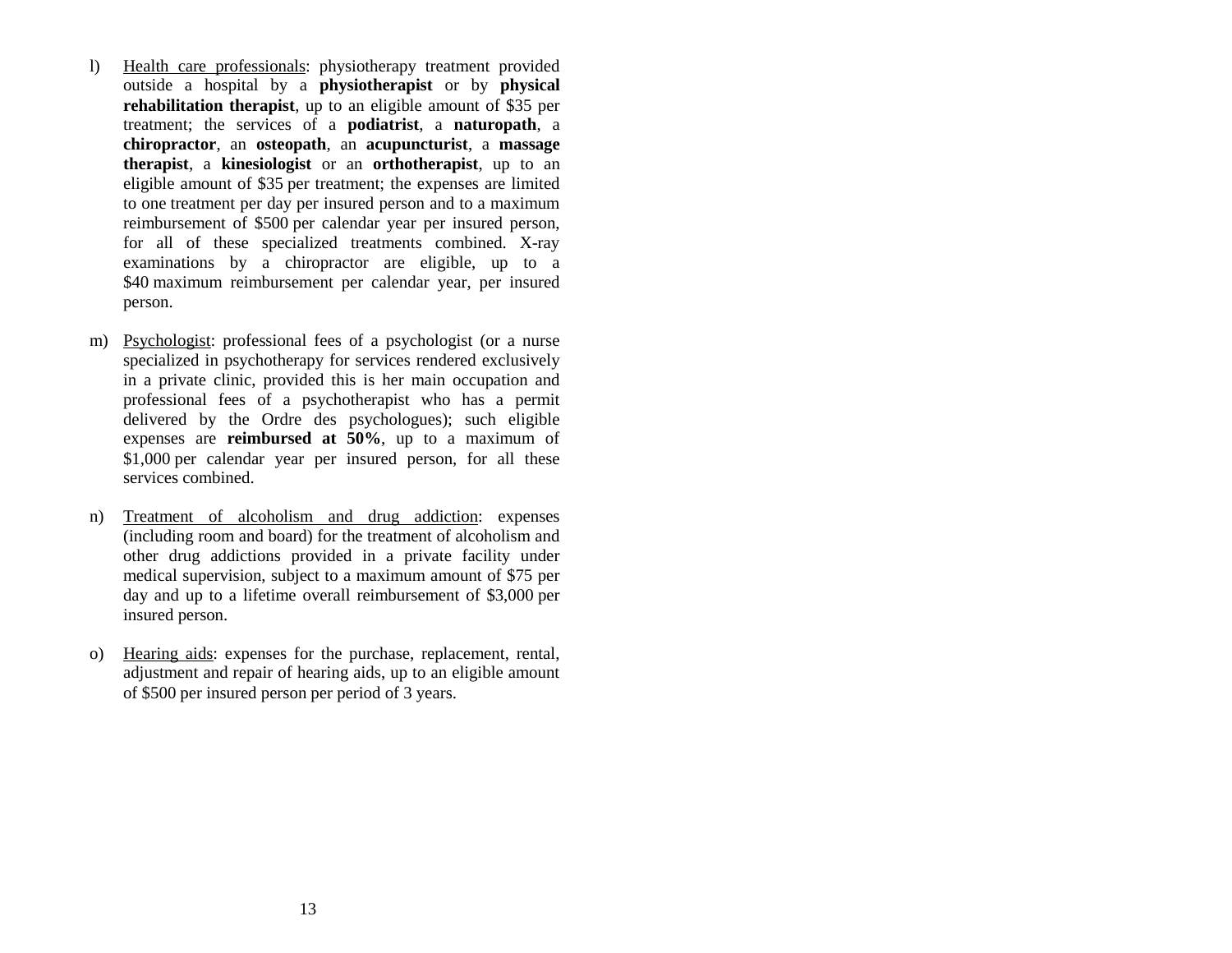l) Health care professionals: physiotherapy treatment provided outside a hospital by a **physiotherapist** or by **physical rehabilitation therapist**, up to an eligible amount of $35 per treatment; the services of a **podiatrist**, a **naturopath**, a **chiropractor**, an **osteopath**, an **acupuncturist**, a **massage therapist**, a **kinesiologist** or an **orthotherapist**, up to an eligible amount of $35 per treatment; the expenses are limited to one treatment per day per insured person and to a maximum reimbursement of $500 per calendar year per insured person, for all of these specialized treatments combined. X-ray examinations by a chiropractor are eligible, up to a $40 maximum reimbursement per calendar year, per insured person.

m) Psychologist: professional fees of a psychologist (or a nurse specialized in psychotherapy for services rendered exclusively in a private clinic, provided this is her main occupation and professional fees of a psychotherapist who has a permit delivered by the Ordre des psychologues); such eligible expenses are **reimbursed at 50%**, up to a maximum of $1,000 per calendar year per insured person, for all these services combined.

n) Treatment of alcoholism and drug addiction: expenses (including room and board) for the treatment of alcoholism and other drug addictions provided in a private facility under medical supervision, subject to a maximum amount of $75 per day and up to a lifetime overall reimbursement of $3,000 per insured person.

o) Hearing aids: expenses for the purchase, replacement, rental, adjustment and repair of hearing aids, up to an eligible amount of $500 per insured person per period of 3 years.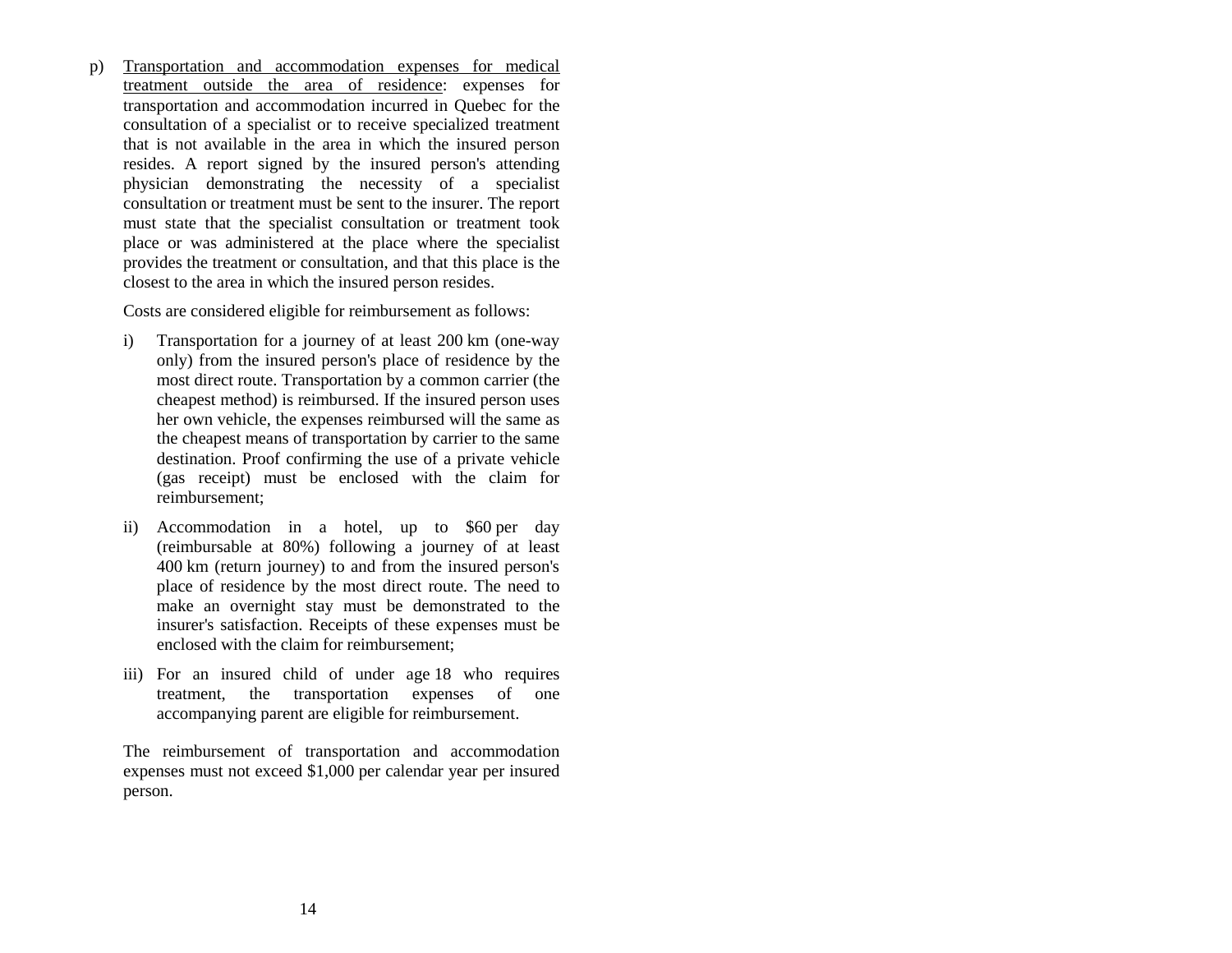p) <u>Transportation and accommodation expenses for medical treatment outside the area of residence</u>: expenses for transportation and accommodation incurred in Quebec for the consultation of a specialist or to receive specialized treatment that is not available in the area in which the insured person resides. A report signed by the insured person's attending physician demonstrating the necessity of a specialist consultation or treatment must be sent to the insurer. The report must state that the specialist consultation or treatment took place or was administered at the place where the specialist provides the treatment or consultation, and that this place is the closest to the area in which the insured person resides.

   Costs are considered eligible for reimbursement as follows:

   i) Transportation for a journey of at least 200 km (one-way only) from the insured person's place of residence by the most direct route. Transportation by a common carrier (the cheapest method) is reimbursed. If the insured person uses her own vehicle, the expenses reimbursed will the same as the cheapest means of transportation by carrier to the same destination. Proof confirming the use of a private vehicle (gas receipt) must be enclosed with the claim for reimbursement;

   ii) Accommodation in a hotel, up to $60 per day (reimbursable at 80%) following a journey of at least 400 km (return journey) to and from the insured person's place of residence by the most direct route. The need to make an overnight stay must be demonstrated to the insurer's satisfaction. Receipts of these expenses must be enclosed with the claim for reimbursement;

   iii) For an insured child of under age 18 who requires treatment, the transportation expenses of one accompanying parent are eligible for reimbursement.

   The reimbursement of transportation and accommodation expenses must not exceed $1,000 per calendar year per insured person.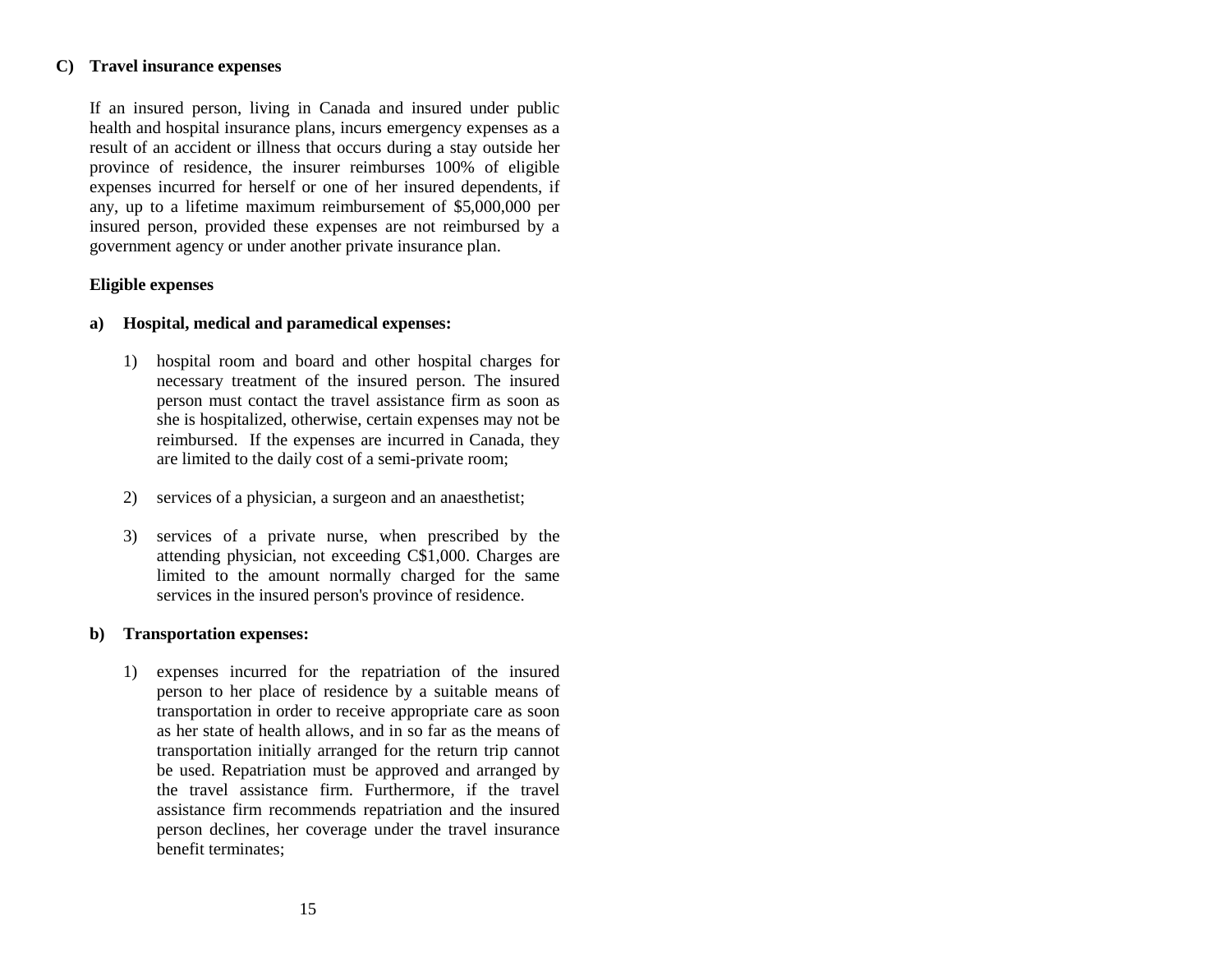### C) Travel insurance expenses

If an insured person, living in Canada and insured under public health and hospital insurance plans, incurs emergency expenses as a result of an accident or illness that occurs during a stay outside her province of residence, the insurer reimburses 100% of eligible expenses incurred for herself or one of her insured dependents, if any, up to a lifetime maximum reimbursement of $5,000,000 per insured person, provided these expenses are not reimbursed by a government agency or under another private insurance plan.

**Eligible expenses**

**a) Hospital, medical and paramedical expenses:**

1) hospital room and board and other hospital charges for necessary treatment of the insured person. The insured person must contact the travel assistance firm as soon as she is hospitalized, otherwise, certain expenses may not be reimbursed. If the expenses are incurred in Canada, they are limited to the daily cost of a semi-private room;

2) services of a physician, a surgeon and an anaesthetist;

3) services of a private nurse, when prescribed by the attending physician, not exceeding C$1,000. Charges are limited to the amount normally charged for the same services in the insured person's province of residence.

**b) Transportation expenses:**

1) expenses incurred for the repatriation of the insured person to her place of residence by a suitable means of transportation in order to receive appropriate care as soon as her state of health allows, and in so far as the means of transportation initially arranged for the return trip cannot be used. Repatriation must be approved and arranged by the travel assistance firm. Furthermore, if the travel assistance firm recommends repatriation and the insured person declines, her coverage under the travel insurance benefit terminates;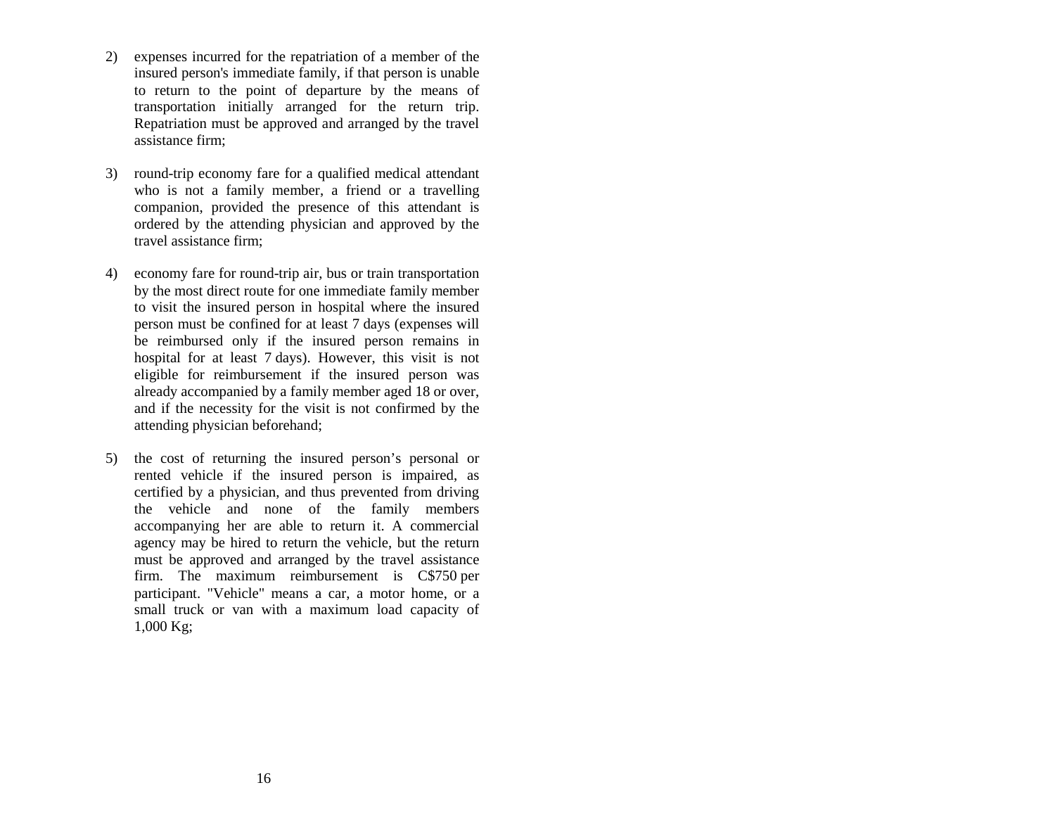2) expenses incurred for the repatriation of a member of the insured person's immediate family, if that person is unable to return to the point of departure by the means of transportation initially arranged for the return trip. Repatriation must be approved and arranged by the travel assistance firm;

3) round-trip economy fare for a qualified medical attendant who is not a family member, a friend or a travelling companion, provided the presence of this attendant is ordered by the attending physician and approved by the travel assistance firm;

4) economy fare for round-trip air, bus or train transportation by the most direct route for one immediate family member to visit the insured person in hospital where the insured person must be confined for at least 7 days (expenses will be reimbursed only if the insured person remains in hospital for at least 7 days). However, this visit is not eligible for reimbursement if the insured person was already accompanied by a family member aged 18 or over, and if the necessity for the visit is not confirmed by the attending physician beforehand;

5) the cost of returning the insured person’s personal or rented vehicle if the insured person is impaired, as certified by a physician, and thus prevented from driving the vehicle and none of the family members accompanying her are able to return it. A commercial agency may be hired to return the vehicle, but the return must be approved and arranged by the travel assistance firm. The maximum reimbursement is C$750 per participant. "Vehicle" means a car, a motor home, or a small truck or van with a maximum load capacity of 1,000 Kg;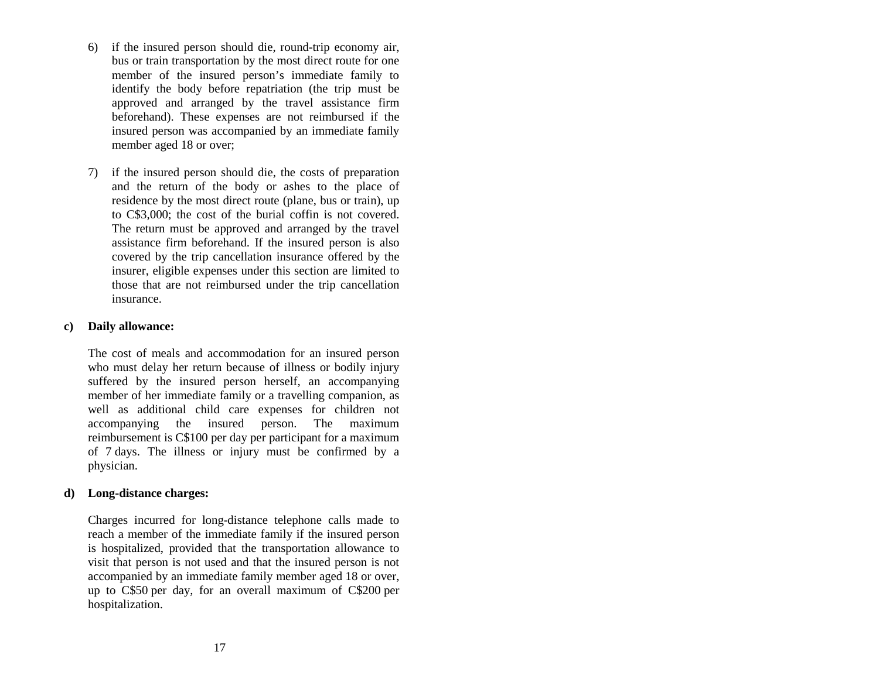6) if the insured person should die, round-trip economy air, bus or train transportation by the most direct route for one member of the insured person's immediate family to identify the body before repatriation (the trip must be approved and arranged by the travel assistance firm beforehand). These expenses are not reimbursed if the insured person was accompanied by an immediate family member aged 18 or over;

7) if the insured person should die, the costs of preparation and the return of the body or ashes to the place of residence by the most direct route (plane, bus or train), up to C$3,000; the cost of the burial coffin is not covered. The return must be approved and arranged by the travel assistance firm beforehand. If the insured person is also covered by the trip cancellation insurance offered by the insurer, eligible expenses under this section are limited to those that are not reimbursed under the trip cancellation insurance.

**c) Daily allowance:**

The cost of meals and accommodation for an insured person who must delay her return because of illness or bodily injury suffered by the insured person herself, an accompanying member of her immediate family or a travelling companion, as well as additional child care expenses for children not accompanying the insured person. The maximum reimbursement is C$100 per day per participant for a maximum of 7 days. The illness or injury must be confirmed by a physician.

**d) Long-distance charges:**

Charges incurred for long-distance telephone calls made to reach a member of the immediate family if the insured person is hospitalized, provided that the transportation allowance to visit that person is not used and that the insured person is not accompanied by an immediate family member aged 18 or over, up to C$50 per day, for an overall maximum of C$200 per hospitalization.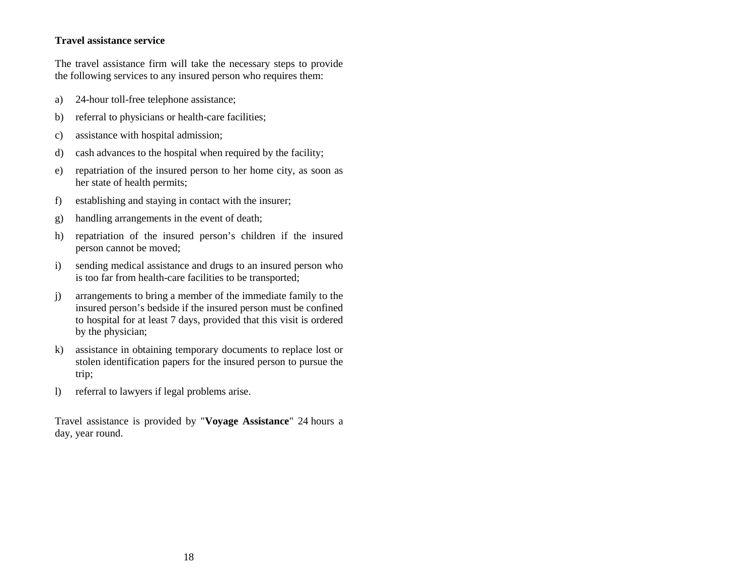**Travel assistance service**

The travel assistance firm will take the necessary steps to provide the following services to any insured person who requires them:

a) 24-hour toll-free telephone assistance;

b) referral to physicians or health-care facilities;

c) assistance with hospital admission;

d) cash advances to the hospital when required by the facility;

e) repatriation of the insured person to her home city, as soon as her state of health permits;

f) establishing and staying in contact with the insurer;

g) handling arrangements in the event of death;

h) repatriation of the insured person's children if the insured person cannot be moved;

i) sending medical assistance and drugs to an insured person who is too far from health-care facilities to be transported;

j) arrangements to bring a member of the immediate family to the insured person's bedside if the insured person must be confined to hospital for at least 7 days, provided that this visit is ordered by the physician;

k) assistance in obtaining temporary documents to replace lost or stolen identification papers for the insured person to pursue the trip;

l) referral to lawyers if legal problems arise.

Travel assistance is provided by "**Voyage Assistance**" 24 hours a day, year round.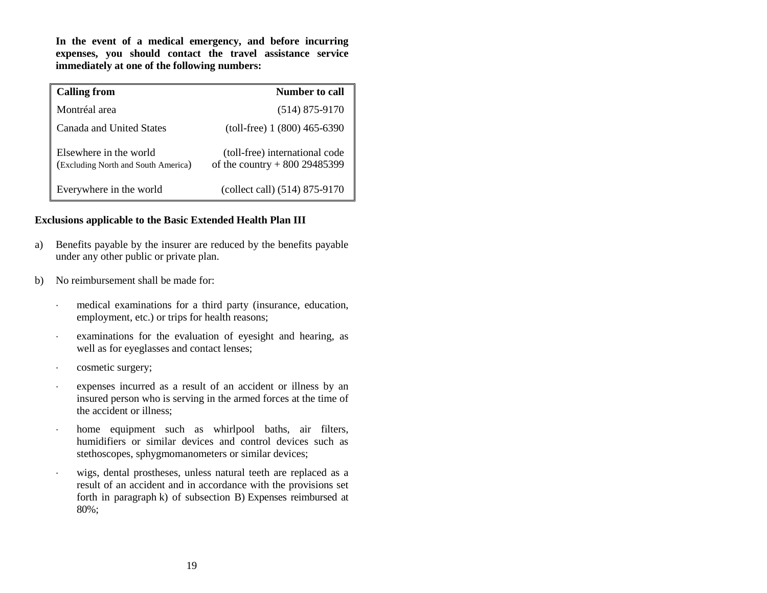**In the event of a medical emergency, and before incurring expenses, you should contact the travel assistance service immediately at one of the following numbers:**

| Calling from | Number to call |
|---|---|
| Montréal area | (514) 875-9170 |
| Canada and United States | (toll-free) 1 (800) 465-6390 |
| Elsewhere in the world (Excluding North and South America) | (toll-free) international code of the country + 800 29485399 |
| Everywhere in the world | (collect call) (514) 875-9170 |

**Exclusions applicable to the Basic Extended Health Plan III**

a) Benefits payable by the insurer are reduced by the benefits payable under any other public or private plan.

b) No reimbursement shall be made for:

- medical examinations for a third party (insurance, education, employment, etc.) or trips for health reasons;
- examinations for the evaluation of eyesight and hearing, as well as for eyeglasses and contact lenses;
- cosmetic surgery;
- expenses incurred as a result of an accident or illness by an insured person who is serving in the armed forces at the time of the accident or illness;
- home equipment such as whirlpool baths, air filters, humidifiers or similar devices and control devices such as stethoscopes, sphygmomanometers or similar devices;
- wigs, dental prostheses, unless natural teeth are replaced as a result of an accident and in accordance with the provisions set forth in paragraph k) of subsection B) Expenses reimbursed at 80%;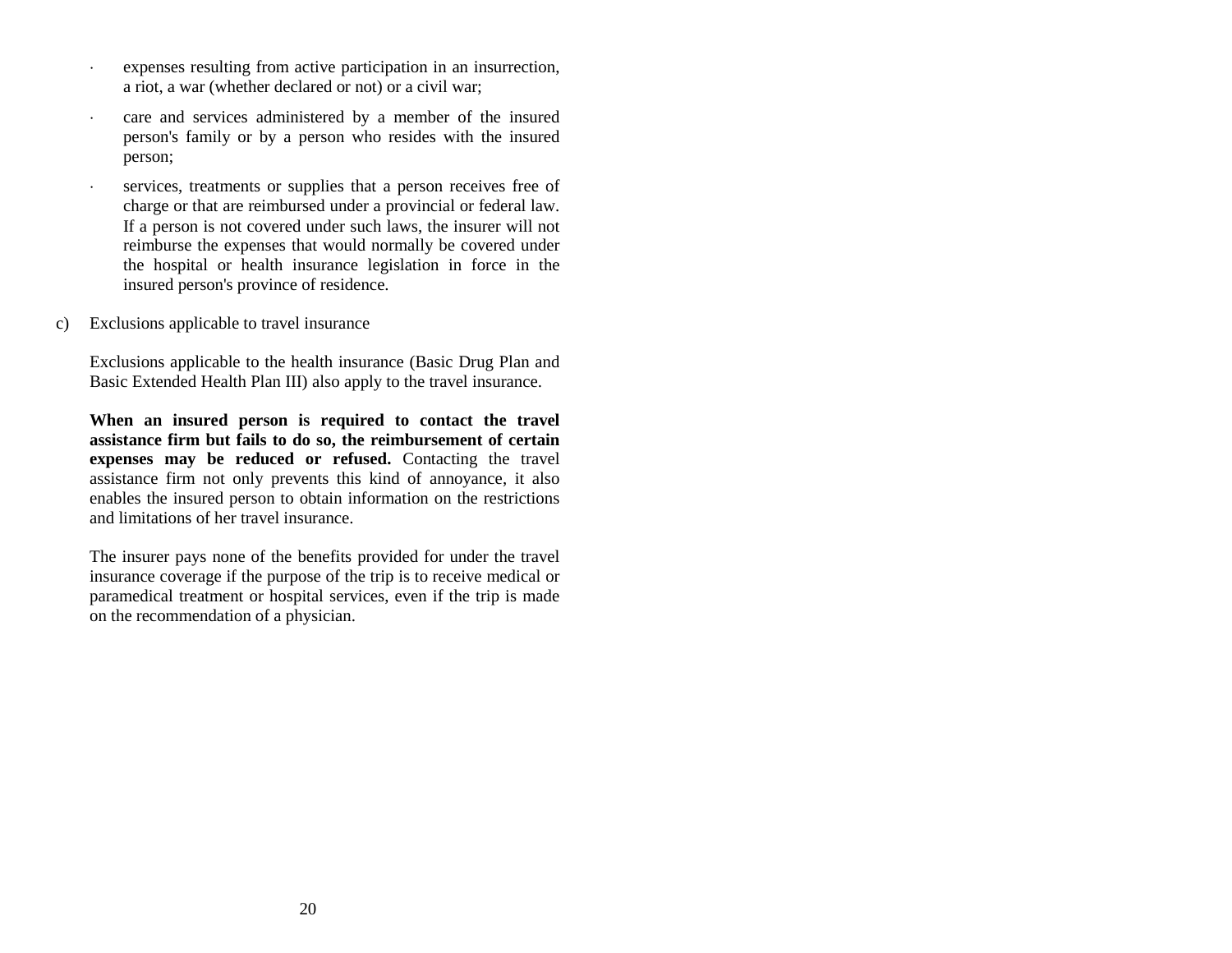- expenses resulting from active participation in an insurrection, a riot, a war (whether declared or not) or a civil war;
- care and services administered by a member of the insured person's family or by a person who resides with the insured person;
- services, treatments or supplies that a person receives free of charge or that are reimbursed under a provincial or federal law. If a person is not covered under such laws, the insurer will not reimburse the expenses that would normally be covered under the hospital or health insurance legislation in force in the insured person's province of residence.

c) Exclusions applicable to travel insurance

Exclusions applicable to the health insurance (Basic Drug Plan and Basic Extended Health Plan III) also apply to the travel insurance.

**When an insured person is required to contact the travel assistance firm but fails to do so, the reimbursement of certain expenses may be reduced or refused.** Contacting the travel assistance firm not only prevents this kind of annoyance, it also enables the insured person to obtain information on the restrictions and limitations of her travel insurance.

The insurer pays none of the benefits provided for under the travel insurance coverage if the purpose of the trip is to receive medical or paramedical treatment or hospital services, even if the trip is made on the recommendation of a physician.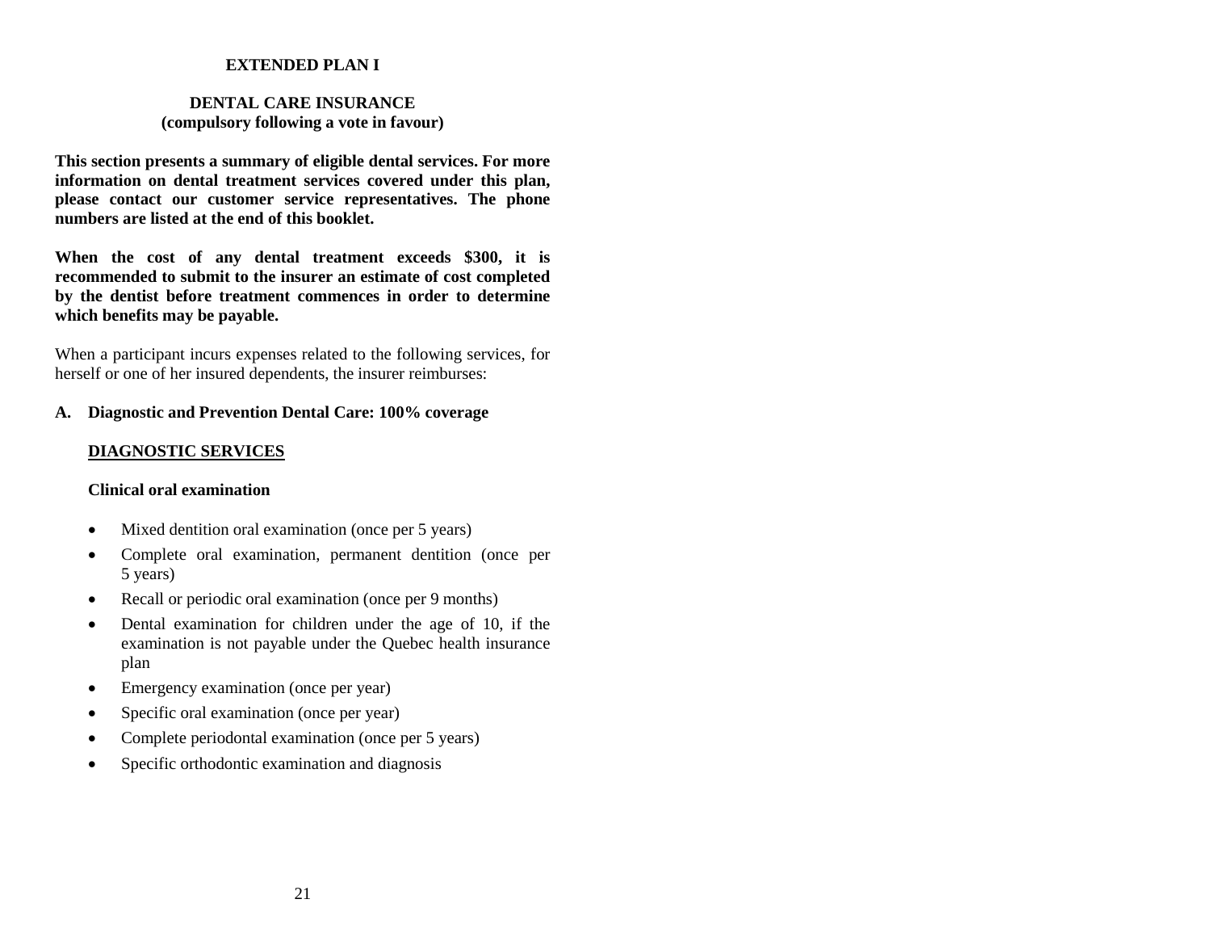# EXTENDED PLAN I

## DENTAL CARE INSURANCE
**(compulsory following a vote in favour)**

**This section presents a summary of eligible dental services. For more information on dental treatment services covered under this plan, please contact our customer service representatives. The phone numbers are listed at the end of this booklet.**

**When the cost of any dental treatment exceeds $300, it is recommended to submit to the insurer an estimate of cost completed by the dentist before treatment commences in order to determine which benefits may be payable.**

When a participant incurs expenses related to the following services, for herself or one of her insured dependents, the insurer reimburses:

### A. Diagnostic and Prevention Dental Care: 100% coverage

**DIAGNOSTIC SERVICES**

**Clinical oral examination**

- Mixed dentition oral examination (once per 5 years)
- Complete oral examination, permanent dentition (once per 5 years)
- Recall or periodic oral examination (once per 9 months)
- Dental examination for children under the age of 10, if the examination is not payable under the Quebec health insurance plan
- Emergency examination (once per year)
- Specific oral examination (once per year)
- Complete periodontal examination (once per 5 years)
- Specific orthodontic examination and diagnosis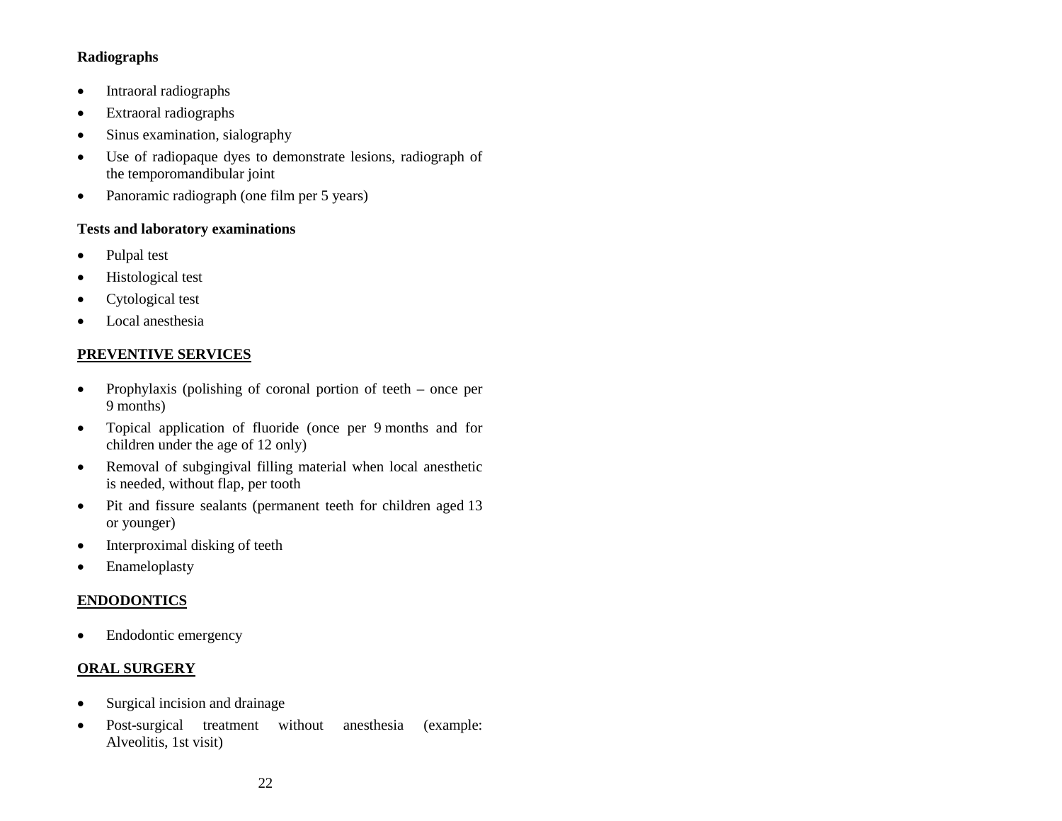**Radiographs**

- Intraoral radiographs
- Extraoral radiographs
- Sinus examination, sialography
- Use of radiopaque dyes to demonstrate lesions, radiograph of the temporomandibular joint
- Panoramic radiograph (one film per 5 years)

**Tests and laboratory examinations**

- Pulpal test
- Histological test
- Cytological test
- Local anesthesia

## PREVENTIVE SERVICES

- Prophylaxis (polishing of coronal portion of teeth – once per 9 months)
- Topical application of fluoride (once per 9 months and for children under the age of 12 only)
- Removal of subgingival filling material when local anesthetic is needed, without flap, per tooth
- Pit and fissure sealants (permanent teeth for children aged 13 or younger)
- Interproximal disking of teeth
- Enameloplasty

## ENDODONTICS

- Endodontic emergency

## ORAL SURGERY

- Surgical incision and drainage
- Post-surgical treatment without anesthesia (example: Alveolitis, 1st visit)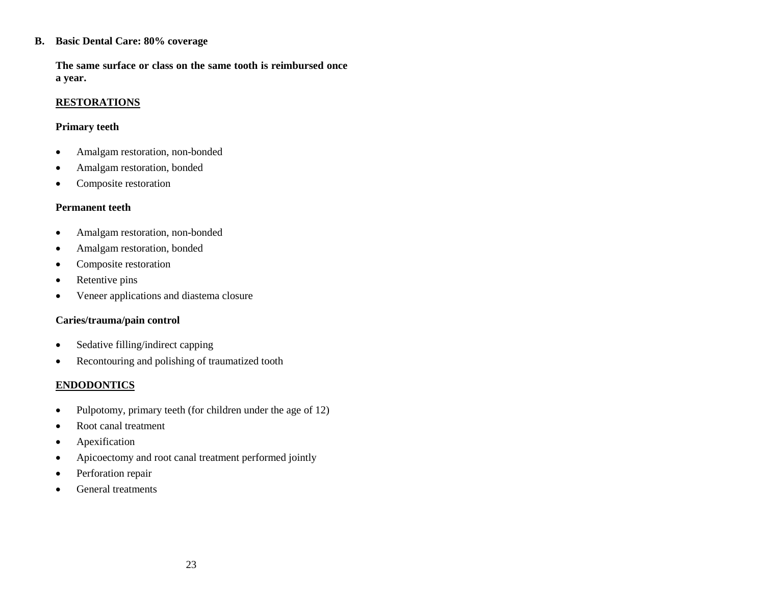## B. Basic Dental Care: 80% coverage

**The same surface or class on the same tooth is reimbursed once a year.**

### RESTORATIONS

**Primary teeth**

- Amalgam restoration, non-bonded
- Amalgam restoration, bonded
- Composite restoration

**Permanent teeth**

- Amalgam restoration, non-bonded
- Amalgam restoration, bonded
- Composite restoration
- Retentive pins
- Veneer applications and diastema closure

**Caries/trauma/pain control**

- Sedative filling/indirect capping
- Recontouring and polishing of traumatized tooth

### ENDODONTICS

- Pulpotomy, primary teeth (for children under the age of 12)
- Root canal treatment
- Apexification
- Apicoectomy and root canal treatment performed jointly
- Perforation repair
- General treatments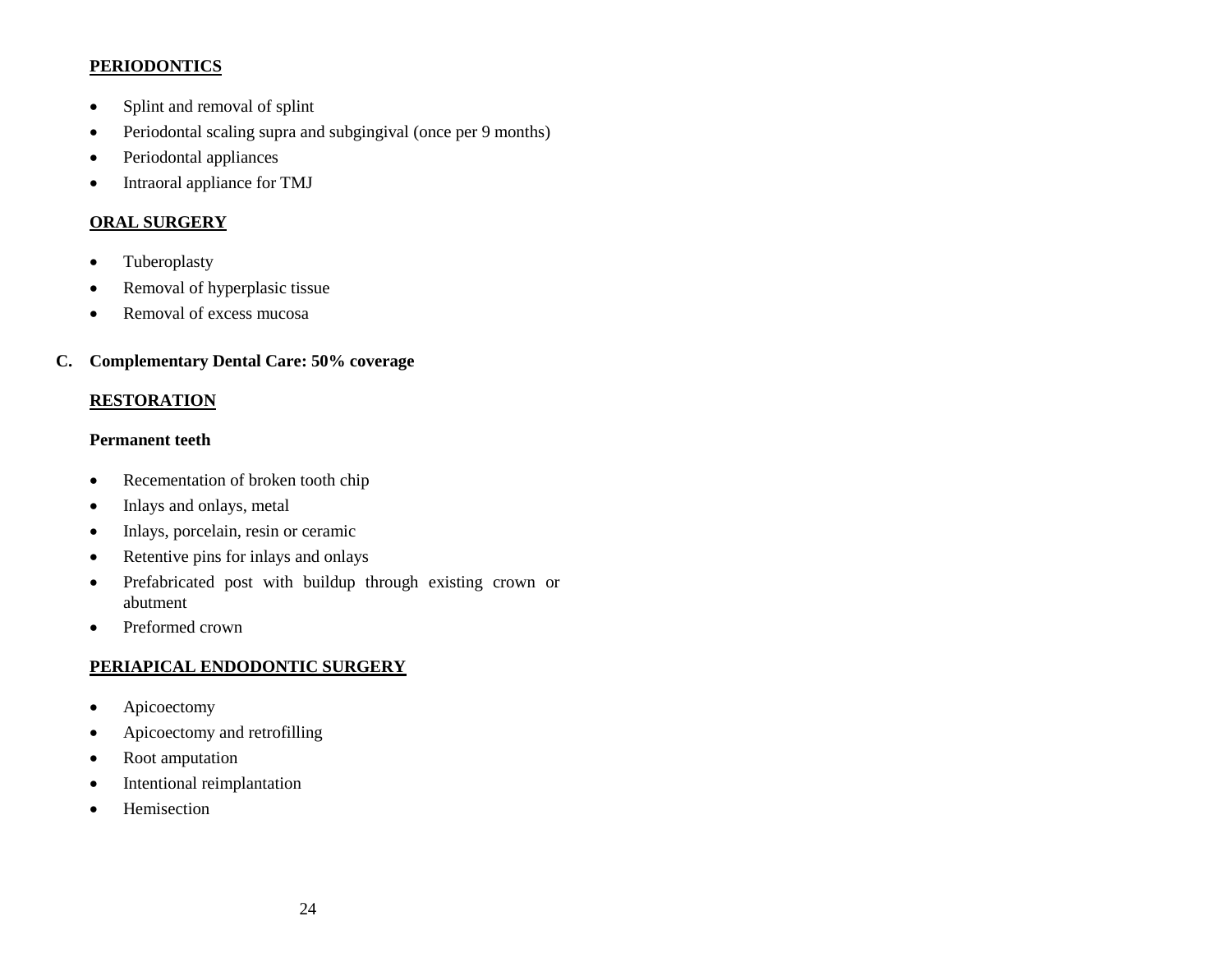**PERIODONTICS**

- Splint and removal of splint
- Periodontal scaling supra and subgingival (once per 9 months)
- Periodontal appliances
- Intraoral appliance for TMJ

**ORAL SURGERY**

- Tuberoplasty
- Removal of hyperplasic tissue
- Removal of excess mucosa

**C. Complementary Dental Care: 50% coverage**

**RESTORATION**

**Permanent teeth**

- Recementation of broken tooth chip
- Inlays and onlays, metal
- Inlays, porcelain, resin or ceramic
- Retentive pins for inlays and onlays
- Prefabricated post with buildup through existing crown or abutment
- Preformed crown

**PERIAPICAL ENDODONTIC SURGERY**

- Apicoectomy
- Apicoectomy and retrofilling
- Root amputation
- Intentional reimplantation
- Hemisection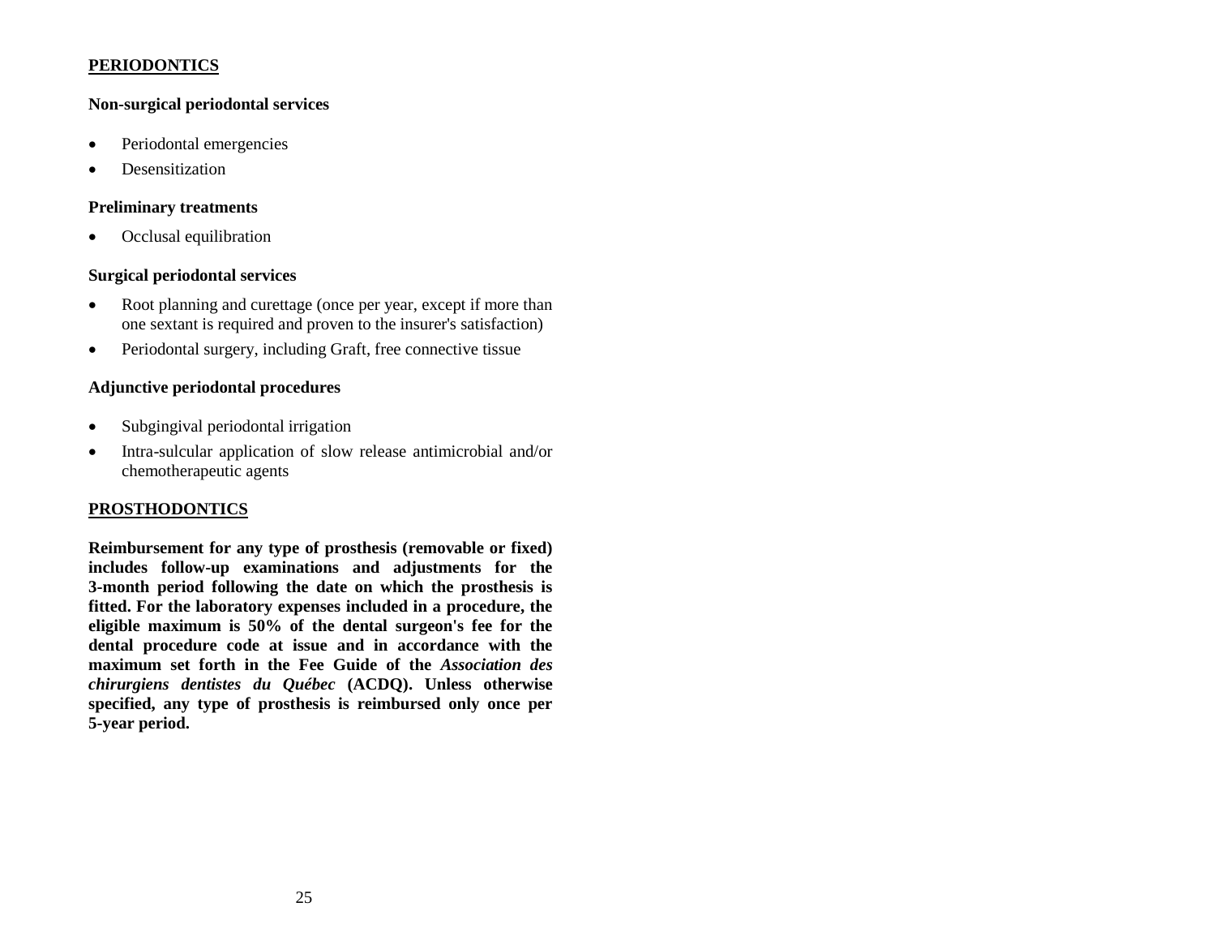## PERIODONTICS

### Non-surgical periodontal services

- Periodontal emergencies
- Desensitization

### Preliminary treatments

- Occlusal equilibration

### Surgical periodontal services

- Root planning and curettage (once per year, except if more than one sextant is required and proven to the insurer's satisfaction)
- Periodontal surgery, including Graft, free connective tissue

### Adjunctive periodontal procedures

- Subgingival periodontal irrigation
- Intra-sulcular application of slow release antimicrobial and/or chemotherapeutic agents

## PROSTHODONTICS

**Reimbursement for any type of prosthesis (removable or fixed) includes follow-up examinations and adjustments for the 3-month period following the date on which the prosthesis is fitted. For the laboratory expenses included in a procedure, the eligible maximum is 50% of the dental surgeon's fee for the dental procedure code at issue and in accordance with the maximum set forth in the Fee Guide of the *Association des chirurgiens dentistes du Québec* (ACDQ). Unless otherwise specified, any type of prosthesis is reimbursed only once per 5-year period.**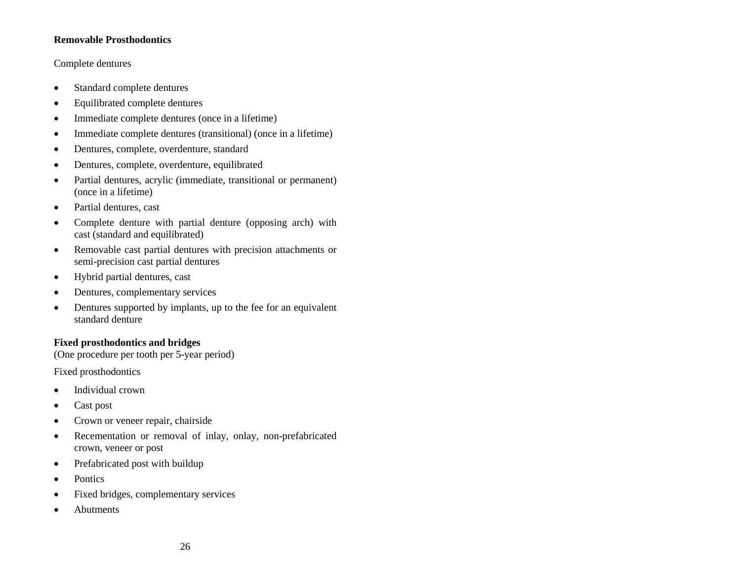**Removable Prosthodontics**

Complete dentures

- Standard complete dentures
- Equilibrated complete dentures
- Immediate complete dentures (once in a lifetime)
- Immediate complete dentures (transitional) (once in a lifetime)
- Dentures, complete, overdenture, standard
- Dentures, complete, overdenture, equilibrated
- Partial dentures, acrylic (immediate, transitional or permanent) (once in a lifetime)
- Partial dentures, cast
- Complete denture with partial denture (opposing arch) with cast (standard and equilibrated)
- Removable cast partial dentures with precision attachments or semi-precision cast partial dentures
- Hybrid partial dentures, cast
- Dentures, complementary services
- Dentures supported by implants, up to the fee for an equivalent standard denture

**Fixed prosthodontics and bridges**
(One procedure per tooth per 5-year period)

Fixed prosthodontics

- Individual crown
- Cast post
- Crown or veneer repair, chairside
- Recementation or removal of inlay, onlay, non-prefabricated crown, veneer or post
- Prefabricated post with buildup
- Pontics
- Fixed bridges, complementary services
- Abutments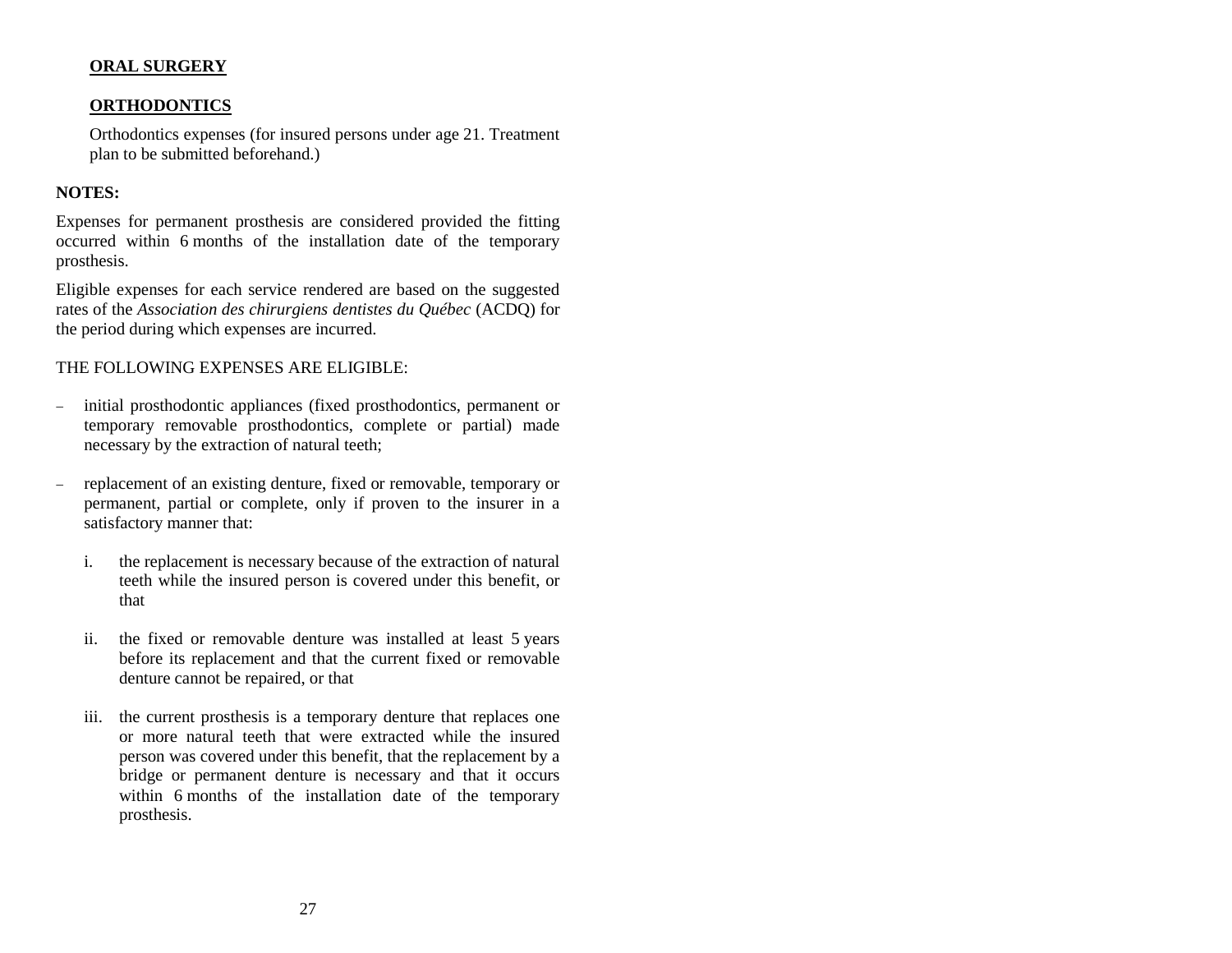**ORAL SURGERY**

**ORTHODONTICS**

Orthodontics expenses (for insured persons under age 21. Treatment plan to be submitted beforehand.)

**NOTES:**

Expenses for permanent prosthesis are considered provided the fitting occurred within 6 months of the installation date of the temporary prosthesis.

Eligible expenses for each service rendered are based on the suggested rates of the *Association des chirurgiens dentistes du Québec* (ACDQ) for the period during which expenses are incurred.

THE FOLLOWING EXPENSES ARE ELIGIBLE:

- initial prosthodontic appliances (fixed prosthodontics, permanent or temporary removable prosthodontics, complete or partial) made necessary by the extraction of natural teeth;

- replacement of an existing denture, fixed or removable, temporary or permanent, partial or complete, only if proven to the insurer in a satisfactory manner that:

  i. the replacement is necessary because of the extraction of natural teeth while the insured person is covered under this benefit, or that

  ii. the fixed or removable denture was installed at least 5 years before its replacement and that the current fixed or removable denture cannot be repaired, or that

  iii. the current prosthesis is a temporary denture that replaces one or more natural teeth that were extracted while the insured person was covered under this benefit, that the replacement by a bridge or permanent denture is necessary and that it occurs within 6 months of the installation date of the temporary prosthesis.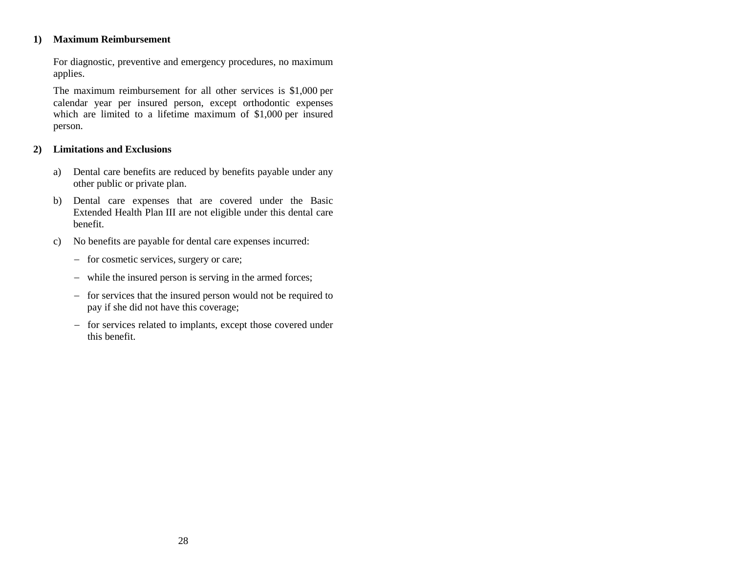**1) Maximum Reimbursement**

For diagnostic, preventive and emergency procedures, no maximum applies.

The maximum reimbursement for all other services is $1,000 per calendar year per insured person, except orthodontic expenses which are limited to a lifetime maximum of $1,000 per insured person.

**2) Limitations and Exclusions**

a) Dental care benefits are reduced by benefits payable under any other public or private plan.

b) Dental care expenses that are covered under the Basic Extended Health Plan III are not eligible under this dental care benefit.

c) No benefits are payable for dental care expenses incurred:

- for cosmetic services, surgery or care;
- while the insured person is serving in the armed forces;
- for services that the insured person would not be required to pay if she did not have this coverage;
- for services related to implants, except those covered under this benefit.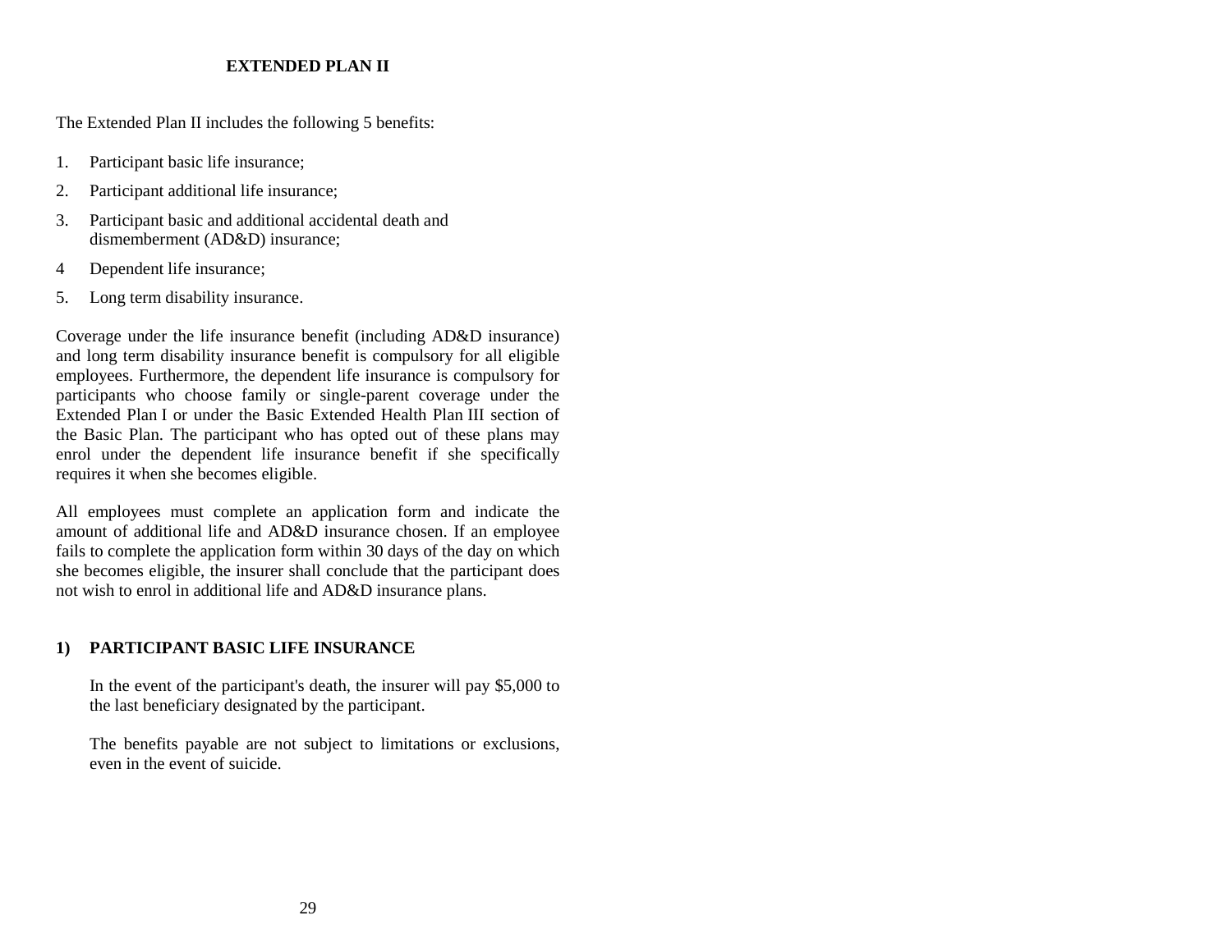## EXTENDED PLAN II

The Extended Plan II includes the following 5 benefits:

1. Participant basic life insurance;
2. Participant additional life insurance;
3. Participant basic and additional accidental death and dismemberment (AD&D) insurance;
4 Dependent life insurance;
5. Long term disability insurance.

Coverage under the life insurance benefit (including AD&D insurance) and long term disability insurance benefit is compulsory for all eligible employees. Furthermore, the dependent life insurance is compulsory for participants who choose family or single-parent coverage under the Extended Plan I or under the Basic Extended Health Plan III section of the Basic Plan. The participant who has opted out of these plans may enrol under the dependent life insurance benefit if she specifically requires it when she becomes eligible.

All employees must complete an application form and indicate the amount of additional life and AD&D insurance chosen. If an employee fails to complete the application form within 30 days of the day on which she becomes eligible, the insurer shall conclude that the participant does not wish to enrol in additional life and AD&D insurance plans.

### 1) PARTICIPANT BASIC LIFE INSURANCE

In the event of the participant's death, the insurer will pay $5,000 to the last beneficiary designated by the participant.

The benefits payable are not subject to limitations or exclusions, even in the event of suicide.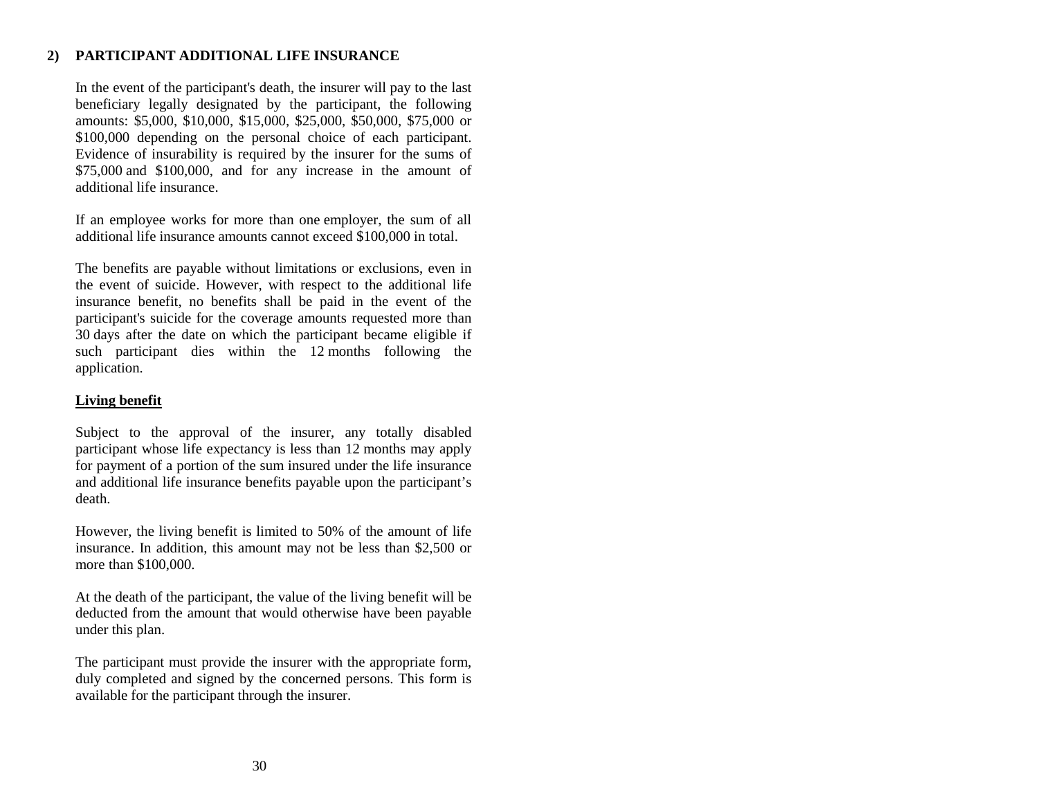## 2) PARTICIPANT ADDITIONAL LIFE INSURANCE

In the event of the participant's death, the insurer will pay to the last beneficiary legally designated by the participant, the following amounts: $5,000, $10,000, $15,000, $25,000, $50,000, $75,000 or $100,000 depending on the personal choice of each participant. Evidence of insurability is required by the insurer for the sums of $75,000 and $100,000, and for any increase in the amount of additional life insurance.

If an employee works for more than one employer, the sum of all additional life insurance amounts cannot exceed $100,000 in total.

The benefits are payable without limitations or exclusions, even in the event of suicide. However, with respect to the additional life insurance benefit, no benefits shall be paid in the event of the participant's suicide for the coverage amounts requested more than 30 days after the date on which the participant became eligible if such participant dies within the 12 months following the application.

**Living benefit**

Subject to the approval of the insurer, any totally disabled participant whose life expectancy is less than 12 months may apply for payment of a portion of the sum insured under the life insurance and additional life insurance benefits payable upon the participant's death.

However, the living benefit is limited to 50% of the amount of life insurance. In addition, this amount may not be less than $2,500 or more than $100,000.

At the death of the participant, the value of the living benefit will be deducted from the amount that would otherwise have been payable under this plan.

The participant must provide the insurer with the appropriate form, duly completed and signed by the concerned persons. This form is available for the participant through the insurer.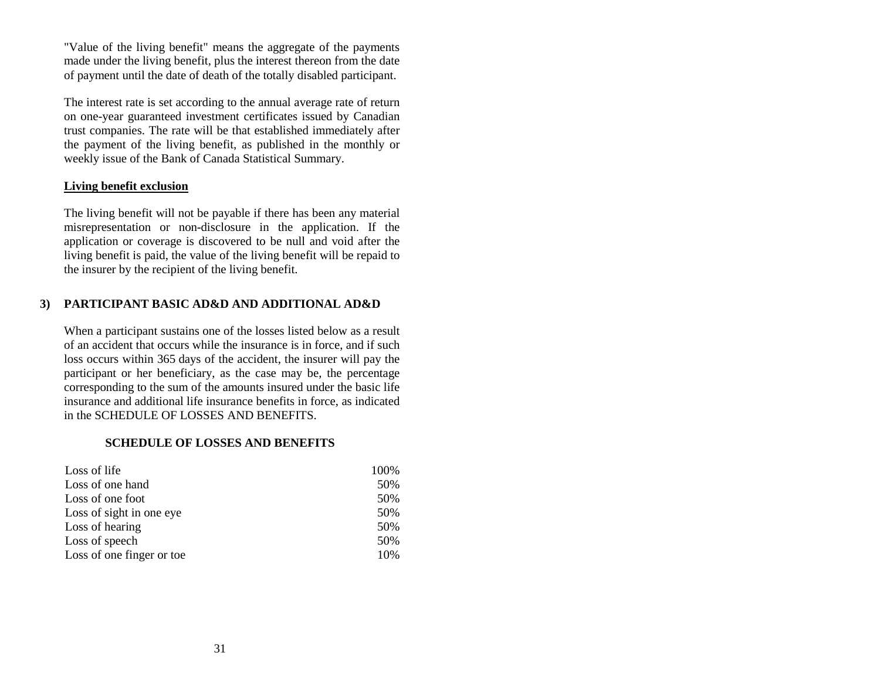"Value of the living benefit" means the aggregate of the payments made under the living benefit, plus the interest thereon from the date of payment until the date of death of the totally disabled participant.

The interest rate is set according to the annual average rate of return on one-year guaranteed investment certificates issued by Canadian trust companies. The rate will be that established immediately after the payment of the living benefit, as published in the monthly or weekly issue of the Bank of Canada Statistical Summary.

**Living benefit exclusion**

The living benefit will not be payable if there has been any material misrepresentation or non-disclosure in the application. If the application or coverage is discovered to be null and void after the living benefit is paid, the value of the living benefit will be repaid to the insurer by the recipient of the living benefit.

## 3) PARTICIPANT BASIC AD&D AND ADDITIONAL AD&D

When a participant sustains one of the losses listed below as a result of an accident that occurs while the insurance is in force, and if such loss occurs within 365 days of the accident, the insurer will pay the participant or her beneficiary, as the case may be, the percentage corresponding to the sum of the amounts insured under the basic life insurance and additional life insurance benefits in force, as indicated in the SCHEDULE OF LOSSES AND BENEFITS.

**SCHEDULE OF LOSSES AND BENEFITS**

| | |
|---|---|
| Loss of life | 100% |
| Loss of one hand | 50% |
| Loss of one foot | 50% |
| Loss of sight in one eye | 50% |
| Loss of hearing | 50% |
| Loss of speech | 50% |
| Loss of one finger or toe | 10% |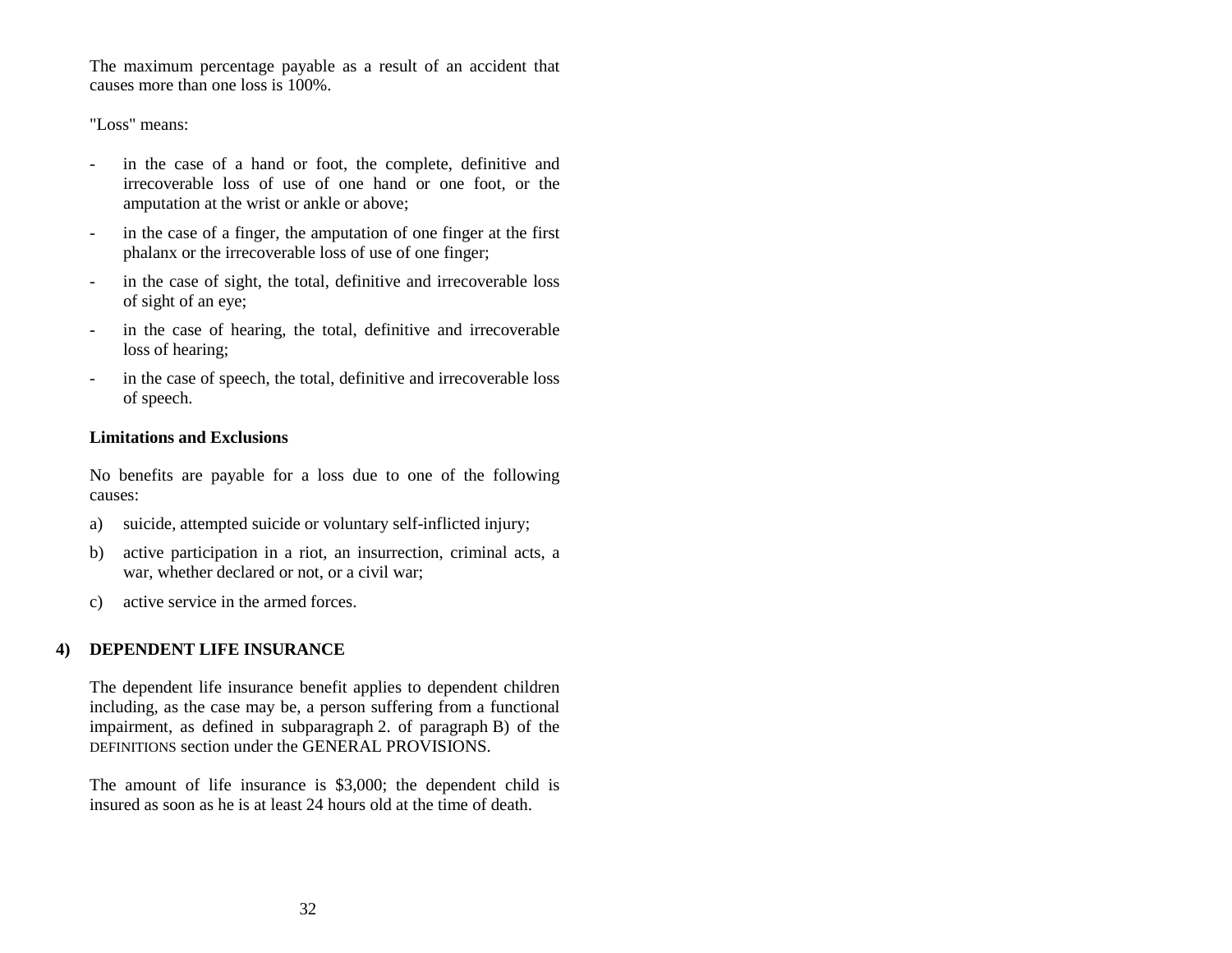The maximum percentage payable as a result of an accident that causes more than one loss is 100%.

"Loss" means:

- in the case of a hand or foot, the complete, definitive and irrecoverable loss of use of one hand or one foot, or the amputation at the wrist or ankle or above;
- in the case of a finger, the amputation of one finger at the first phalanx or the irrecoverable loss of use of one finger;
- in the case of sight, the total, definitive and irrecoverable loss of sight of an eye;
- in the case of hearing, the total, definitive and irrecoverable loss of hearing;
- in the case of speech, the total, definitive and irrecoverable loss of speech.

**Limitations and Exclusions**

No benefits are payable for a loss due to one of the following causes:

a) suicide, attempted suicide or voluntary self-inflicted injury;

b) active participation in a riot, an insurrection, criminal acts, a war, whether declared or not, or a civil war;

c) active service in the armed forces.

## 4) DEPENDENT LIFE INSURANCE

The dependent life insurance benefit applies to dependent children including, as the case may be, a person suffering from a functional impairment, as defined in subparagraph 2. of paragraph B) of the DEFINITIONS section under the GENERAL PROVISIONS.

The amount of life insurance is $3,000; the dependent child is insured as soon as he is at least 24 hours old at the time of death.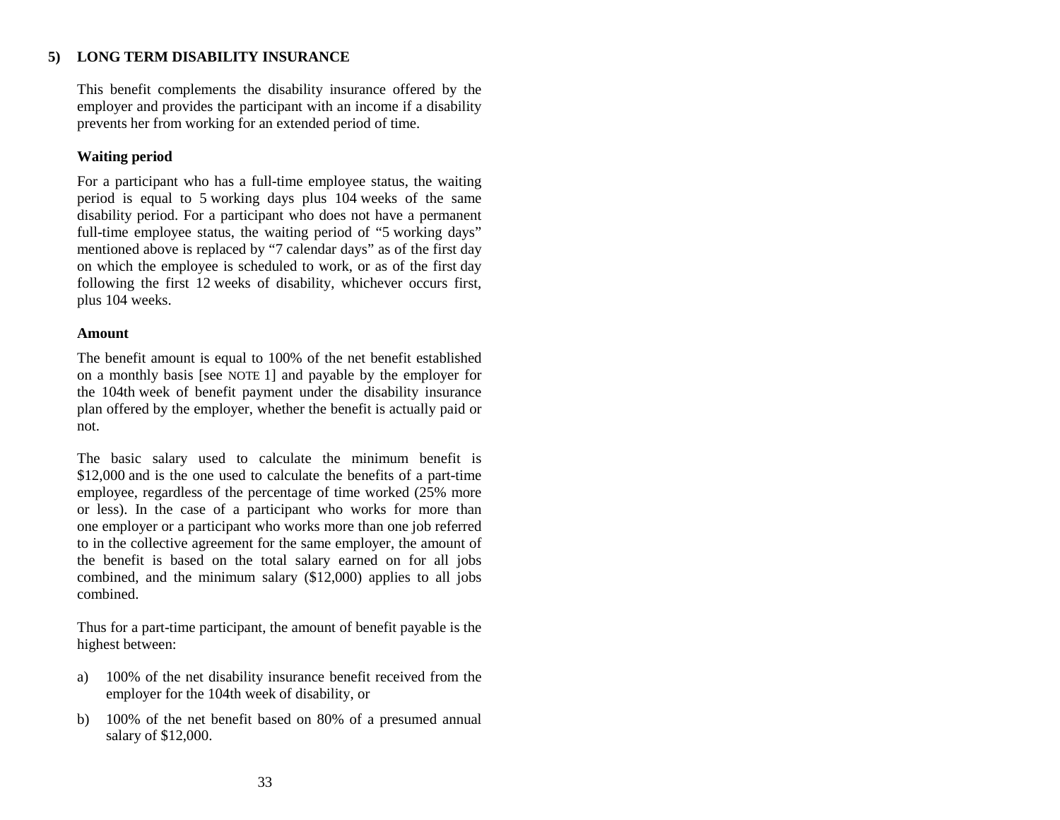## 5) LONG TERM DISABILITY INSURANCE

This benefit complements the disability insurance offered by the employer and provides the participant with an income if a disability prevents her from working for an extended period of time.

### Waiting period

For a participant who has a full-time employee status, the waiting period is equal to 5 working days plus 104 weeks of the same disability period. For a participant who does not have a permanent full-time employee status, the waiting period of "5 working days" mentioned above is replaced by "7 calendar days" as of the first day on which the employee is scheduled to work, or as of the first day following the first 12 weeks of disability, whichever occurs first, plus 104 weeks.

### Amount

The benefit amount is equal to 100% of the net benefit established on a monthly basis [see NOTE 1] and payable by the employer for the 104th week of benefit payment under the disability insurance plan offered by the employer, whether the benefit is actually paid or not.

The basic salary used to calculate the minimum benefit is $12,000 and is the one used to calculate the benefits of a part-time employee, regardless of the percentage of time worked (25% more or less). In the case of a participant who works for more than one employer or a participant who works more than one job referred to in the collective agreement for the same employer, the amount of the benefit is based on the total salary earned on for all jobs combined, and the minimum salary ($12,000) applies to all jobs combined.

Thus for a part-time participant, the amount of benefit payable is the highest between:

a) 100% of the net disability insurance benefit received from the employer for the 104th week of disability, or

b) 100% of the net benefit based on 80% of a presumed annual salary of $12,000.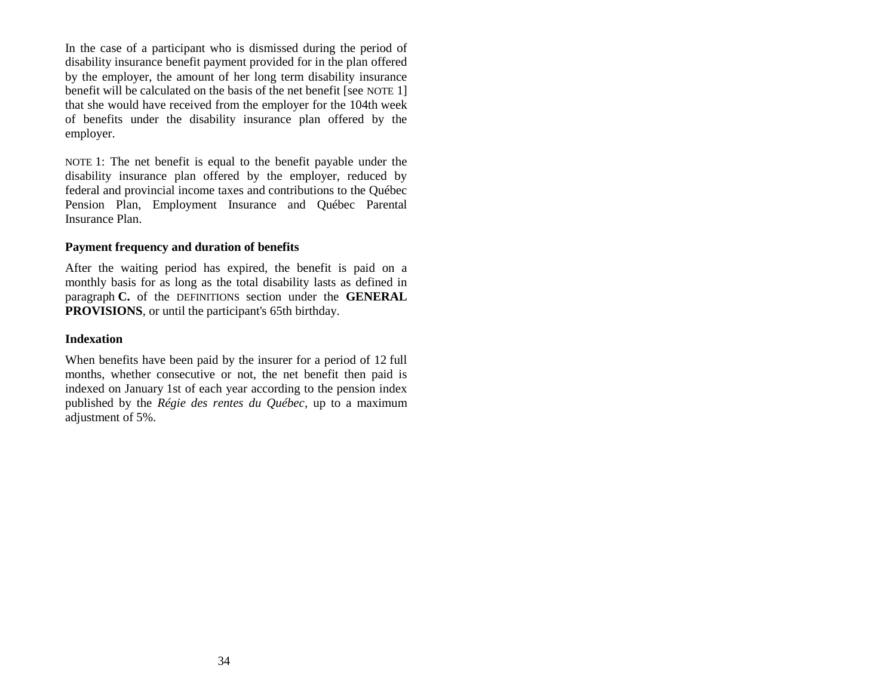In the case of a participant who is dismissed during the period of disability insurance benefit payment provided for in the plan offered by the employer, the amount of her long term disability insurance benefit will be calculated on the basis of the net benefit [see NOTE 1] that she would have received from the employer for the 104th week of benefits under the disability insurance plan offered by the employer.

NOTE 1: The net benefit is equal to the benefit payable under the disability insurance plan offered by the employer, reduced by federal and provincial income taxes and contributions to the Québec Pension Plan, Employment Insurance and Québec Parental Insurance Plan.

**Payment frequency and duration of benefits**

After the waiting period has expired, the benefit is paid on a monthly basis for as long as the total disability lasts as defined in paragraph **C.** of the DEFINITIONS section under the **GENERAL PROVISIONS**, or until the participant's 65th birthday.

**Indexation**

When benefits have been paid by the insurer for a period of 12 full months, whether consecutive or not, the net benefit then paid is indexed on January 1st of each year according to the pension index published by the *Régie des rentes du Québec*, up to a maximum adjustment of 5%.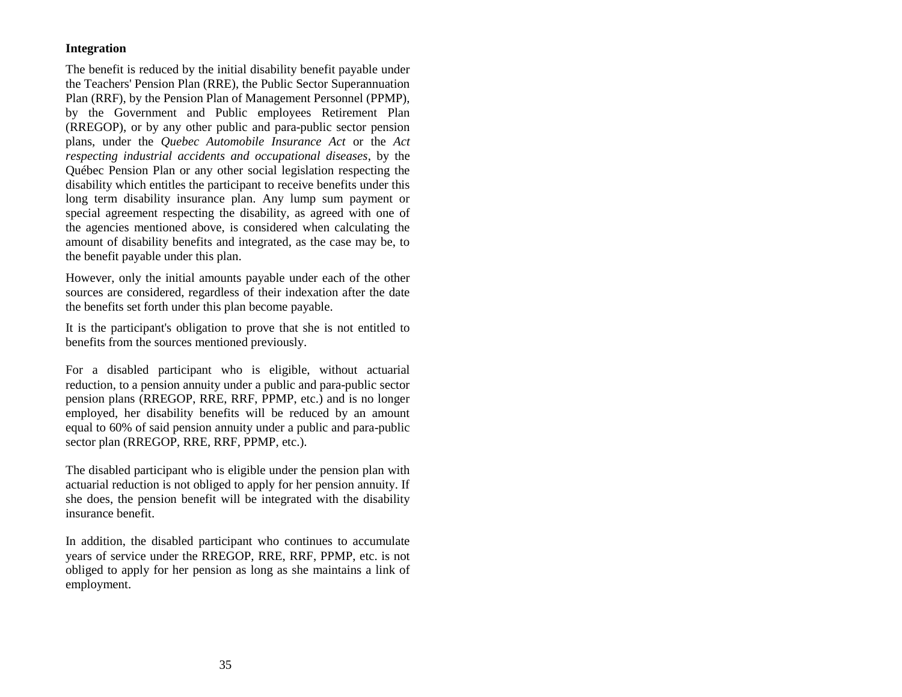**Integration**

The benefit is reduced by the initial disability benefit payable under the Teachers' Pension Plan (RRE), the Public Sector Superannuation Plan (RRF), by the Pension Plan of Management Personnel (PPMP), by the Government and Public employees Retirement Plan (RREGOP), or by any other public and para-public sector pension plans, under the *Quebec Automobile Insurance Act* or the *Act respecting industrial accidents and occupational diseases*, by the Québec Pension Plan or any other social legislation respecting the disability which entitles the participant to receive benefits under this long term disability insurance plan. Any lump sum payment or special agreement respecting the disability, as agreed with one of the agencies mentioned above, is considered when calculating the amount of disability benefits and integrated, as the case may be, to the benefit payable under this plan.

However, only the initial amounts payable under each of the other sources are considered, regardless of their indexation after the date the benefits set forth under this plan become payable.

It is the participant's obligation to prove that she is not entitled to benefits from the sources mentioned previously.

For a disabled participant who is eligible, without actuarial reduction, to a pension annuity under a public and para-public sector pension plans (RREGOP, RRE, RRF, PPMP, etc.) and is no longer employed, her disability benefits will be reduced by an amount equal to 60% of said pension annuity under a public and para-public sector plan (RREGOP, RRE, RRF, PPMP, etc.).

The disabled participant who is eligible under the pension plan with actuarial reduction is not obliged to apply for her pension annuity. If she does, the pension benefit will be integrated with the disability insurance benefit.

In addition, the disabled participant who continues to accumulate years of service under the RREGOP, RRE, RRF, PPMP, etc. is not obliged to apply for her pension as long as she maintains a link of employment.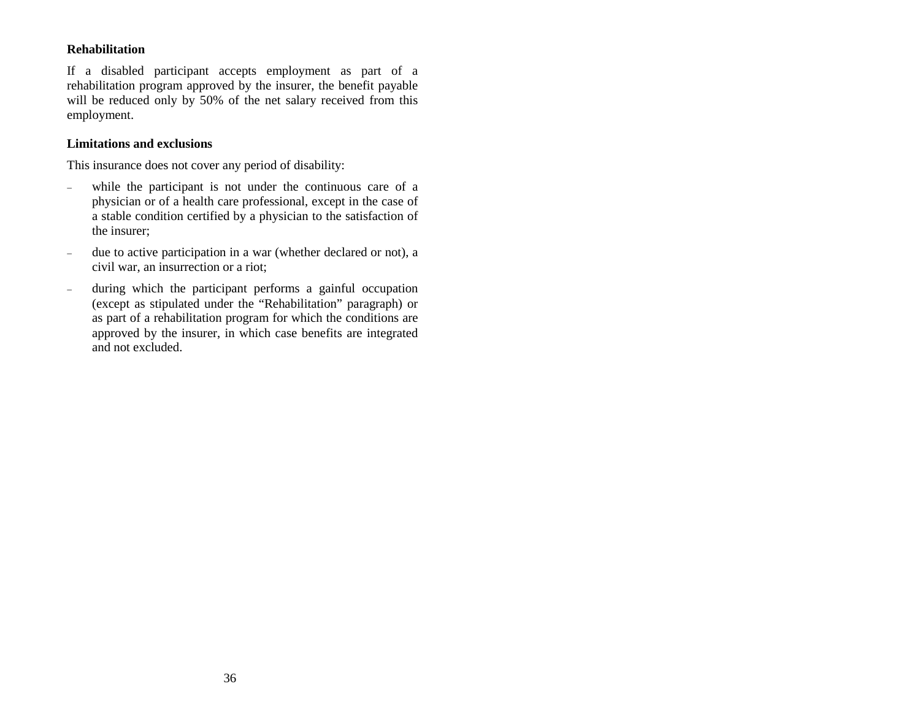**Rehabilitation**

If a disabled participant accepts employment as part of a rehabilitation program approved by the insurer, the benefit payable will be reduced only by 50% of the net salary received from this employment.

**Limitations and exclusions**

This insurance does not cover any period of disability:

- while the participant is not under the continuous care of a physician or of a health care professional, except in the case of a stable condition certified by a physician to the satisfaction of the insurer;
- due to active participation in a war (whether declared or not), a civil war, an insurrection or a riot;
- during which the participant performs a gainful occupation (except as stipulated under the "Rehabilitation" paragraph) or as part of a rehabilitation program for which the conditions are approved by the insurer, in which case benefits are integrated and not excluded.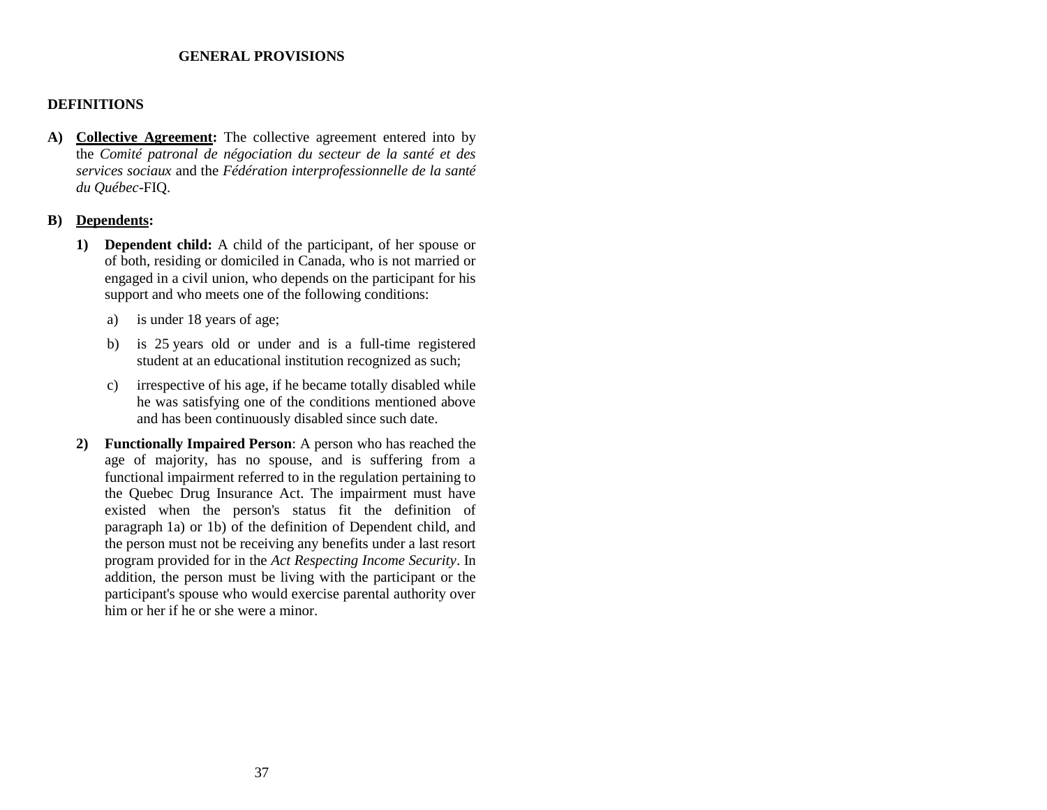## GENERAL PROVISIONS

### DEFINITIONS

**A)** **Collective Agreement:** The collective agreement entered into by the *Comité patronal de négociation du secteur de la santé et des services sociaux* and the *Fédération interprofessionnelle de la santé du Québec*-FIQ.

**B)** **Dependents:**

**1)** **Dependent child:** A child of the participant, of her spouse or of both, residing or domiciled in Canada, who is not married or engaged in a civil union, who depends on the participant for his support and who meets one of the following conditions:

a) is under 18 years of age;

b) is 25 years old or under and is a full-time registered student at an educational institution recognized as such;

c) irrespective of his age, if he became totally disabled while he was satisfying one of the conditions mentioned above and has been continuously disabled since such date.

**2)** **Functionally Impaired Person**: A person who has reached the age of majority, has no spouse, and is suffering from a functional impairment referred to in the regulation pertaining to the Quebec Drug Insurance Act. The impairment must have existed when the person's status fit the definition of paragraph 1a) or 1b) of the definition of Dependent child, and the person must not be receiving any benefits under a last resort program provided for in the *Act Respecting Income Security*. In addition, the person must be living with the participant or the participant's spouse who would exercise parental authority over him or her if he or she were a minor.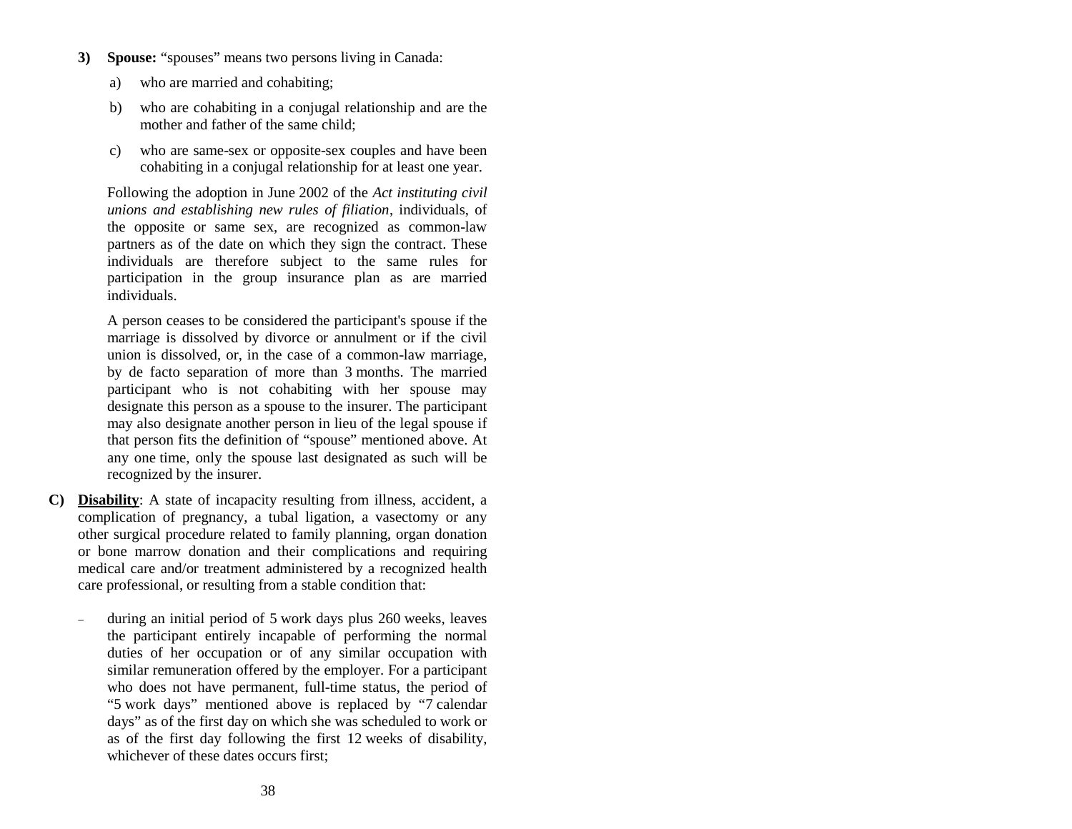**3) Spouse:** "spouses" means two persons living in Canada:

a) who are married and cohabiting;

b) who are cohabiting in a conjugal relationship and are the mother and father of the same child;

c) who are same-sex or opposite-sex couples and have been cohabiting in a conjugal relationship for at least one year.

Following the adoption in June 2002 of the *Act instituting civil unions and establishing new rules of filiation*, individuals, of the opposite or same sex, are recognized as common-law partners as of the date on which they sign the contract. These individuals are therefore subject to the same rules for participation in the group insurance plan as are married individuals.

A person ceases to be considered the participant's spouse if the marriage is dissolved by divorce or annulment or if the civil union is dissolved, or, in the case of a common-law marriage, by de facto separation of more than 3 months. The married participant who is not cohabiting with her spouse may designate this person as a spouse to the insurer. The participant may also designate another person in lieu of the legal spouse if that person fits the definition of "spouse" mentioned above. At any one time, only the spouse last designated as such will be recognized by the insurer.

**C) <u>Disability</u>**: A state of incapacity resulting from illness, accident, a complication of pregnancy, a tubal ligation, a vasectomy or any other surgical procedure related to family planning, organ donation or bone marrow donation and their complications and requiring medical care and/or treatment administered by a recognized health care professional, or resulting from a stable condition that:

- during an initial period of 5 work days plus 260 weeks, leaves the participant entirely incapable of performing the normal duties of her occupation or of any similar occupation with similar remuneration offered by the employer. For a participant who does not have permanent, full-time status, the period of "5 work days" mentioned above is replaced by "7 calendar days" as of the first day on which she was scheduled to work or as of the first day following the first 12 weeks of disability, whichever of these dates occurs first;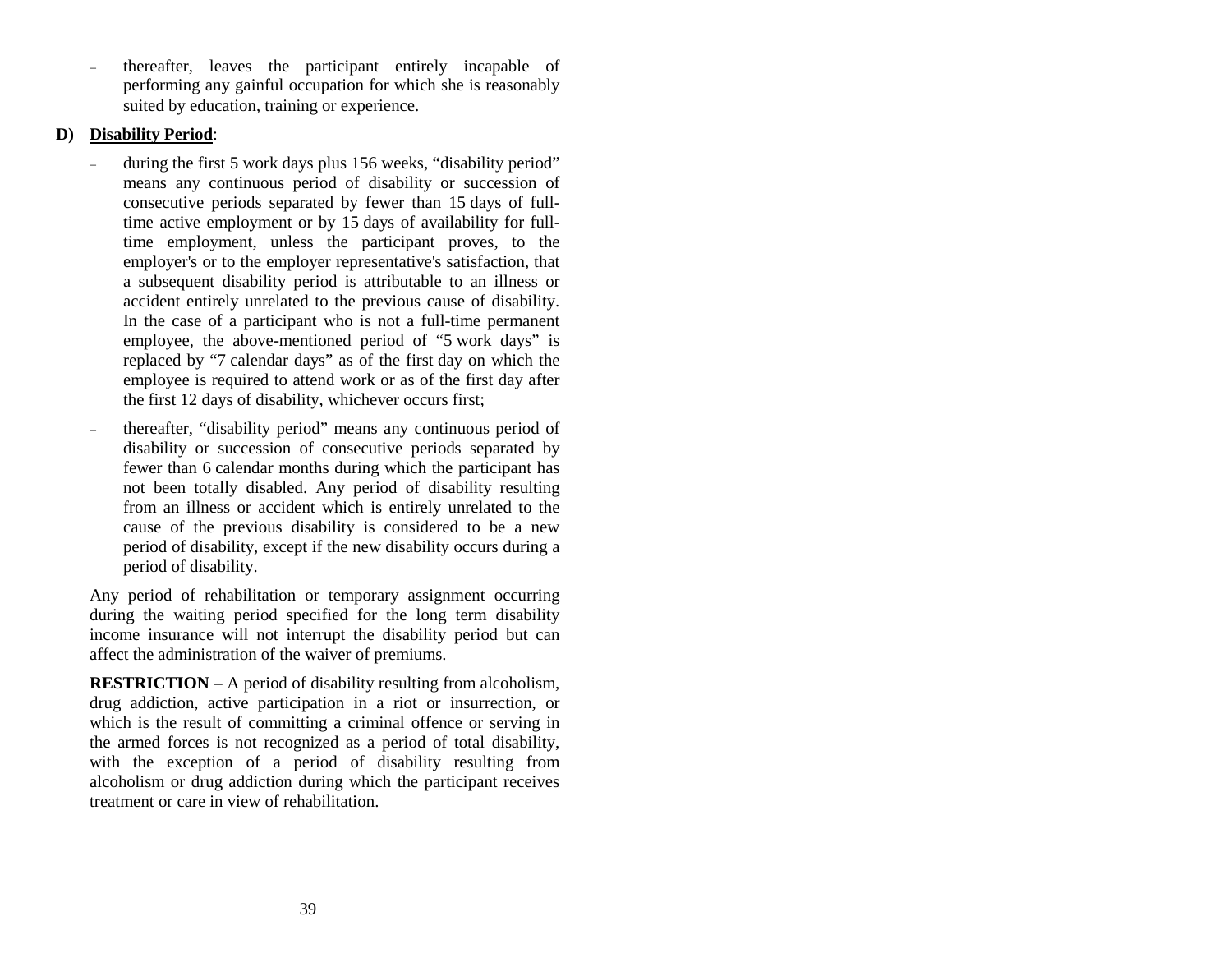- thereafter, leaves the participant entirely incapable of performing any gainful occupation for which she is reasonably suited by education, training or experience.

**D) Disability Period**:

- during the first 5 work days plus 156 weeks, "disability period" means any continuous period of disability or succession of consecutive periods separated by fewer than 15 days of full-time active employment or by 15 days of availability for full-time employment, unless the participant proves, to the employer's or to the employer representative's satisfaction, that a subsequent disability period is attributable to an illness or accident entirely unrelated to the previous cause of disability. In the case of a participant who is not a full-time permanent employee, the above-mentioned period of "5 work days" is replaced by "7 calendar days" as of the first day on which the employee is required to attend work or as of the first day after the first 12 days of disability, whichever occurs first;
- thereafter, "disability period" means any continuous period of disability or succession of consecutive periods separated by fewer than 6 calendar months during which the participant has not been totally disabled. Any period of disability resulting from an illness or accident which is entirely unrelated to the cause of the previous disability is considered to be a new period of disability, except if the new disability occurs during a period of disability.

Any period of rehabilitation or temporary assignment occurring during the waiting period specified for the long term disability income insurance will not interrupt the disability period but can affect the administration of the waiver of premiums.

**RESTRICTION** – A period of disability resulting from alcoholism, drug addiction, active participation in a riot or insurrection, or which is the result of committing a criminal offence or serving in the armed forces is not recognized as a period of total disability, with the exception of a period of disability resulting from alcoholism or drug addiction during which the participant receives treatment or care in view of rehabilitation.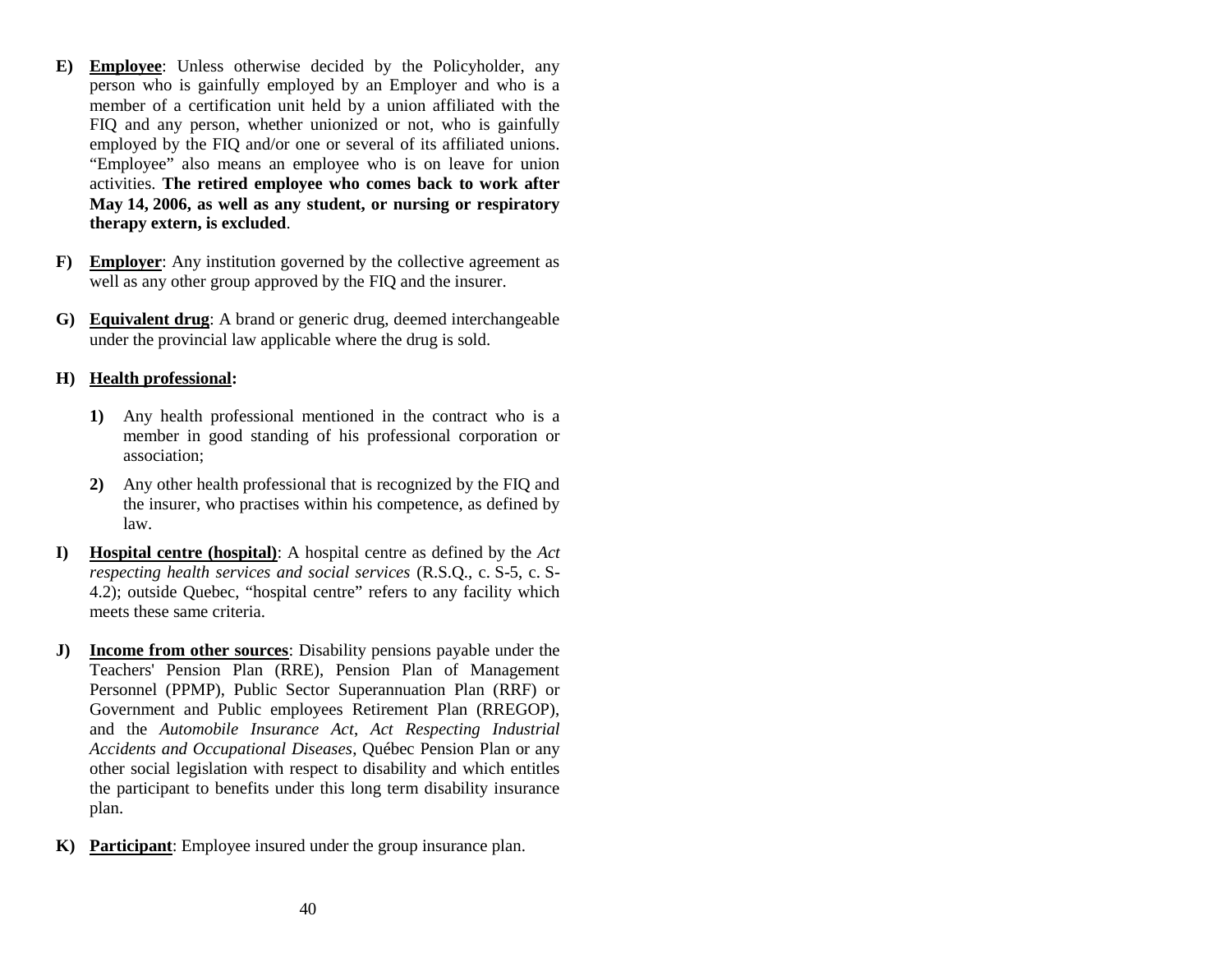**E)** **<u>Employee</u>**: Unless otherwise decided by the Policyholder, any person who is gainfully employed by an Employer and who is a member of a certification unit held by a union affiliated with the FIQ and any person, whether unionized or not, who is gainfully employed by the FIQ and/or one or several of its affiliated unions. "Employee" also means an employee who is on leave for union activities. **The retired employee who comes back to work after May 14, 2006, as well as any student, or nursing or respiratory therapy extern, is excluded**.

**F)** **<u>Employer</u>**: Any institution governed by the collective agreement as well as any other group approved by the FIQ and the insurer.

**G)** **<u>Equivalent drug</u>**: A brand or generic drug, deemed interchangeable under the provincial law applicable where the drug is sold.

**H)** **<u>Health professional</u>:**

- **1)** Any health professional mentioned in the contract who is a member in good standing of his professional corporation or association;
- **2)** Any other health professional that is recognized by the FIQ and the insurer, who practises within his competence, as defined by law.

**I)** **<u>Hospital centre (hospital)</u>**: A hospital centre as defined by the *Act respecting health services and social services* (R.S.Q., c. S-5, c. S-4.2); outside Quebec, "hospital centre" refers to any facility which meets these same criteria.

**J)** **<u>Income from other sources</u>**: Disability pensions payable under the Teachers' Pension Plan (RRE), Pension Plan of Management Personnel (PPMP), Public Sector Superannuation Plan (RRF) or Government and Public employees Retirement Plan (RREGOP), and the *Automobile Insurance Act*, *Act Respecting Industrial Accidents and Occupational Diseases*, Québec Pension Plan or any other social legislation with respect to disability and which entitles the participant to benefits under this long term disability insurance plan.

**K)** **<u>Participant</u>**: Employee insured under the group insurance plan.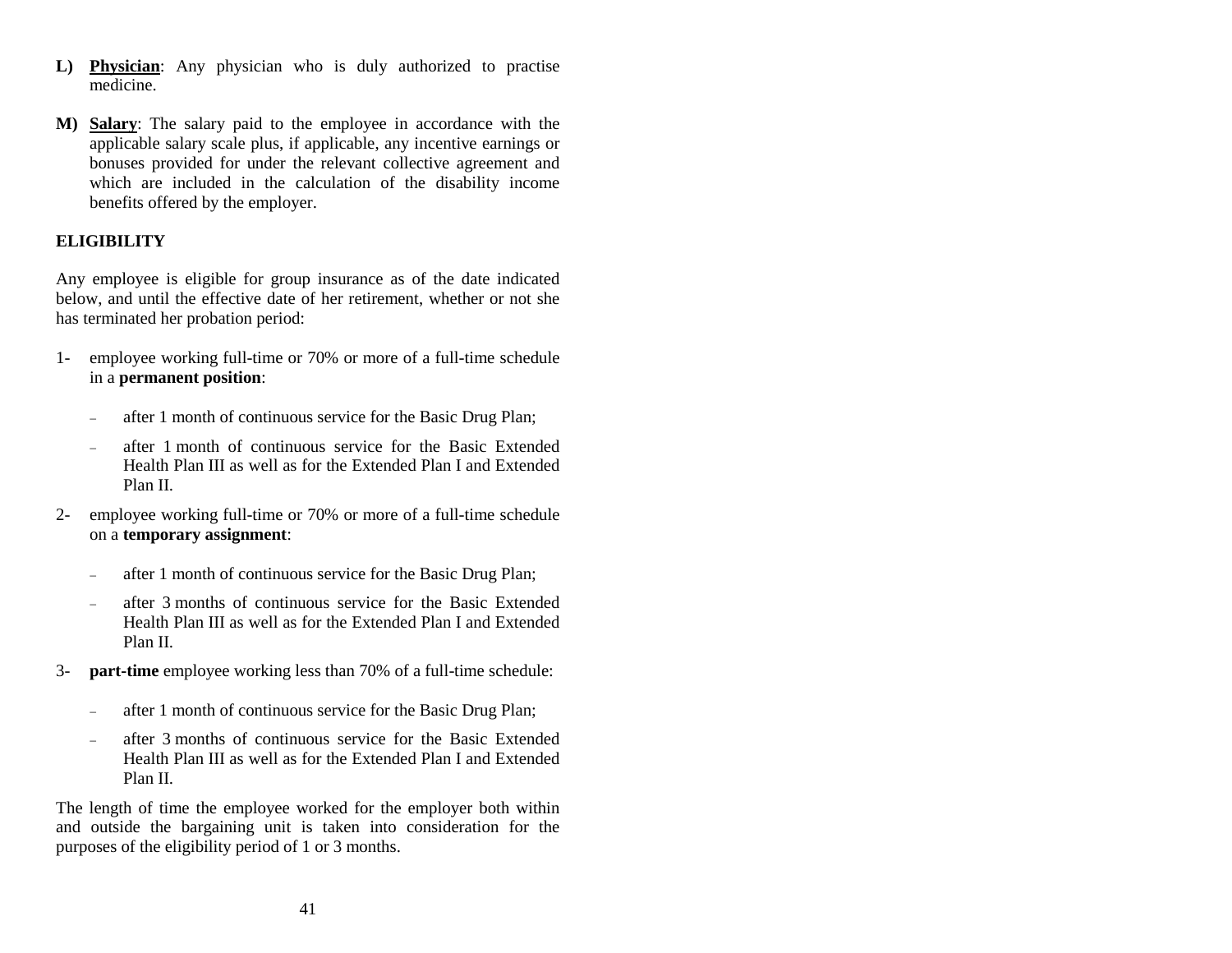**L) Physician**: Any physician who is duly authorized to practise medicine.

**M) Salary**: The salary paid to the employee in accordance with the applicable salary scale plus, if applicable, any incentive earnings or bonuses provided for under the relevant collective agreement and which are included in the calculation of the disability income benefits offered by the employer.

## ELIGIBILITY

Any employee is eligible for group insurance as of the date indicated below, and until the effective date of her retirement, whether or not she has terminated her probation period:

1- employee working full-time or 70% or more of a full-time schedule in a **permanent position**:

   - after 1 month of continuous service for the Basic Drug Plan;
   - after 1 month of continuous service for the Basic Extended Health Plan III as well as for the Extended Plan I and Extended Plan II.

2- employee working full-time or 70% or more of a full-time schedule on a **temporary assignment**:

   - after 1 month of continuous service for the Basic Drug Plan;
   - after 3 months of continuous service for the Basic Extended Health Plan III as well as for the Extended Plan I and Extended Plan II.

3- **part-time** employee working less than 70% of a full-time schedule:

   - after 1 month of continuous service for the Basic Drug Plan;
   - after 3 months of continuous service for the Basic Extended Health Plan III as well as for the Extended Plan I and Extended Plan II.

The length of time the employee worked for the employer both within and outside the bargaining unit is taken into consideration for the purposes of the eligibility period of 1 or 3 months.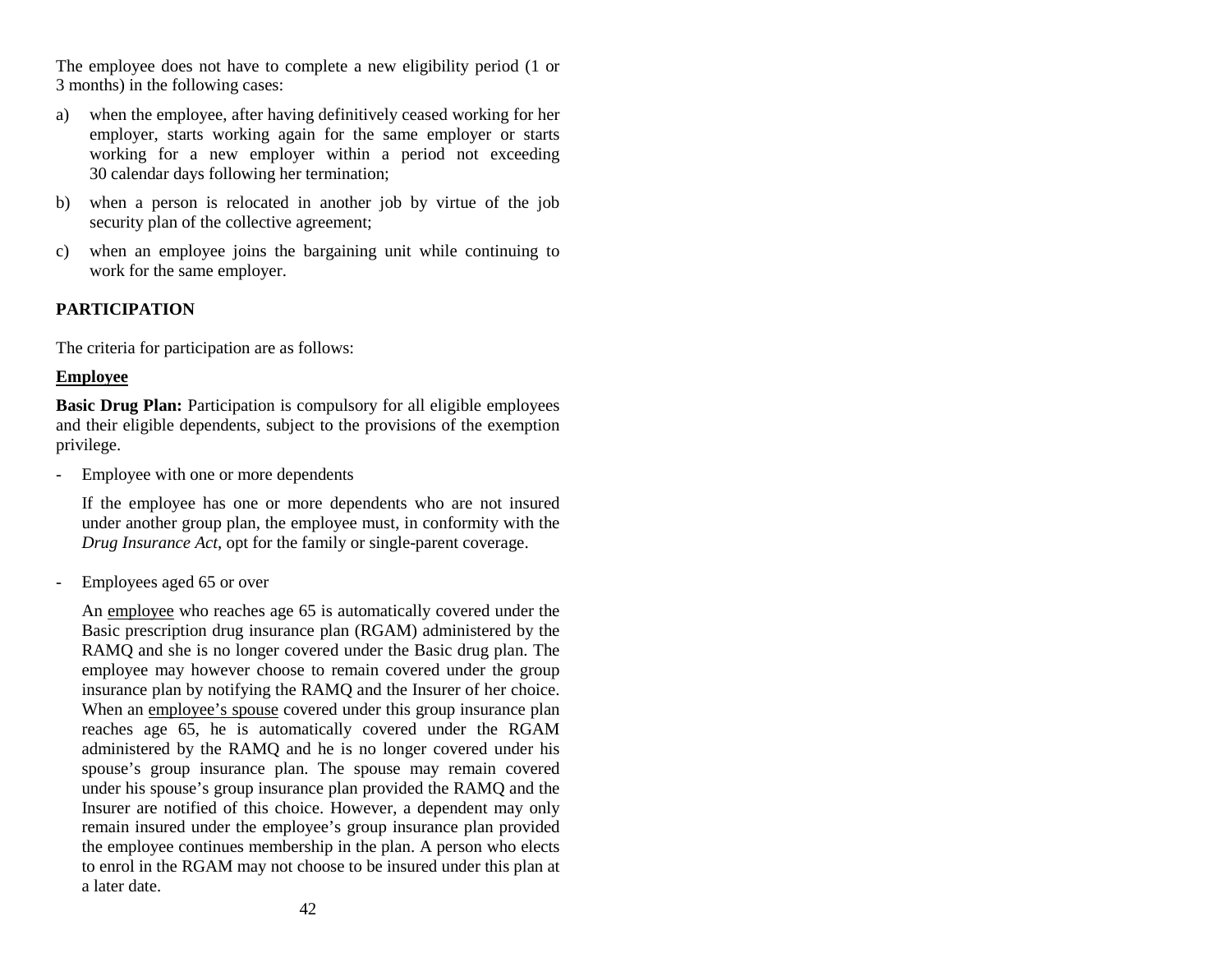The employee does not have to complete a new eligibility period (1 or 3 months) in the following cases:

a) when the employee, after having definitively ceased working for her employer, starts working again for the same employer or starts working for a new employer within a period not exceeding 30 calendar days following her termination;

b) when a person is relocated in another job by virtue of the job security plan of the collective agreement;

c) when an employee joins the bargaining unit while continuing to work for the same employer.

## PARTICIPATION

The criteria for participation are as follows:

### Employee

**Basic Drug Plan:** Participation is compulsory for all eligible employees and their eligible dependents, subject to the provisions of the exemption privilege.

- Employee with one or more dependents

  If the employee has one or more dependents who are not insured under another group plan, the employee must, in conformity with the *Drug Insurance Act*, opt for the family or single-parent coverage.

- Employees aged 65 or over

  An employee who reaches age 65 is automatically covered under the Basic prescription drug insurance plan (RGAM) administered by the RAMQ and she is no longer covered under the Basic drug plan. The employee may however choose to remain covered under the group insurance plan by notifying the RAMQ and the Insurer of her choice. When an employee's spouse covered under this group insurance plan reaches age 65, he is automatically covered under the RGAM administered by the RAMQ and he is no longer covered under his spouse's group insurance plan. The spouse may remain covered under his spouse's group insurance plan provided the RAMQ and the Insurer are notified of this choice. However, a dependent may only remain insured under the employee's group insurance plan provided the employee continues membership in the plan. A person who elects to enrol in the RGAM may not choose to be insured under this plan at a later date.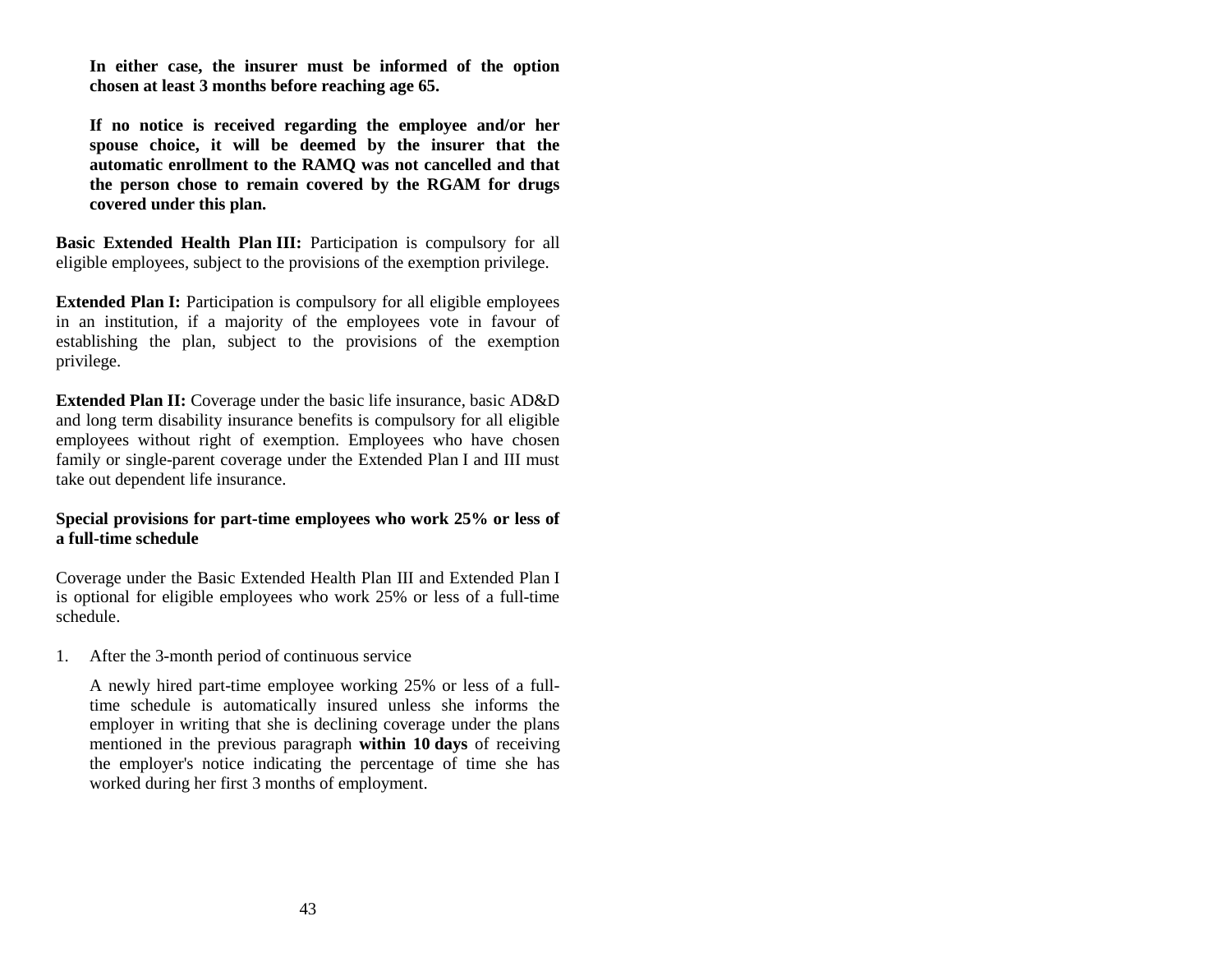**In either case, the insurer must be informed of the option chosen at least 3 months before reaching age 65.**

**If no notice is received regarding the employee and/or her spouse choice, it will be deemed by the insurer that the automatic enrollment to the RAMQ was not cancelled and that the person chose to remain covered by the RGAM for drugs covered under this plan.**

**Basic Extended Health Plan III:** Participation is compulsory for all eligible employees, subject to the provisions of the exemption privilege.

**Extended Plan I:** Participation is compulsory for all eligible employees in an institution, if a majority of the employees vote in favour of establishing the plan, subject to the provisions of the exemption privilege.

**Extended Plan II:** Coverage under the basic life insurance, basic AD&D and long term disability insurance benefits is compulsory for all eligible employees without right of exemption. Employees who have chosen family or single-parent coverage under the Extended Plan I and III must take out dependent life insurance.

**Special provisions for part-time employees who work 25% or less of a full-time schedule**

Coverage under the Basic Extended Health Plan III and Extended Plan I is optional for eligible employees who work 25% or less of a full-time schedule.

1. After the 3-month period of continuous service

   A newly hired part-time employee working 25% or less of a full-time schedule is automatically insured unless she informs the employer in writing that she is declining coverage under the plans mentioned in the previous paragraph **within 10 days** of receiving the employer's notice indicating the percentage of time she has worked during her first 3 months of employment.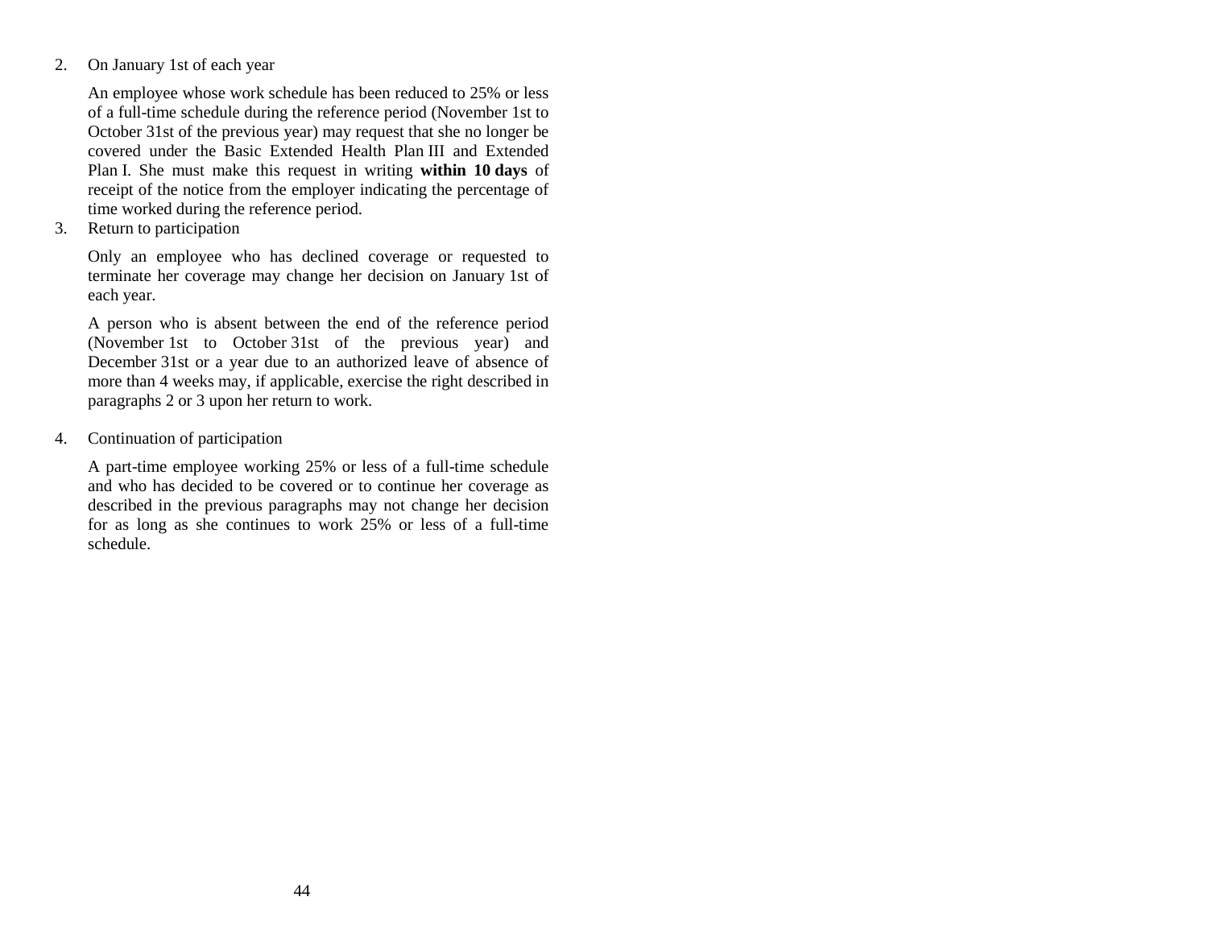2. On January 1st of each year

   An employee whose work schedule has been reduced to 25% or less of a full-time schedule during the reference period (November 1st to October 31st of the previous year) may request that she no longer be covered under the Basic Extended Health Plan III and Extended Plan I. She must make this request in writing **within 10 days** of receipt of the notice from the employer indicating the percentage of time worked during the reference period.

3. Return to participation

   Only an employee who has declined coverage or requested to terminate her coverage may change her decision on January 1st of each year.

   A person who is absent between the end of the reference period (November 1st to October 31st of the previous year) and December 31st or a year due to an authorized leave of absence of more than 4 weeks may, if applicable, exercise the right described in paragraphs 2 or 3 upon her return to work.

4. Continuation of participation

   A part-time employee working 25% or less of a full-time schedule and who has decided to be covered or to continue her coverage as described in the previous paragraphs may not change her decision for as long as she continues to work 25% or less of a full-time schedule.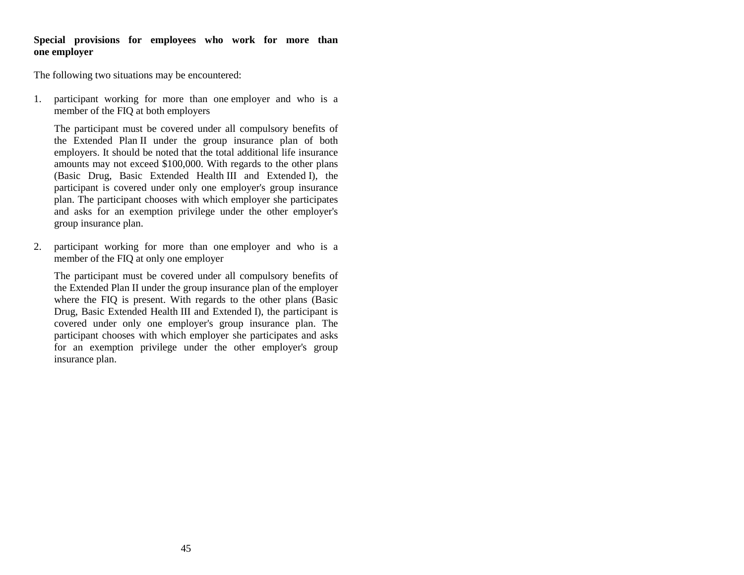**Special provisions for employees who work for more than one employer**

The following two situations may be encountered:

1. participant working for more than one employer and who is a member of the FIQ at both employers

   The participant must be covered under all compulsory benefits of the Extended Plan II under the group insurance plan of both employers. It should be noted that the total additional life insurance amounts may not exceed $100,000. With regards to the other plans (Basic Drug, Basic Extended Health III and Extended I), the participant is covered under only one employer's group insurance plan. The participant chooses with which employer she participates and asks for an exemption privilege under the other employer's group insurance plan.

2. participant working for more than one employer and who is a member of the FIQ at only one employer

   The participant must be covered under all compulsory benefits of the Extended Plan II under the group insurance plan of the employer where the FIQ is present. With regards to the other plans (Basic Drug, Basic Extended Health III and Extended I), the participant is covered under only one employer's group insurance plan. The participant chooses with which employer she participates and asks for an exemption privilege under the other employer's group insurance plan.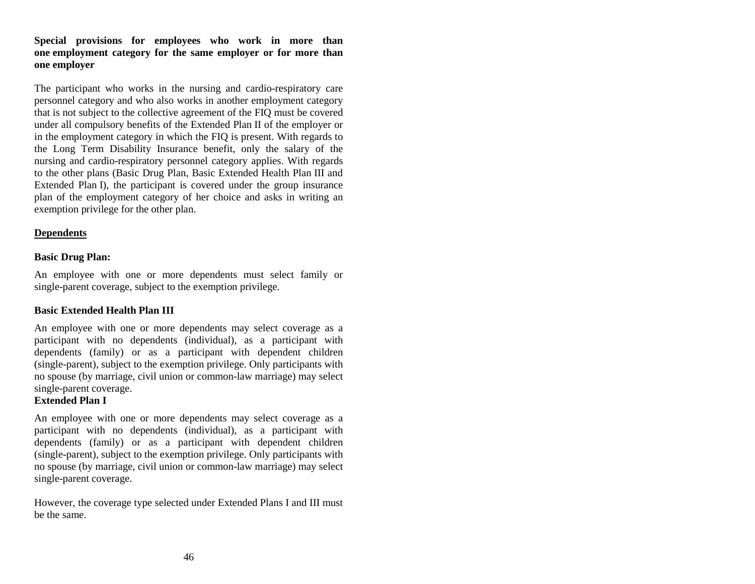**Special provisions for employees who work in more than one employment category for the same employer or for more than one employer**

The participant who works in the nursing and cardio-respiratory care personnel category and who also works in another employment category that is not subject to the collective agreement of the FIQ must be covered under all compulsory benefits of the Extended Plan II of the employer or in the employment category in which the FIQ is present. With regards to the Long Term Disability Insurance benefit, only the salary of the nursing and cardio-respiratory personnel category applies. With regards to the other plans (Basic Drug Plan, Basic Extended Health Plan III and Extended Plan I), the participant is covered under the group insurance plan of the employment category of her choice and asks in writing an exemption privilege for the other plan.

## Dependents

**Basic Drug Plan:**

An employee with one or more dependents must select family or single-parent coverage, subject to the exemption privilege.

**Basic Extended Health Plan III**

An employee with one or more dependents may select coverage as a participant with no dependents (individual), as a participant with dependents (family) or as a participant with dependent children (single-parent), subject to the exemption privilege. Only participants with no spouse (by marriage, civil union or common-law marriage) may select single-parent coverage.

**Extended Plan I**

An employee with one or more dependents may select coverage as a participant with no dependents (individual), as a participant with dependents (family) or as a participant with dependent children (single-parent), subject to the exemption privilege. Only participants with no spouse (by marriage, civil union or common-law marriage) may select single-parent coverage.

However, the coverage type selected under Extended Plans I and III must be the same.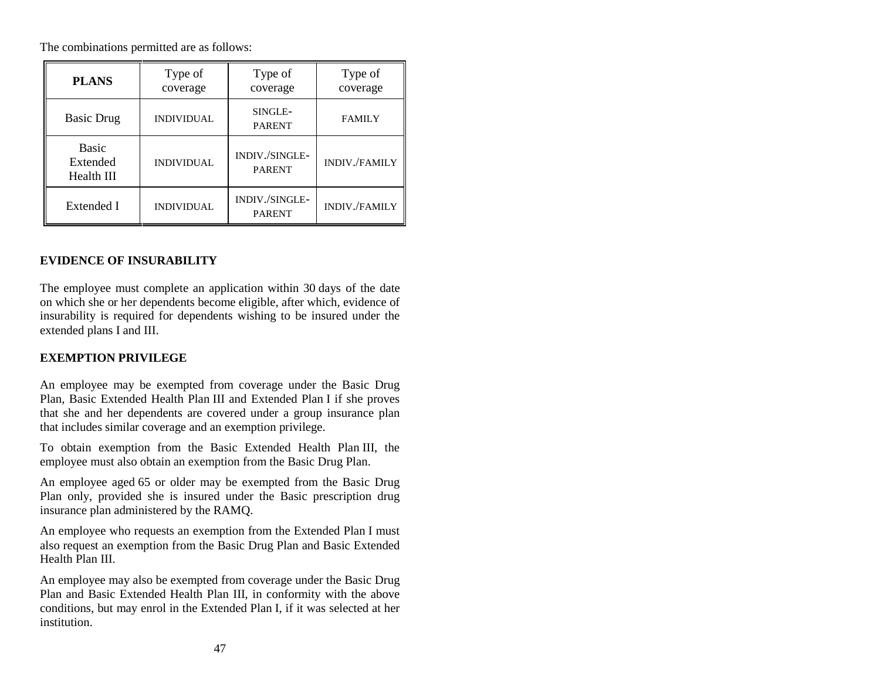The combinations permitted are as follows:

| PLANS | Type of coverage | Type of coverage | Type of coverage |
|---|---|---|---|
| Basic Drug | INDIVIDUAL | SINGLE-PARENT | FAMILY |
| Basic Extended Health III | INDIVIDUAL | INDIV./SINGLE-PARENT | INDIV./FAMILY |
| Extended I | INDIVIDUAL | INDIV./SINGLE-PARENT | INDIV./FAMILY |

**EVIDENCE OF INSURABILITY**

The employee must complete an application within 30 days of the date on which she or her dependents become eligible, after which, evidence of insurability is required for dependents wishing to be insured under the extended plans I and III.

**EXEMPTION PRIVILEGE**

An employee may be exempted from coverage under the Basic Drug Plan, Basic Extended Health Plan III and Extended Plan I if she proves that she and her dependents are covered under a group insurance plan that includes similar coverage and an exemption privilege.

To obtain exemption from the Basic Extended Health Plan III, the employee must also obtain an exemption from the Basic Drug Plan.

An employee aged 65 or older may be exempted from the Basic Drug Plan only, provided she is insured under the Basic prescription drug insurance plan administered by the RAMQ.

An employee who requests an exemption from the Extended Plan I must also request an exemption from the Basic Drug Plan and Basic Extended Health Plan III.

An employee may also be exempted from coverage under the Basic Drug Plan and Basic Extended Health Plan III, in conformity with the above conditions, but may enrol in the Extended Plan I, if it was selected at her institution.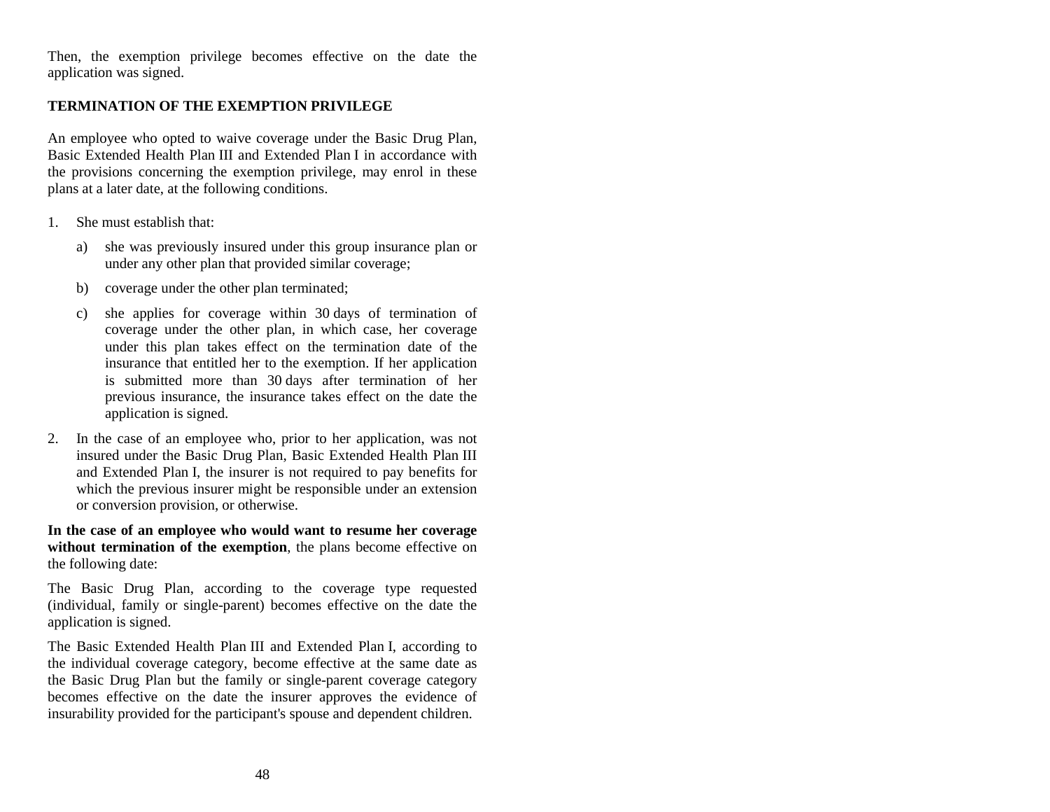Then, the exemption privilege becomes effective on the date the application was signed.

## TERMINATION OF THE EXEMPTION PRIVILEGE

An employee who opted to waive coverage under the Basic Drug Plan, Basic Extended Health Plan III and Extended Plan I in accordance with the provisions concerning the exemption privilege, may enrol in these plans at a later date, at the following conditions.

1. She must establish that:

   a) she was previously insured under this group insurance plan or under any other plan that provided similar coverage;

   b) coverage under the other plan terminated;

   c) she applies for coverage within 30 days of termination of coverage under the other plan, in which case, her coverage under this plan takes effect on the termination date of the insurance that entitled her to the exemption. If her application is submitted more than 30 days after termination of her previous insurance, the insurance takes effect on the date the application is signed.

2. In the case of an employee who, prior to her application, was not insured under the Basic Drug Plan, Basic Extended Health Plan III and Extended Plan I, the insurer is not required to pay benefits for which the previous insurer might be responsible under an extension or conversion provision, or otherwise.

**In the case of an employee who would want to resume her coverage without termination of the exemption**, the plans become effective on the following date:

The Basic Drug Plan, according to the coverage type requested (individual, family or single-parent) becomes effective on the date the application is signed.

The Basic Extended Health Plan III and Extended Plan I, according to the individual coverage category, become effective at the same date as the Basic Drug Plan but the family or single-parent coverage category becomes effective on the date the insurer approves the evidence of insurability provided for the participant's spouse and dependent children.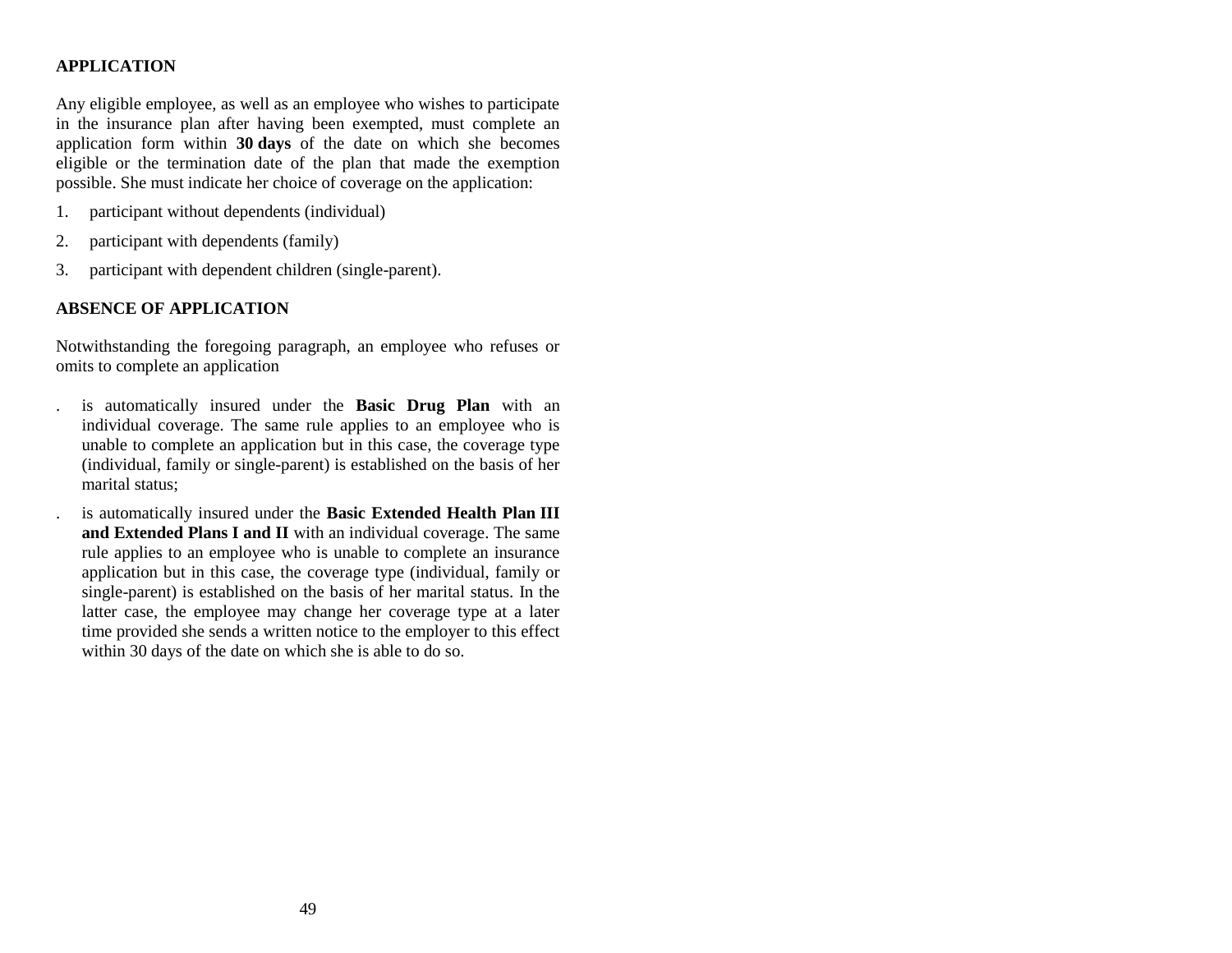## APPLICATION

Any eligible employee, as well as an employee who wishes to participate in the insurance plan after having been exempted, must complete an application form within **30 days** of the date on which she becomes eligible or the termination date of the plan that made the exemption possible. She must indicate her choice of coverage on the application:

1. participant without dependents (individual)
2. participant with dependents (family)
3. participant with dependent children (single-parent).

## ABSENCE OF APPLICATION

Notwithstanding the foregoing paragraph, an employee who refuses or omits to complete an application

- is automatically insured under the **Basic Drug Plan** with an individual coverage. The same rule applies to an employee who is unable to complete an application but in this case, the coverage type (individual, family or single-parent) is established on the basis of her marital status;
- is automatically insured under the **Basic Extended Health Plan III and Extended Plans I and II** with an individual coverage. The same rule applies to an employee who is unable to complete an insurance application but in this case, the coverage type (individual, family or single-parent) is established on the basis of her marital status. In the latter case, the employee may change her coverage type at a later time provided she sends a written notice to the employer to this effect within 30 days of the date on which she is able to do so.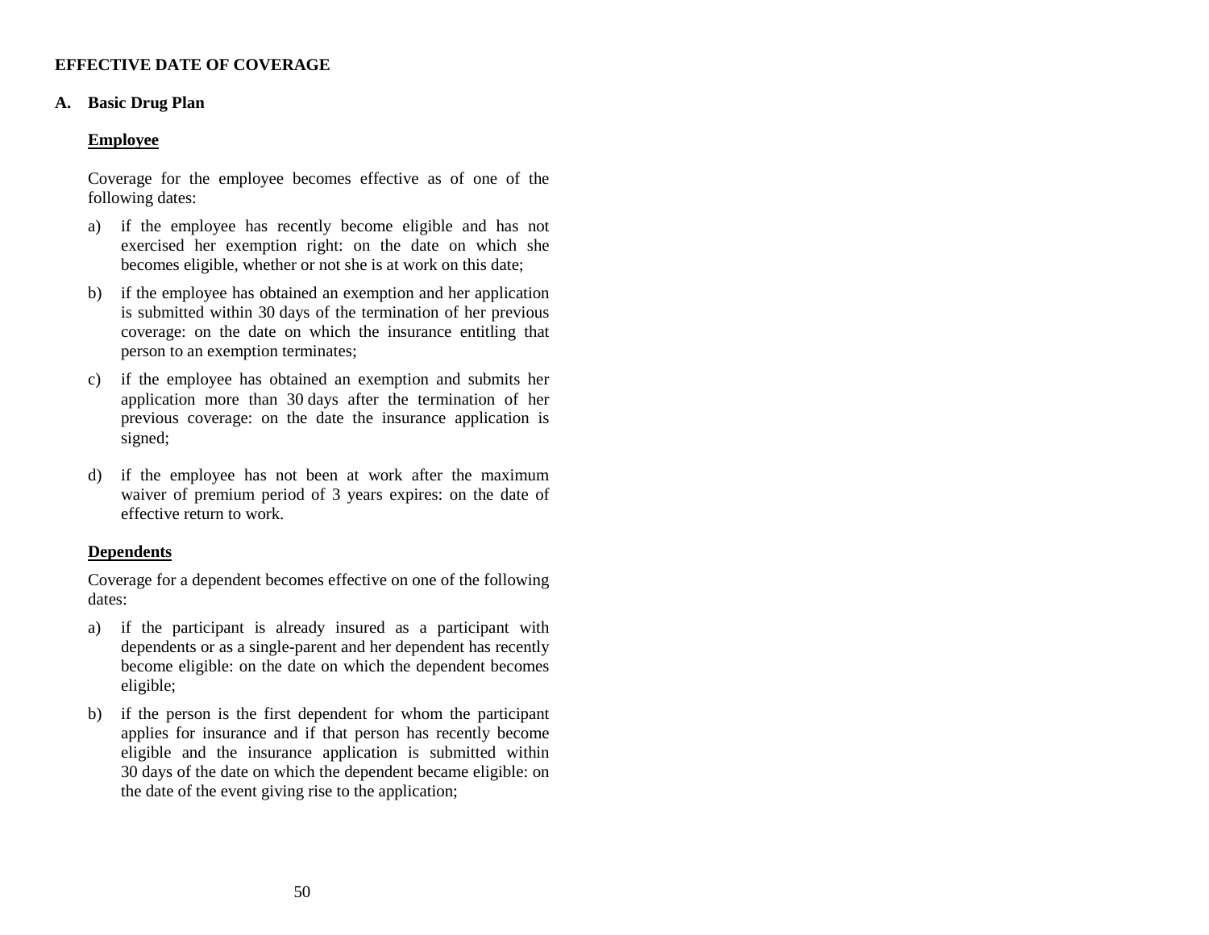## EFFECTIVE DATE OF COVERAGE

### A. Basic Drug Plan

**Employee**

Coverage for the employee becomes effective as of one of the following dates:

a) if the employee has recently become eligible and has not exercised her exemption right: on the date on which she becomes eligible, whether or not she is at work on this date;

b) if the employee has obtained an exemption and her application is submitted within 30 days of the termination of her previous coverage: on the date on which the insurance entitling that person to an exemption terminates;

c) if the employee has obtained an exemption and submits her application more than 30 days after the termination of her previous coverage: on the date the insurance application is signed;

d) if the employee has not been at work after the maximum waiver of premium period of 3 years expires: on the date of effective return to work.

**Dependents**

Coverage for a dependent becomes effective on one of the following dates:

a) if the participant is already insured as a participant with dependents or as a single-parent and her dependent has recently become eligible: on the date on which the dependent becomes eligible;

b) if the person is the first dependent for whom the participant applies for insurance and if that person has recently become eligible and the insurance application is submitted within 30 days of the date on which the dependent became eligible: on the date of the event giving rise to the application;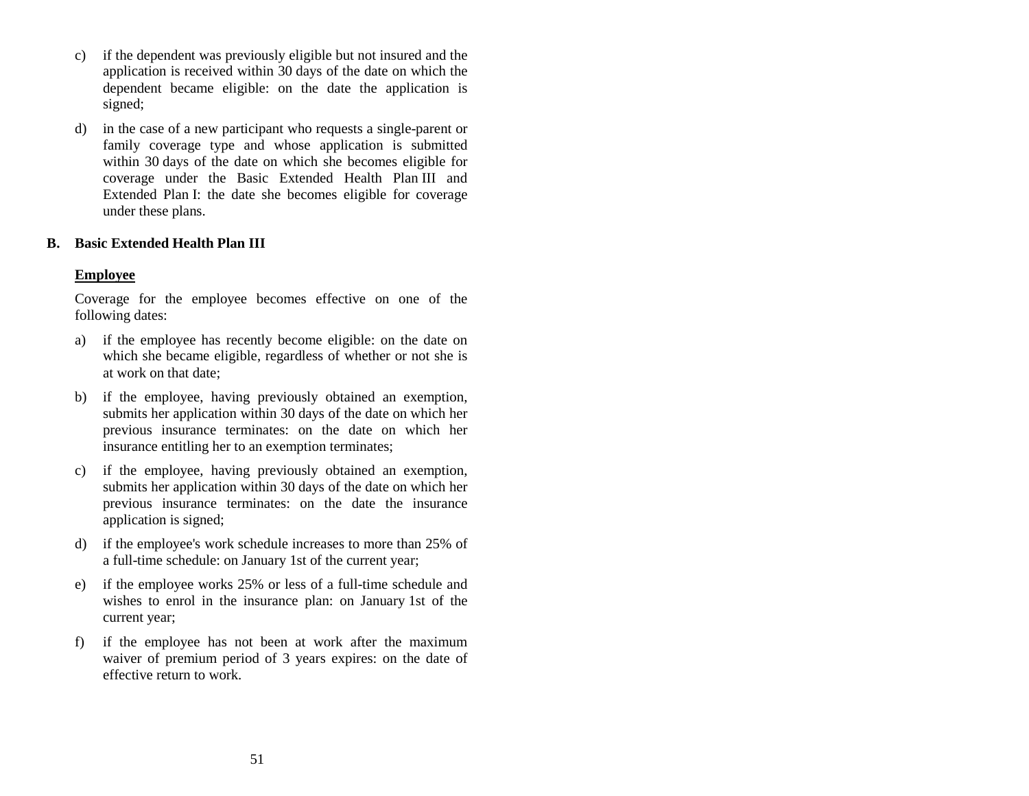c) if the dependent was previously eligible but not insured and the application is received within 30 days of the date on which the dependent became eligible: on the date the application is signed;

d) in the case of a new participant who requests a single-parent or family coverage type and whose application is submitted within 30 days of the date on which she becomes eligible for coverage under the Basic Extended Health Plan III and Extended Plan I: the date she becomes eligible for coverage under these plans.

## B. Basic Extended Health Plan III

**Employee**

Coverage for the employee becomes effective on one of the following dates:

a) if the employee has recently become eligible: on the date on which she became eligible, regardless of whether or not she is at work on that date;

b) if the employee, having previously obtained an exemption, submits her application within 30 days of the date on which her previous insurance terminates: on the date on which her insurance entitling her to an exemption terminates;

c) if the employee, having previously obtained an exemption, submits her application within 30 days of the date on which her previous insurance terminates: on the date the insurance application is signed;

d) if the employee's work schedule increases to more than 25% of a full-time schedule: on January 1st of the current year;

e) if the employee works 25% or less of a full-time schedule and wishes to enrol in the insurance plan: on January 1st of the current year;

f) if the employee has not been at work after the maximum waiver of premium period of 3 years expires: on the date of effective return to work.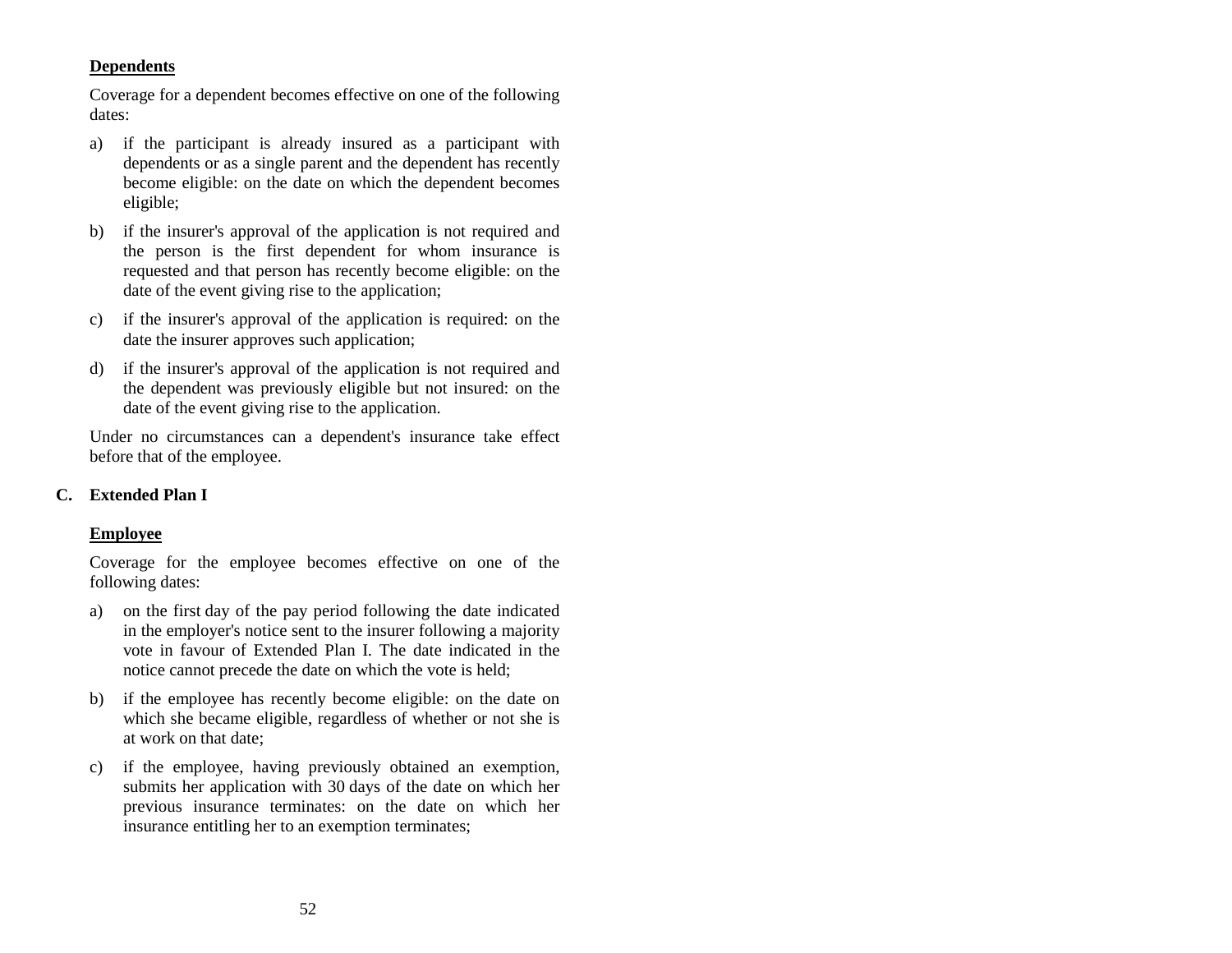**Dependents**

Coverage for a dependent becomes effective on one of the following dates:

a) if the participant is already insured as a participant with dependents or as a single parent and the dependent has recently become eligible: on the date on which the dependent becomes eligible;

b) if the insurer's approval of the application is not required and the person is the first dependent for whom insurance is requested and that person has recently become eligible: on the date of the event giving rise to the application;

c) if the insurer's approval of the application is required: on the date the insurer approves such application;

d) if the insurer's approval of the application is not required and the dependent was previously eligible but not insured: on the date of the event giving rise to the application.

Under no circumstances can a dependent's insurance take effect before that of the employee.

## C. Extended Plan I

**Employee**

Coverage for the employee becomes effective on one of the following dates:

a) on the first day of the pay period following the date indicated in the employer's notice sent to the insurer following a majority vote in favour of Extended Plan I. The date indicated in the notice cannot precede the date on which the vote is held;

b) if the employee has recently become eligible: on the date on which she became eligible, regardless of whether or not she is at work on that date;

c) if the employee, having previously obtained an exemption, submits her application with 30 days of the date on which her previous insurance terminates: on the date on which her insurance entitling her to an exemption terminates;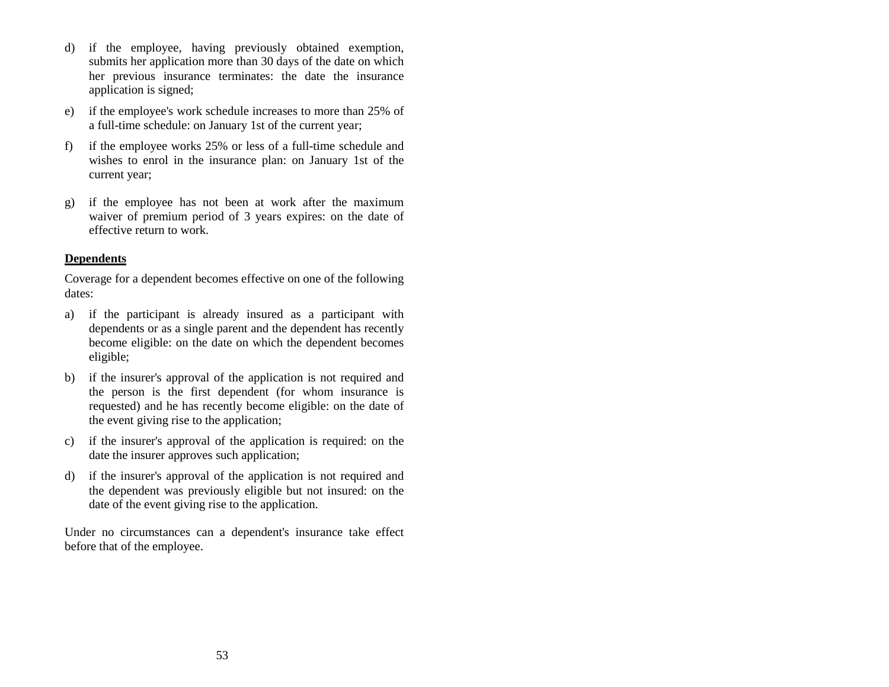d) if the employee, having previously obtained exemption, submits her application more than 30 days of the date on which her previous insurance terminates: the date the insurance application is signed;

e) if the employee's work schedule increases to more than 25% of a full-time schedule: on January 1st of the current year;

f) if the employee works 25% or less of a full-time schedule and wishes to enrol in the insurance plan: on January 1st of the current year;

g) if the employee has not been at work after the maximum waiver of premium period of 3 years expires: on the date of effective return to work.

**Dependents**

Coverage for a dependent becomes effective on one of the following dates:

a) if the participant is already insured as a participant with dependents or as a single parent and the dependent has recently become eligible: on the date on which the dependent becomes eligible;

b) if the insurer's approval of the application is not required and the person is the first dependent (for whom insurance is requested) and he has recently become eligible: on the date of the event giving rise to the application;

c) if the insurer's approval of the application is required: on the date the insurer approves such application;

d) if the insurer's approval of the application is not required and the dependent was previously eligible but not insured: on the date of the event giving rise to the application.

Under no circumstances can a dependent's insurance take effect before that of the employee.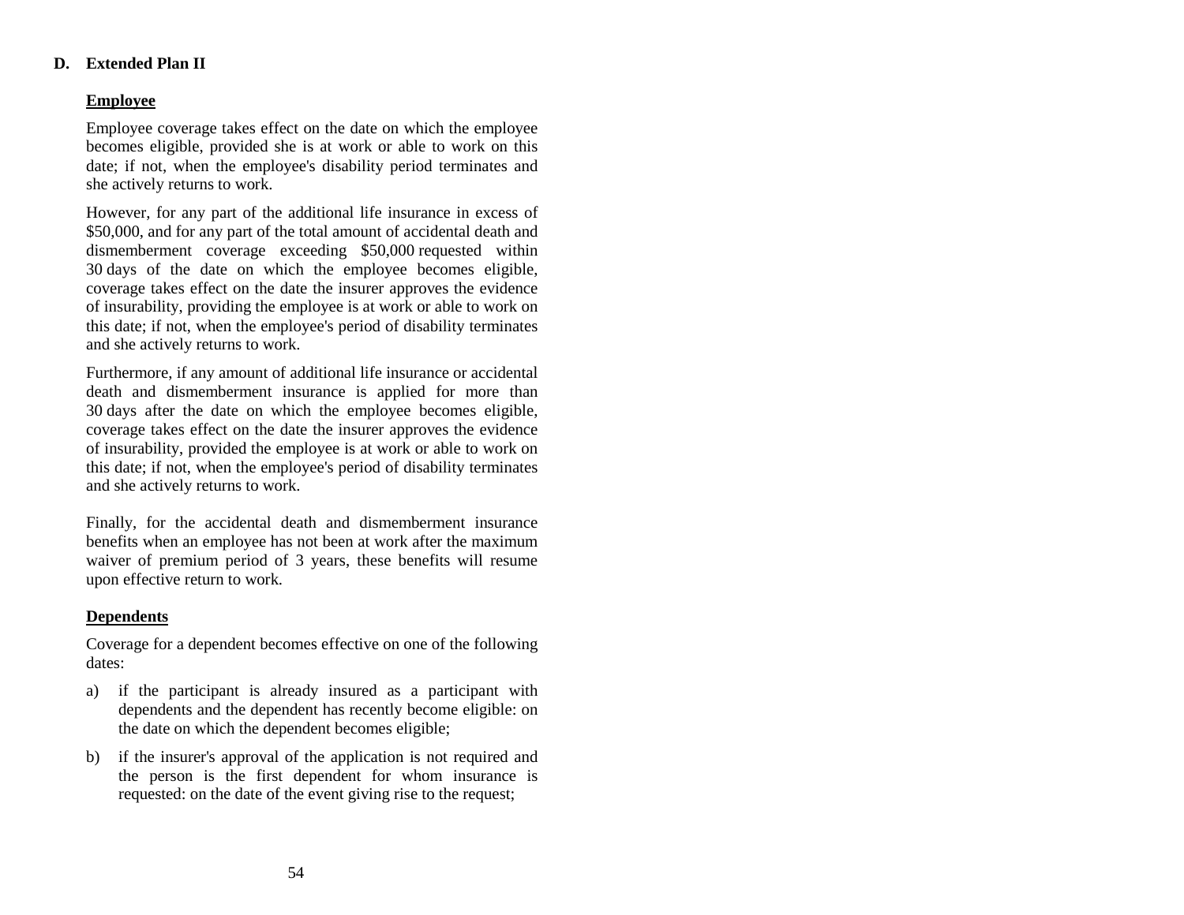## D. Extended Plan II

**Employee**

Employee coverage takes effect on the date on which the employee becomes eligible, provided she is at work or able to work on this date; if not, when the employee's disability period terminates and she actively returns to work.

However, for any part of the additional life insurance in excess of $50,000, and for any part of the total amount of accidental death and dismemberment coverage exceeding $50,000 requested within 30 days of the date on which the employee becomes eligible, coverage takes effect on the date the insurer approves the evidence of insurability, providing the employee is at work or able to work on this date; if not, when the employee's period of disability terminates and she actively returns to work.

Furthermore, if any amount of additional life insurance or accidental death and dismemberment insurance is applied for more than 30 days after the date on which the employee becomes eligible, coverage takes effect on the date the insurer approves the evidence of insurability, provided the employee is at work or able to work on this date; if not, when the employee's period of disability terminates and she actively returns to work.

Finally, for the accidental death and dismemberment insurance benefits when an employee has not been at work after the maximum waiver of premium period of 3 years, these benefits will resume upon effective return to work.

**Dependents**

Coverage for a dependent becomes effective on one of the following dates:

a) if the participant is already insured as a participant with dependents and the dependent has recently become eligible: on the date on which the dependent becomes eligible;

b) if the insurer's approval of the application is not required and the person is the first dependent for whom insurance is requested: on the date of the event giving rise to the request;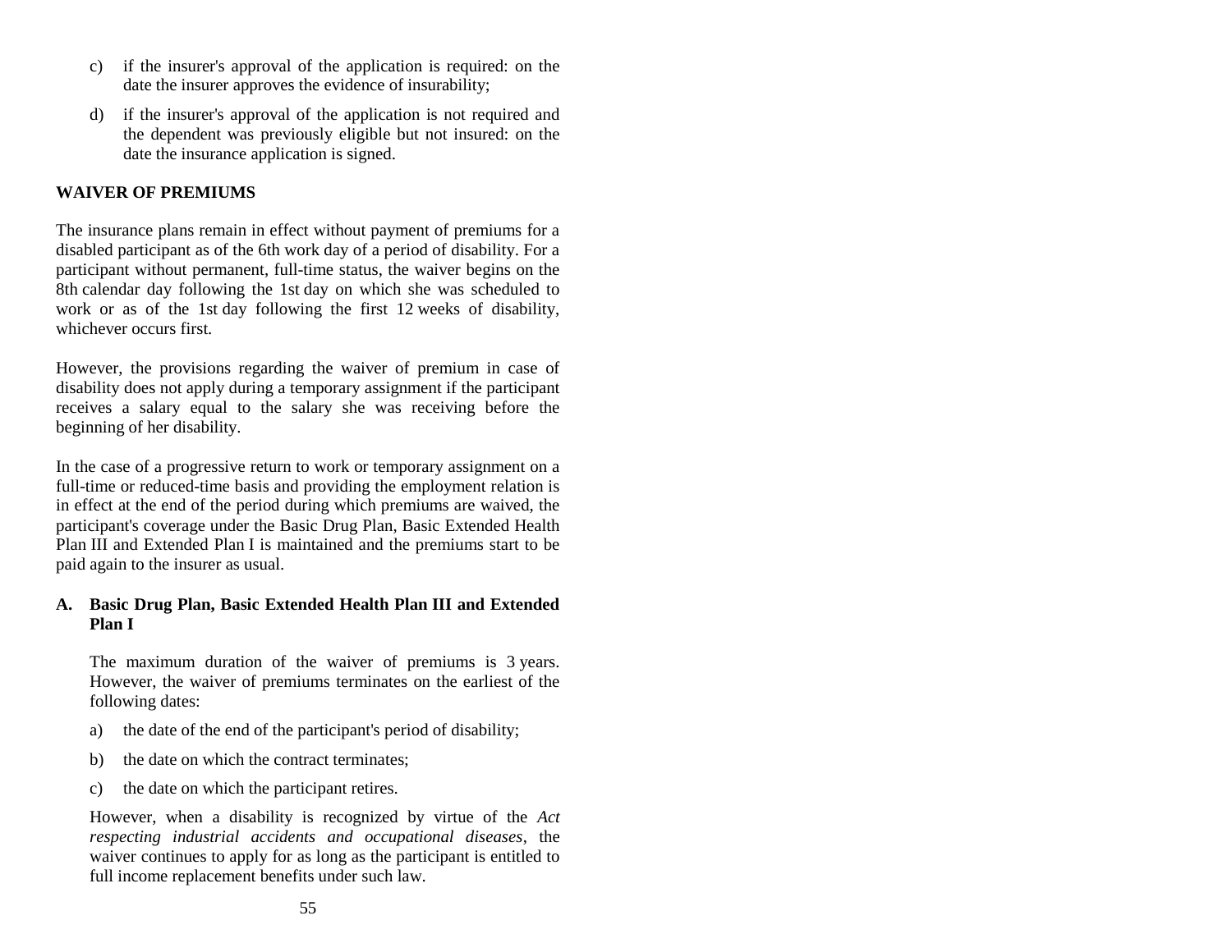c) if the insurer's approval of the application is required: on the date the insurer approves the evidence of insurability;

d) if the insurer's approval of the application is not required and the dependent was previously eligible but not insured: on the date the insurance application is signed.

## WAIVER OF PREMIUMS

The insurance plans remain in effect without payment of premiums for a disabled participant as of the 6th work day of a period of disability. For a participant without permanent, full-time status, the waiver begins on the 8th calendar day following the 1st day on which she was scheduled to work or as of the 1st day following the first 12 weeks of disability, whichever occurs first.

However, the provisions regarding the waiver of premium in case of disability does not apply during a temporary assignment if the participant receives a salary equal to the salary she was receiving before the beginning of her disability.

In the case of a progressive return to work or temporary assignment on a full-time or reduced-time basis and providing the employment relation is in effect at the end of the period during which premiums are waived, the participant's coverage under the Basic Drug Plan, Basic Extended Health Plan III and Extended Plan I is maintained and the premiums start to be paid again to the insurer as usual.

### A. Basic Drug Plan, Basic Extended Health Plan III and Extended Plan I

The maximum duration of the waiver of premiums is 3 years. However, the waiver of premiums terminates on the earliest of the following dates:

a) the date of the end of the participant's period of disability;

b) the date on which the contract terminates;

c) the date on which the participant retires.

However, when a disability is recognized by virtue of the *Act respecting industrial accidents and occupational diseases*, the waiver continues to apply for as long as the participant is entitled to full income replacement benefits under such law.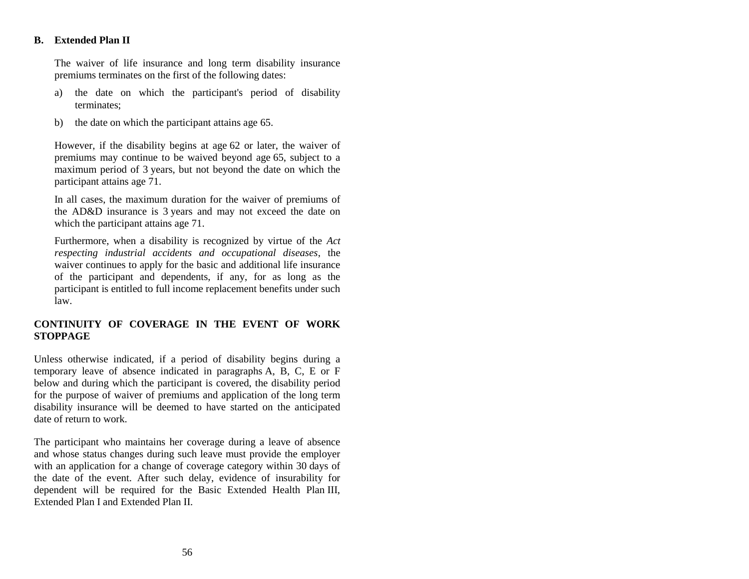### B. Extended Plan II

The waiver of life insurance and long term disability insurance premiums terminates on the first of the following dates:

a) the date on which the participant's period of disability terminates;

b) the date on which the participant attains age 65.

However, if the disability begins at age 62 or later, the waiver of premiums may continue to be waived beyond age 65, subject to a maximum period of 3 years, but not beyond the date on which the participant attains age 71.

In all cases, the maximum duration for the waiver of premiums of the AD&D insurance is 3 years and may not exceed the date on which the participant attains age 71.

Furthermore, when a disability is recognized by virtue of the *Act respecting industrial accidents and occupational diseases*, the waiver continues to apply for the basic and additional life insurance of the participant and dependents, if any, for as long as the participant is entitled to full income replacement benefits under such law.

## CONTINUITY OF COVERAGE IN THE EVENT OF WORK STOPPAGE

Unless otherwise indicated, if a period of disability begins during a temporary leave of absence indicated in paragraphs A, B, C, E or F below and during which the participant is covered, the disability period for the purpose of waiver of premiums and application of the long term disability insurance will be deemed to have started on the anticipated date of return to work.

The participant who maintains her coverage during a leave of absence and whose status changes during such leave must provide the employer with an application for a change of coverage category within 30 days of the date of the event. After such delay, evidence of insurability for dependent will be required for the Basic Extended Health Plan III, Extended Plan I and Extended Plan II.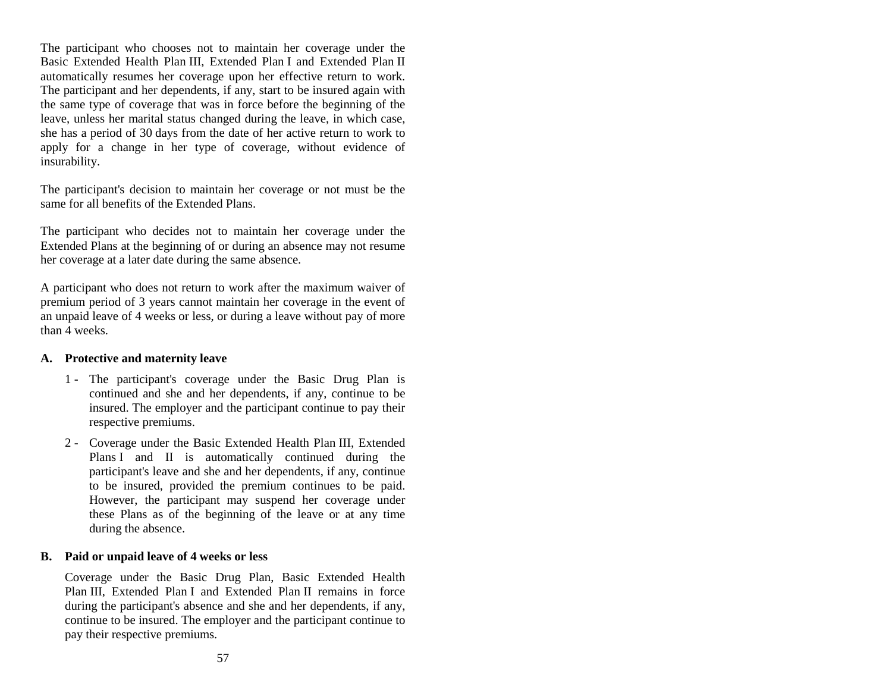The participant who chooses not to maintain her coverage under the Basic Extended Health Plan III, Extended Plan I and Extended Plan II automatically resumes her coverage upon her effective return to work. The participant and her dependents, if any, start to be insured again with the same type of coverage that was in force before the beginning of the leave, unless her marital status changed during the leave, in which case, she has a period of 30 days from the date of her active return to work to apply for a change in her type of coverage, without evidence of insurability.

The participant's decision to maintain her coverage or not must be the same for all benefits of the Extended Plans.

The participant who decides not to maintain her coverage under the Extended Plans at the beginning of or during an absence may not resume her coverage at a later date during the same absence.

A participant who does not return to work after the maximum waiver of premium period of 3 years cannot maintain her coverage in the event of an unpaid leave of 4 weeks or less, or during a leave without pay of more than 4 weeks.

**A. Protective and maternity leave**

1 - The participant's coverage under the Basic Drug Plan is continued and she and her dependents, if any, continue to be insured. The employer and the participant continue to pay their respective premiums.

2 - Coverage under the Basic Extended Health Plan III, Extended Plans I and II is automatically continued during the participant's leave and she and her dependents, if any, continue to be insured, provided the premium continues to be paid. However, the participant may suspend her coverage under these Plans as of the beginning of the leave or at any time during the absence.

**B. Paid or unpaid leave of 4 weeks or less**

Coverage under the Basic Drug Plan, Basic Extended Health Plan III, Extended Plan I and Extended Plan II remains in force during the participant's absence and she and her dependents, if any, continue to be insured. The employer and the participant continue to pay their respective premiums.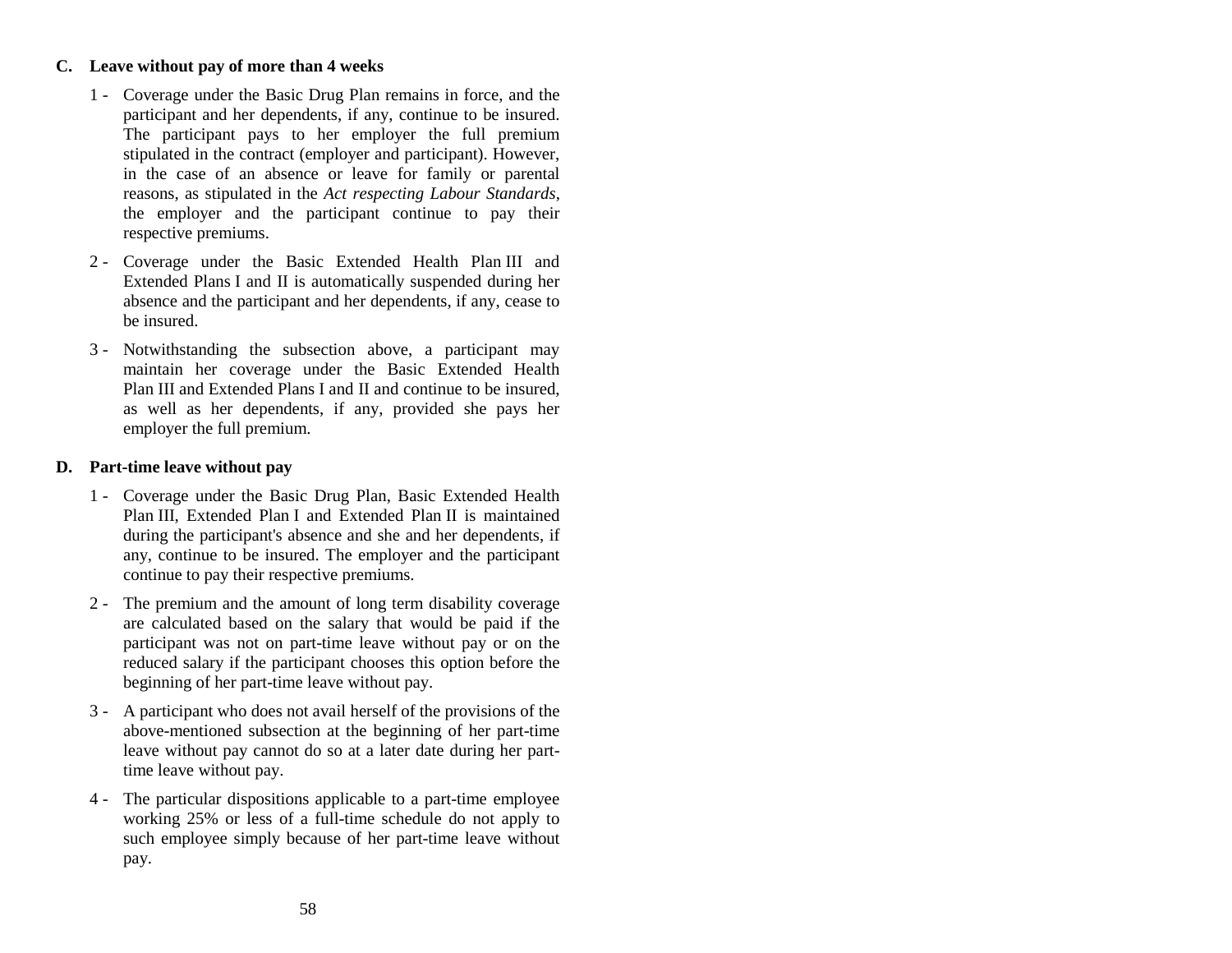**C. Leave without pay of more than 4 weeks**

1 - Coverage under the Basic Drug Plan remains in force, and the participant and her dependents, if any, continue to be insured. The participant pays to her employer the full premium stipulated in the contract (employer and participant). However, in the case of an absence or leave for family or parental reasons, as stipulated in the *Act respecting Labour Standards*, the employer and the participant continue to pay their respective premiums.

2 - Coverage under the Basic Extended Health Plan III and Extended Plans I and II is automatically suspended during her absence and the participant and her dependents, if any, cease to be insured.

3 - Notwithstanding the subsection above, a participant may maintain her coverage under the Basic Extended Health Plan III and Extended Plans I and II and continue to be insured, as well as her dependents, if any, provided she pays her employer the full premium.

**D. Part-time leave without pay**

1 - Coverage under the Basic Drug Plan, Basic Extended Health Plan III, Extended Plan I and Extended Plan II is maintained during the participant's absence and she and her dependents, if any, continue to be insured. The employer and the participant continue to pay their respective premiums.

2 - The premium and the amount of long term disability coverage are calculated based on the salary that would be paid if the participant was not on part-time leave without pay or on the reduced salary if the participant chooses this option before the beginning of her part-time leave without pay.

3 - A participant who does not avail herself of the provisions of the above-mentioned subsection at the beginning of her part-time leave without pay cannot do so at a later date during her part-time leave without pay.

4 - The particular dispositions applicable to a part-time employee working 25% or less of a full-time schedule do not apply to such employee simply because of her part-time leave without pay.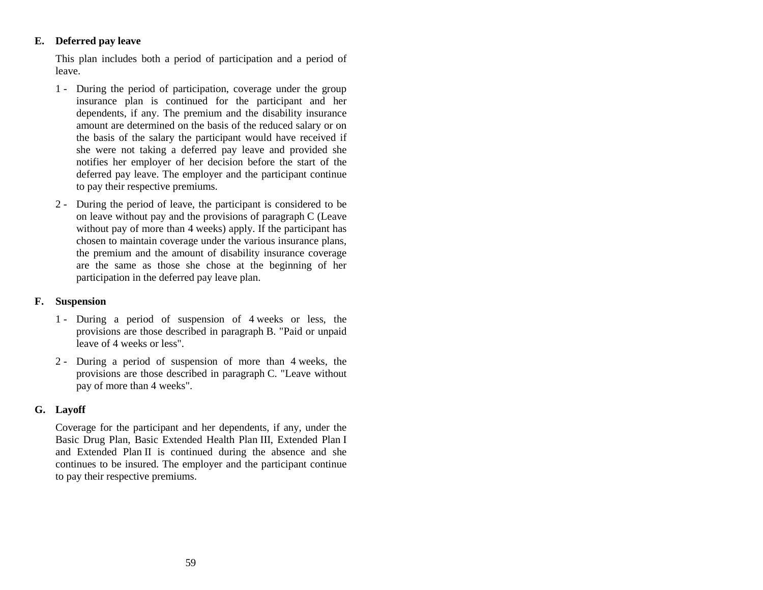## E. Deferred pay leave

This plan includes both a period of participation and a period of leave.

1 - During the period of participation, coverage under the group insurance plan is continued for the participant and her dependents, if any. The premium and the disability insurance amount are determined on the basis of the reduced salary or on the basis of the salary the participant would have received if she were not taking a deferred pay leave and provided she notifies her employer of her decision before the start of the deferred pay leave. The employer and the participant continue to pay their respective premiums.

2 - During the period of leave, the participant is considered to be on leave without pay and the provisions of paragraph C (Leave without pay of more than 4 weeks) apply. If the participant has chosen to maintain coverage under the various insurance plans, the premium and the amount of disability insurance coverage are the same as those she chose at the beginning of her participation in the deferred pay leave plan.

## F. Suspension

1 - During a period of suspension of 4 weeks or less, the provisions are those described in paragraph B. "Paid or unpaid leave of 4 weeks or less".

2 - During a period of suspension of more than 4 weeks, the provisions are those described in paragraph C. "Leave without pay of more than 4 weeks".

## G. Layoff

Coverage for the participant and her dependents, if any, under the Basic Drug Plan, Basic Extended Health Plan III, Extended Plan I and Extended Plan II is continued during the absence and she continues to be insured. The employer and the participant continue to pay their respective premiums.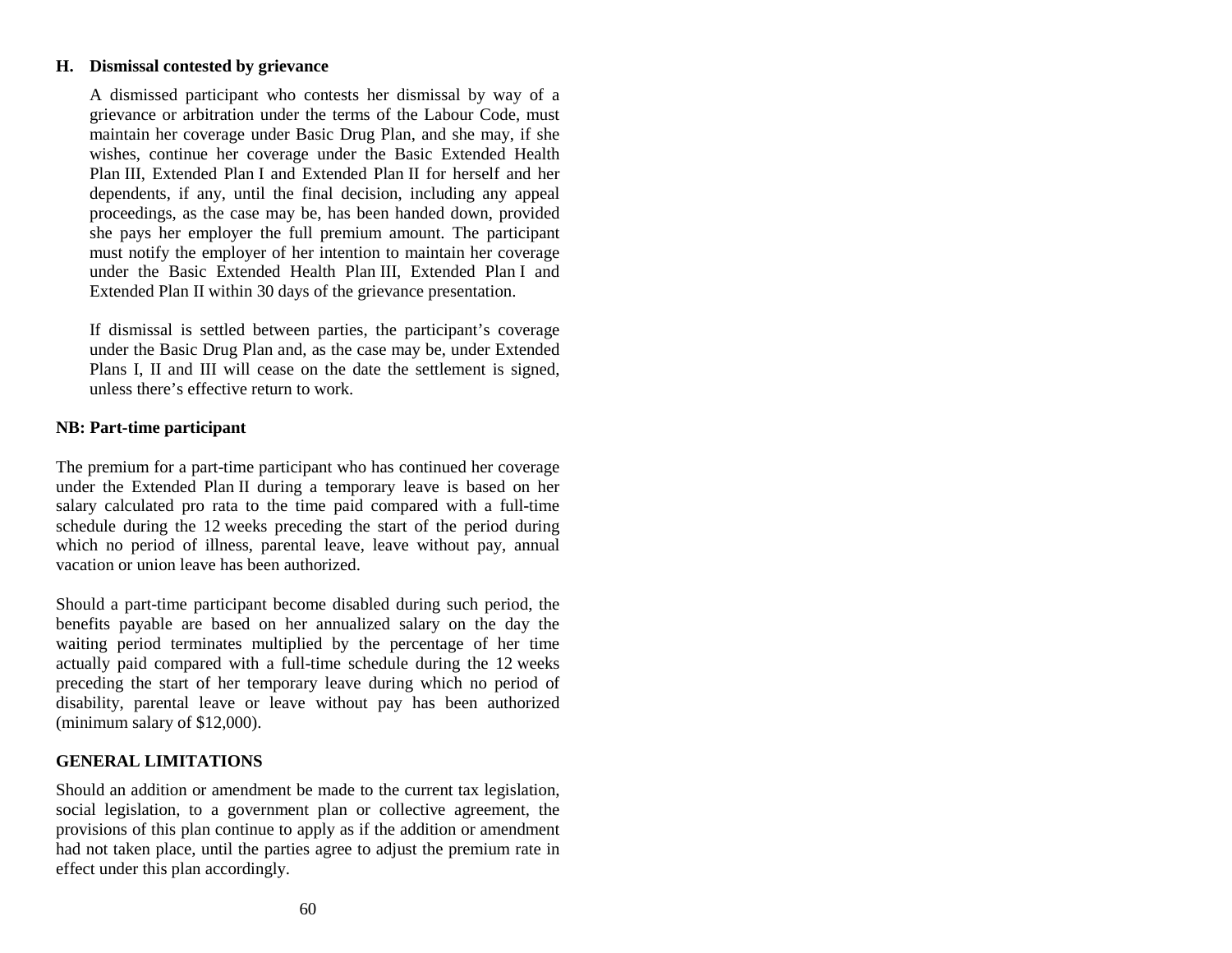### H. Dismissal contested by grievance

A dismissed participant who contests her dismissal by way of a grievance or arbitration under the terms of the Labour Code, must maintain her coverage under Basic Drug Plan, and she may, if she wishes, continue her coverage under the Basic Extended Health Plan III, Extended Plan I and Extended Plan II for herself and her dependents, if any, until the final decision, including any appeal proceedings, as the case may be, has been handed down, provided she pays her employer the full premium amount. The participant must notify the employer of her intention to maintain her coverage under the Basic Extended Health Plan III, Extended Plan I and Extended Plan II within 30 days of the grievance presentation.

If dismissal is settled between parties, the participant's coverage under the Basic Drug Plan and, as the case may be, under Extended Plans I, II and III will cease on the date the settlement is signed, unless there's effective return to work.

### NB: Part-time participant

The premium for a part-time participant who has continued her coverage under the Extended Plan II during a temporary leave is based on her salary calculated pro rata to the time paid compared with a full-time schedule during the 12 weeks preceding the start of the period during which no period of illness, parental leave, leave without pay, annual vacation or union leave has been authorized.

Should a part-time participant become disabled during such period, the benefits payable are based on her annualized salary on the day the waiting period terminates multiplied by the percentage of her time actually paid compared with a full-time schedule during the 12 weeks preceding the start of her temporary leave during which no period of disability, parental leave or leave without pay has been authorized (minimum salary of $12,000).

## GENERAL LIMITATIONS

Should an addition or amendment be made to the current tax legislation, social legislation, to a government plan or collective agreement, the provisions of this plan continue to apply as if the addition or amendment had not taken place, until the parties agree to adjust the premium rate in effect under this plan accordingly.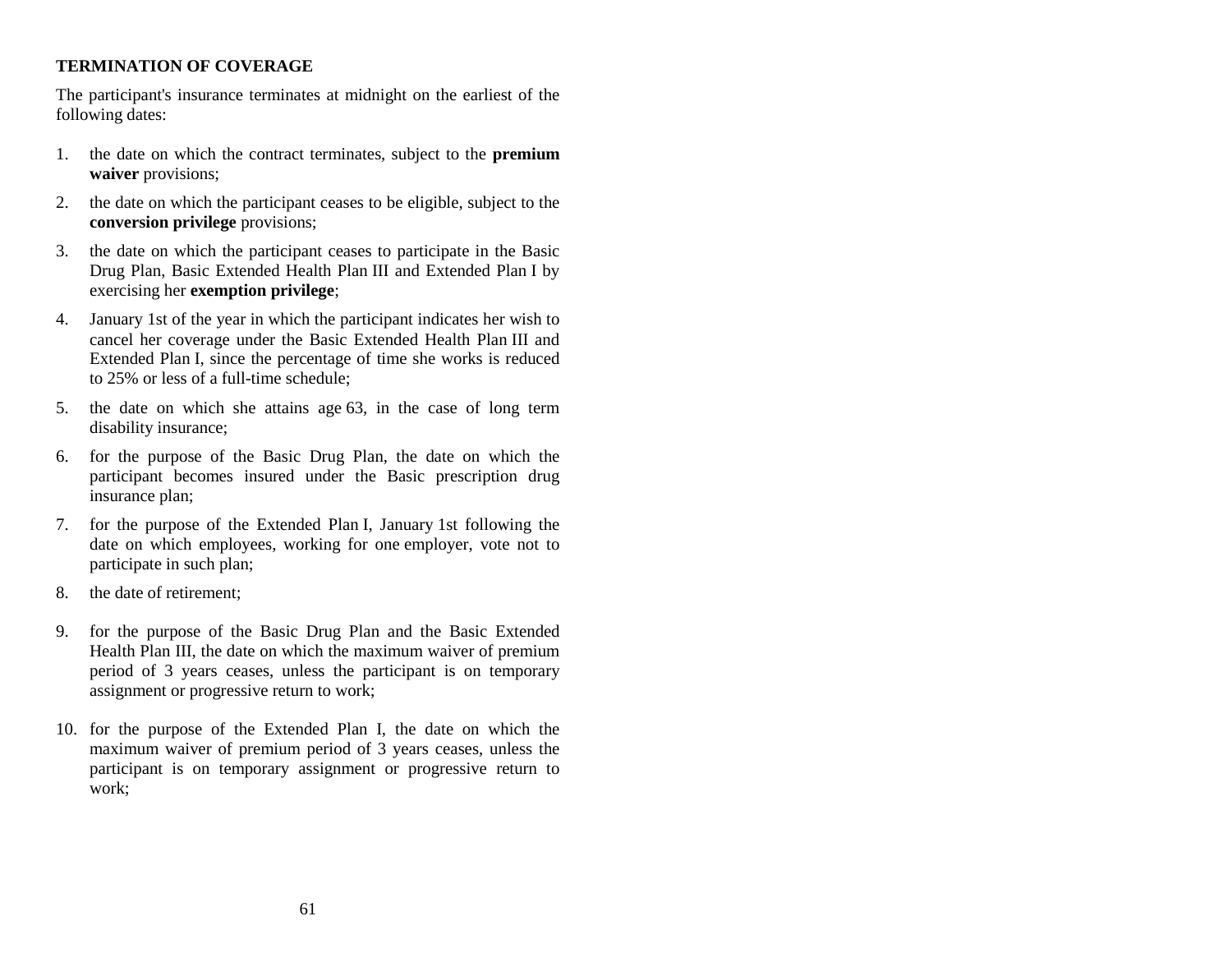**TERMINATION OF COVERAGE**

The participant's insurance terminates at midnight on the earliest of the following dates:

1. the date on which the contract terminates, subject to the **premium waiver** provisions;
2. the date on which the participant ceases to be eligible, subject to the **conversion privilege** provisions;
3. the date on which the participant ceases to participate in the Basic Drug Plan, Basic Extended Health Plan III and Extended Plan I by exercising her **exemption privilege**;
4. January 1st of the year in which the participant indicates her wish to cancel her coverage under the Basic Extended Health Plan III and Extended Plan I, since the percentage of time she works is reduced to 25% or less of a full-time schedule;
5. the date on which she attains age 63, in the case of long term disability insurance;
6. for the purpose of the Basic Drug Plan, the date on which the participant becomes insured under the Basic prescription drug insurance plan;
7. for the purpose of the Extended Plan I, January 1st following the date on which employees, working for one employer, vote not to participate in such plan;
8. the date of retirement;
9. for the purpose of the Basic Drug Plan and the Basic Extended Health Plan III, the date on which the maximum waiver of premium period of 3 years ceases, unless the participant is on temporary assignment or progressive return to work;
10. for the purpose of the Extended Plan I, the date on which the maximum waiver of premium period of 3 years ceases, unless the participant is on temporary assignment or progressive return to work;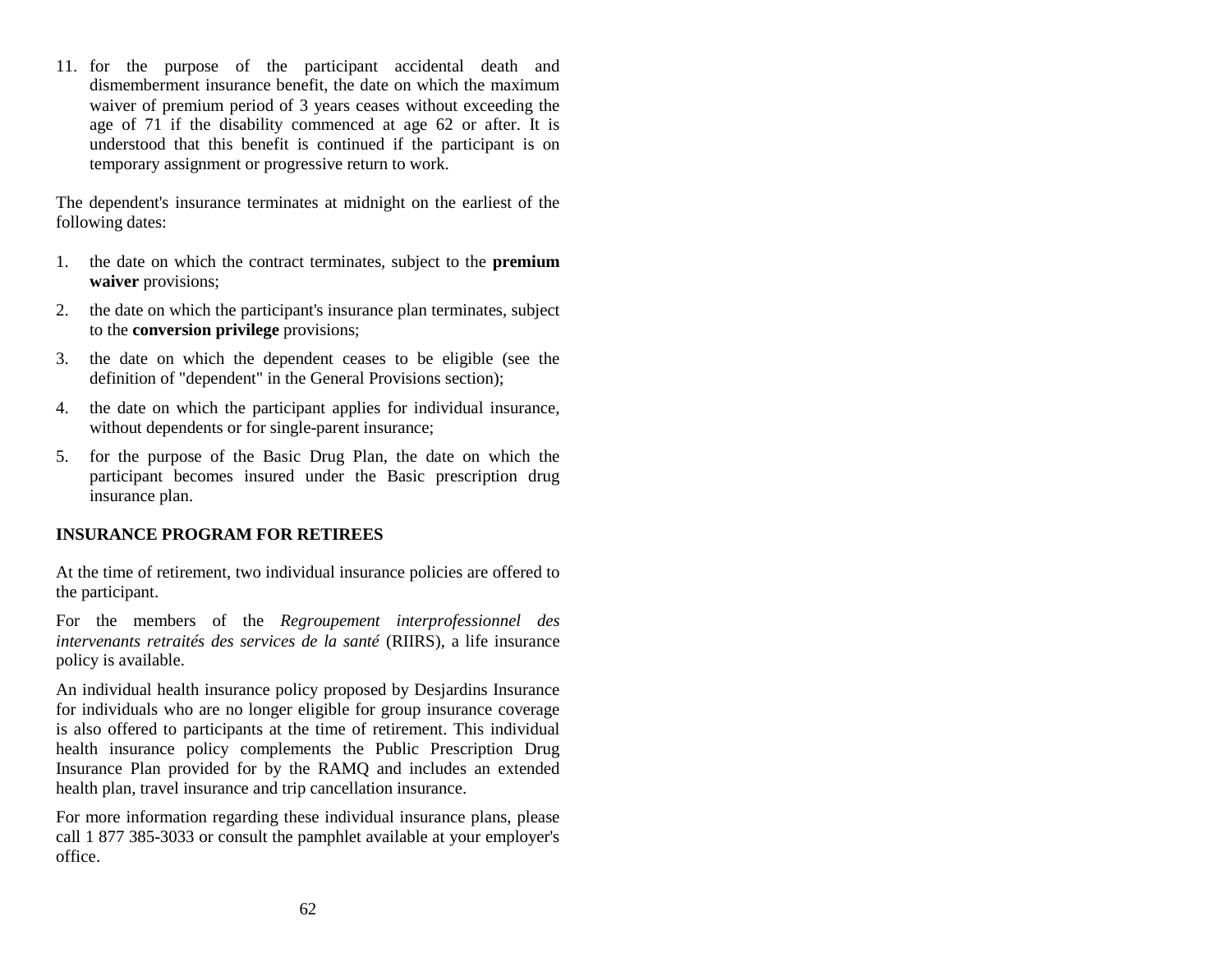11. for the purpose of the participant accidental death and dismemberment insurance benefit, the date on which the maximum waiver of premium period of 3 years ceases without exceeding the age of 71 if the disability commenced at age 62 or after. It is understood that this benefit is continued if the participant is on temporary assignment or progressive return to work.

The dependent's insurance terminates at midnight on the earliest of the following dates:

1. the date on which the contract terminates, subject to the **premium waiver** provisions;
2. the date on which the participant's insurance plan terminates, subject to the **conversion privilege** provisions;
3. the date on which the dependent ceases to be eligible (see the definition of "dependent" in the General Provisions section);
4. the date on which the participant applies for individual insurance, without dependents or for single-parent insurance;
5. for the purpose of the Basic Drug Plan, the date on which the participant becomes insured under the Basic prescription drug insurance plan.

**INSURANCE PROGRAM FOR RETIREES**

At the time of retirement, two individual insurance policies are offered to the participant.

For the members of the *Regroupement interprofessionnel des intervenants retraités des services de la santé* (RIIRS), a life insurance policy is available.

An individual health insurance policy proposed by Desjardins Insurance for individuals who are no longer eligible for group insurance coverage is also offered to participants at the time of retirement. This individual health insurance policy complements the Public Prescription Drug Insurance Plan provided for by the RAMQ and includes an extended health plan, travel insurance and trip cancellation insurance.

For more information regarding these individual insurance plans, please call 1 877 385-3033 or consult the pamphlet available at your employer's office.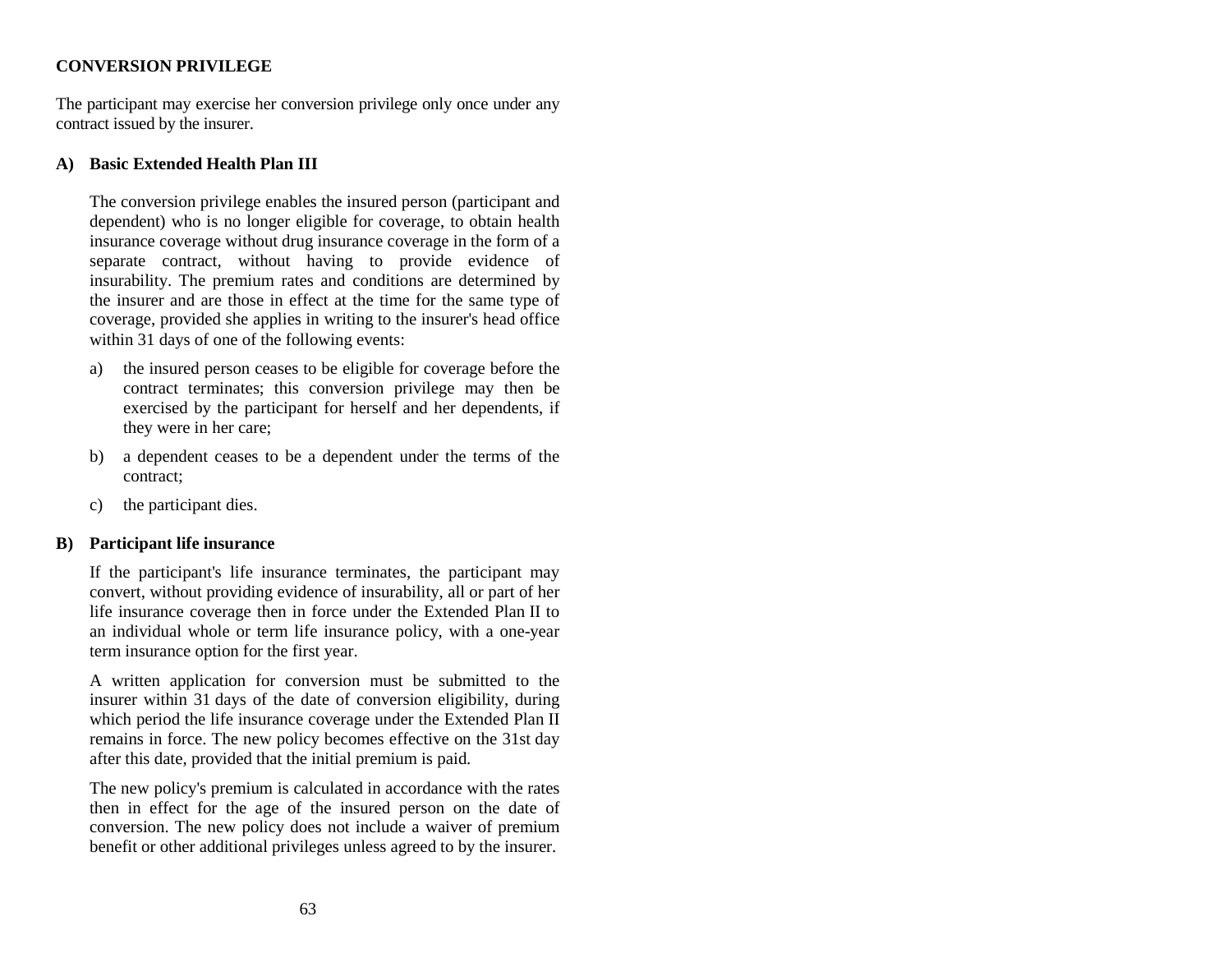## CONVERSION PRIVILEGE

The participant may exercise her conversion privilege only once under any contract issued by the insurer.

### A) Basic Extended Health Plan III

The conversion privilege enables the insured person (participant and dependent) who is no longer eligible for coverage, to obtain health insurance coverage without drug insurance coverage in the form of a separate contract, without having to provide evidence of insurability. The premium rates and conditions are determined by the insurer and are those in effect at the time for the same type of coverage, provided she applies in writing to the insurer's head office within 31 days of one of the following events:

a) the insured person ceases to be eligible for coverage before the contract terminates; this conversion privilege may then be exercised by the participant for herself and her dependents, if they were in her care;

b) a dependent ceases to be a dependent under the terms of the contract;

c) the participant dies.

### B) Participant life insurance

If the participant's life insurance terminates, the participant may convert, without providing evidence of insurability, all or part of her life insurance coverage then in force under the Extended Plan II to an individual whole or term life insurance policy, with a one-year term insurance option for the first year.

A written application for conversion must be submitted to the insurer within 31 days of the date of conversion eligibility, during which period the life insurance coverage under the Extended Plan II remains in force. The new policy becomes effective on the 31st day after this date, provided that the initial premium is paid.

The new policy's premium is calculated in accordance with the rates then in effect for the age of the insured person on the date of conversion. The new policy does not include a waiver of premium benefit or other additional privileges unless agreed to by the insurer.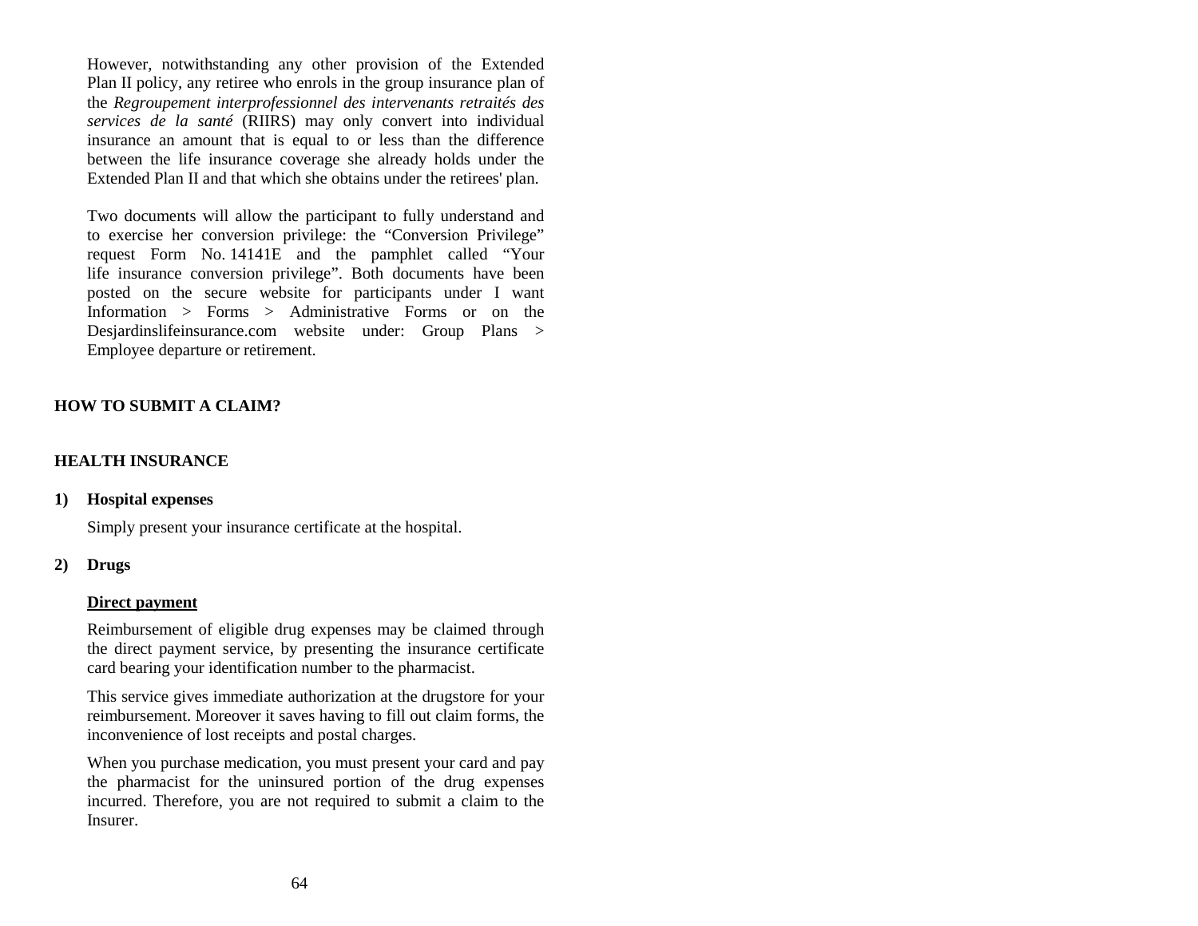However, notwithstanding any other provision of the Extended Plan II policy, any retiree who enrols in the group insurance plan of the *Regroupement interprofessionnel des intervenants retraités des services de la santé* (RIIRS) may only convert into individual insurance an amount that is equal to or less than the difference between the life insurance coverage she already holds under the Extended Plan II and that which she obtains under the retirees' plan.

Two documents will allow the participant to fully understand and to exercise her conversion privilege: the "Conversion Privilege" request Form No. 14141E and the pamphlet called "Your life insurance conversion privilege". Both documents have been posted on the secure website for participants under I want Information > Forms > Administrative Forms or on the Desjardinslifeinsurance.com website under: Group Plans > Employee departure or retirement.

## HOW TO SUBMIT A CLAIM?

## HEALTH INSURANCE

### 1) Hospital expenses

Simply present your insurance certificate at the hospital.

### 2) Drugs

**<u>Direct payment</u>**

Reimbursement of eligible drug expenses may be claimed through the direct payment service, by presenting the insurance certificate card bearing your identification number to the pharmacist.

This service gives immediate authorization at the drugstore for your reimbursement. Moreover it saves having to fill out claim forms, the inconvenience of lost receipts and postal charges.

When you purchase medication, you must present your card and pay the pharmacist for the uninsured portion of the drug expenses incurred. Therefore, you are not required to submit a claim to the Insurer.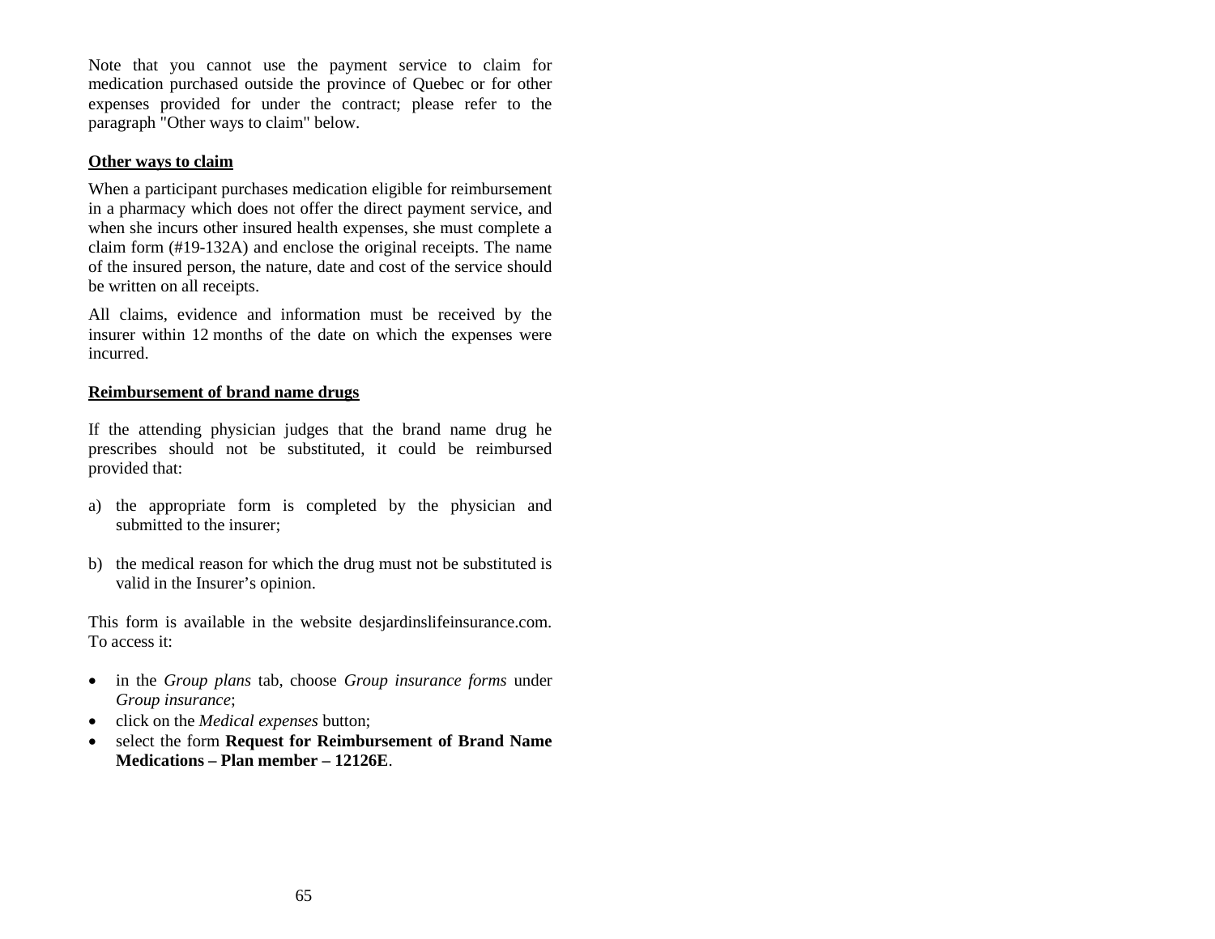Note that you cannot use the payment service to claim for medication purchased outside the province of Quebec or for other expenses provided for under the contract; please refer to the paragraph "Other ways to claim" below.

**Other ways to claim**

When a participant purchases medication eligible for reimbursement in a pharmacy which does not offer the direct payment service, and when she incurs other insured health expenses, she must complete a claim form (#19-132A) and enclose the original receipts. The name of the insured person, the nature, date and cost of the service should be written on all receipts.

All claims, evidence and information must be received by the insurer within 12 months of the date on which the expenses were incurred.

**Reimbursement of brand name drugs**

If the attending physician judges that the brand name drug he prescribes should not be substituted, it could be reimbursed provided that:

a) the appropriate form is completed by the physician and submitted to the insurer;

b) the medical reason for which the drug must not be substituted is valid in the Insurer's opinion.

This form is available in the website desjardinslifeinsurance.com. To access it:

- in the *Group plans* tab, choose *Group insurance forms* under *Group insurance*;
- click on the *Medical expenses* button;
- select the form **Request for Reimbursement of Brand Name Medications – Plan member – 12126E**.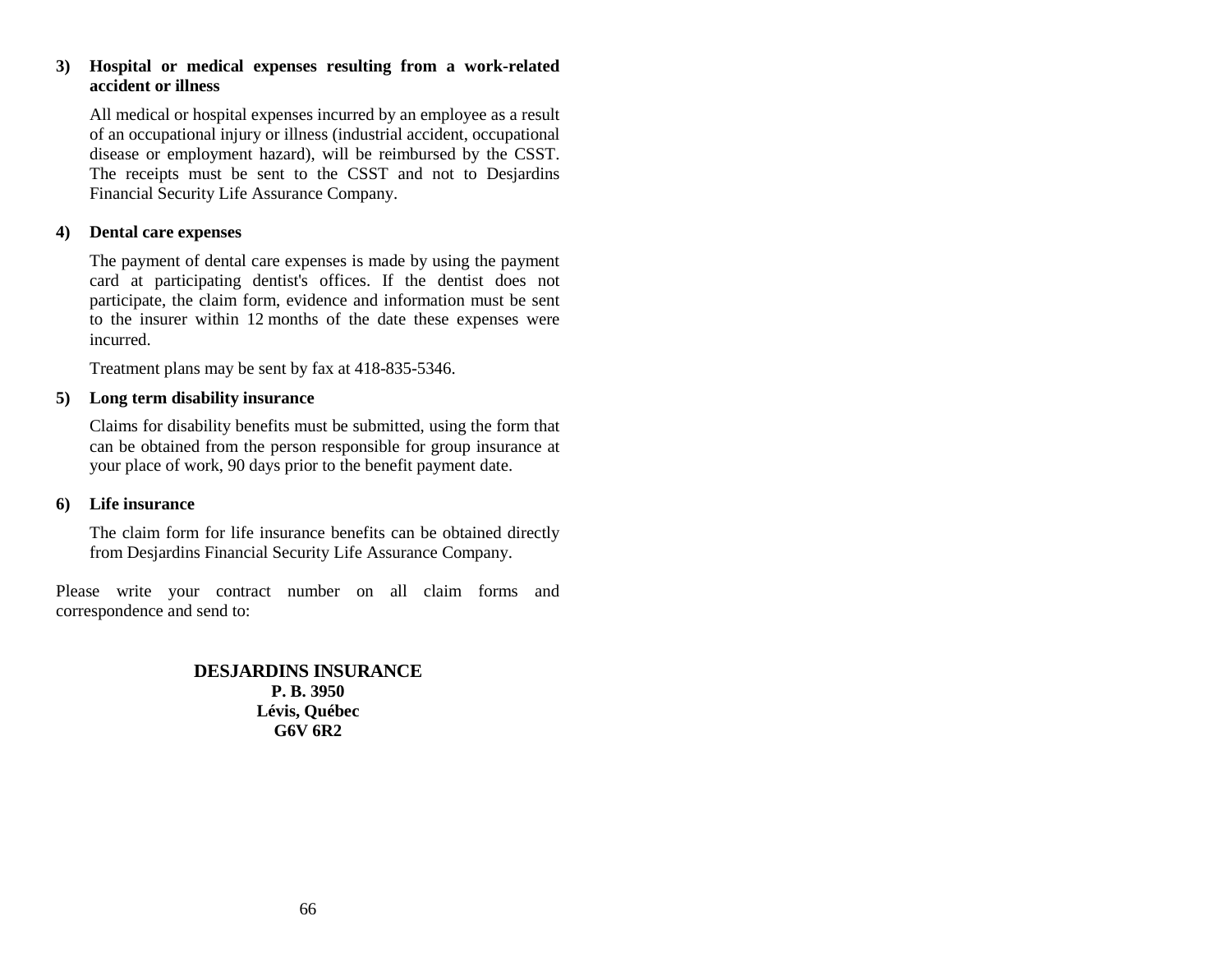**3) Hospital or medical expenses resulting from a work-related accident or illness**

All medical or hospital expenses incurred by an employee as a result of an occupational injury or illness (industrial accident, occupational disease or employment hazard), will be reimbursed by the CSST. The receipts must be sent to the CSST and not to Desjardins Financial Security Life Assurance Company.

**4) Dental care expenses**

The payment of dental care expenses is made by using the payment card at participating dentist's offices. If the dentist does not participate, the claim form, evidence and information must be sent to the insurer within 12 months of the date these expenses were incurred.

Treatment plans may be sent by fax at 418-835-5346.

**5) Long term disability insurance**

Claims for disability benefits must be submitted, using the form that can be obtained from the person responsible for group insurance at your place of work, 90 days prior to the benefit payment date.

**6) Life insurance**

The claim form for life insurance benefits can be obtained directly from Desjardins Financial Security Life Assurance Company.

Please write your contract number on all claim forms and correspondence and send to:

**DESJARDINS INSURANCE**
**P. B. 3950**
**Lévis, Québec**
**G6V 6R2**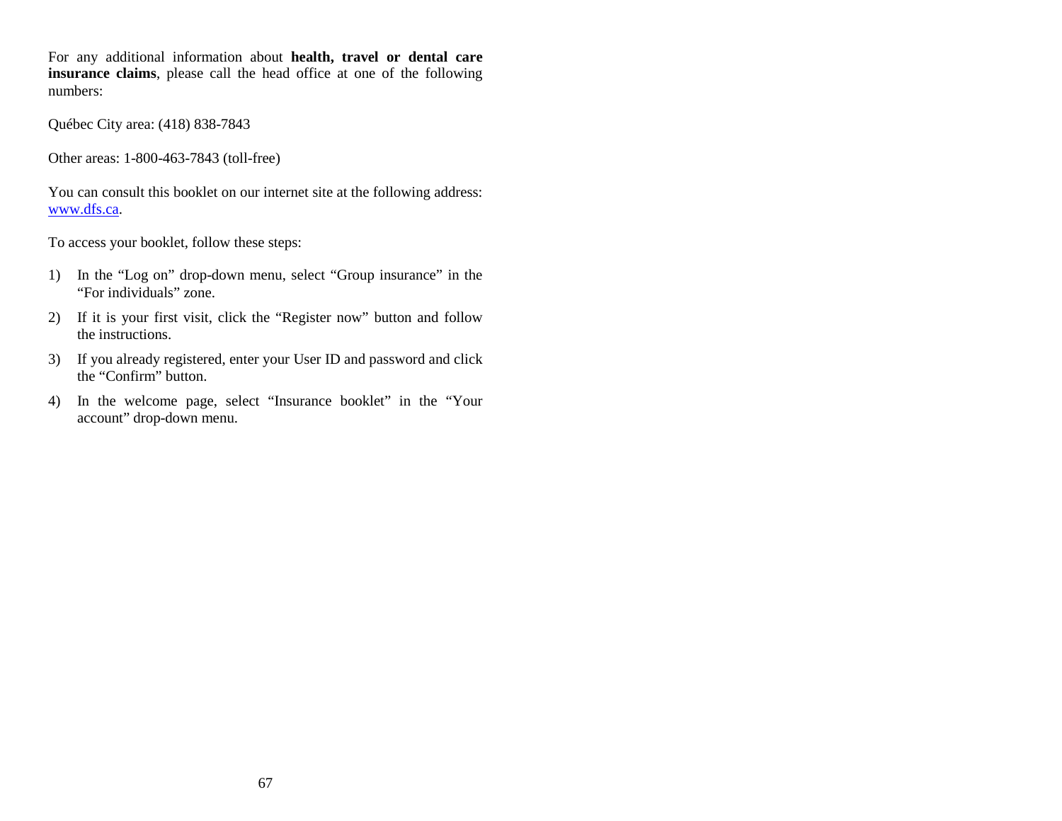For any additional information about **health, travel or dental care insurance claims**, please call the head office at one of the following numbers:

Québec City area: (418) 838-7843

Other areas: 1-800-463-7843 (toll-free)

You can consult this booklet on our internet site at the following address: www.dfs.ca.

To access your booklet, follow these steps:

1) In the "Log on" drop-down menu, select "Group insurance" in the "For individuals" zone.
2) If it is your first visit, click the "Register now" button and follow the instructions.
3) If you already registered, enter your User ID and password and click the "Confirm" button.
4) In the welcome page, select "Insurance booklet" in the "Your account" drop-down menu.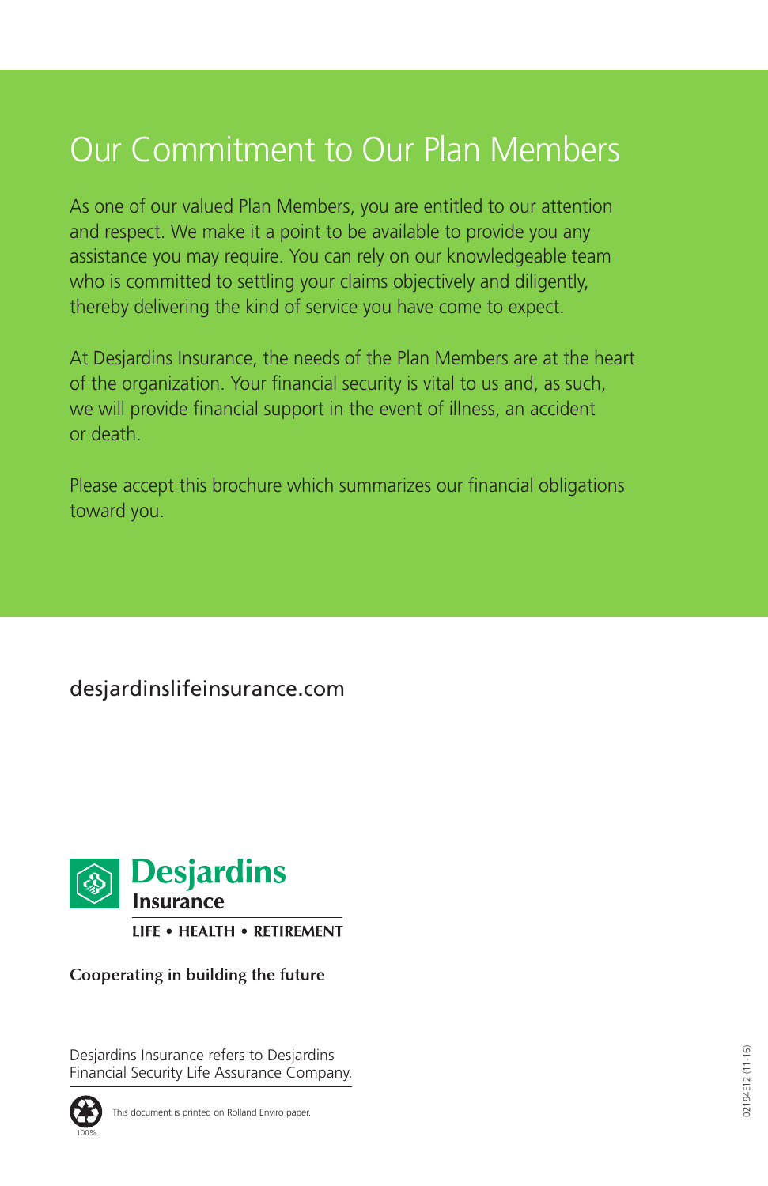# Our Commitment to Our Plan Members

As one of our valued Plan Members, you are entitled to our attention and respect. We make it a point to be available to provide you any assistance you may require. You can rely on our knowledgeable team who is committed to settling your claims objectively and diligently, thereby delivering the kind of service you have come to expect.

At Desjardins Insurance, the needs of the Plan Members are at the heart of the organization. Your financial security is vital to us and, as such, we will provide financial support in the event of illness, an accident or death.

Please accept this brochure which summarizes our financial obligations toward you.

desjardinslifeinsurance.com

**Desjardins Insurance**

**LIFE • HEALTH • RETIREMENT**

**Cooperating in building the future**

Desjardins Insurance refers to Desjardins Financial Security Life Assurance Company.

100%

This document is printed on Rolland Enviro paper.

02194E12 (11-16)